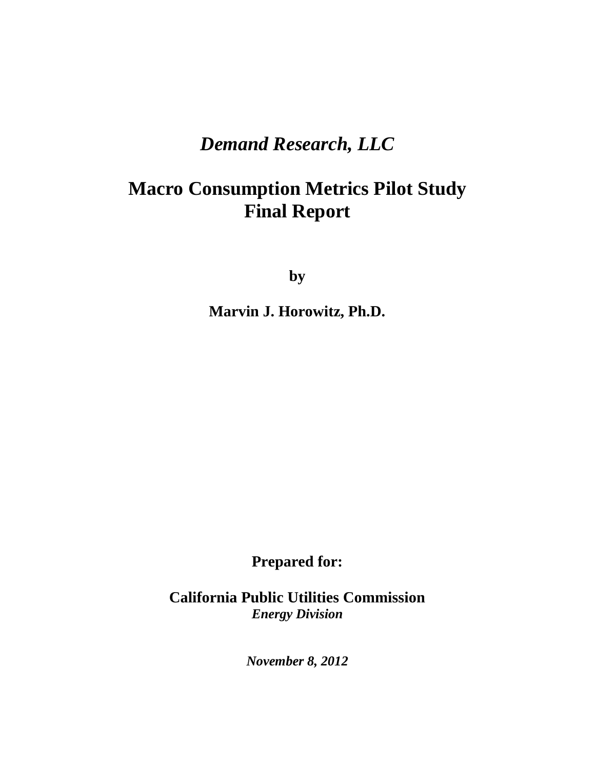***Demand Research, LLC***

# Macro Consumption Metrics Pilot Study Final Report

**by**

**Marvin J. Horowitz, Ph.D.**

**Prepared for:**

**California Public Utilities Commission**
***Energy Division***

***November 8, 2012***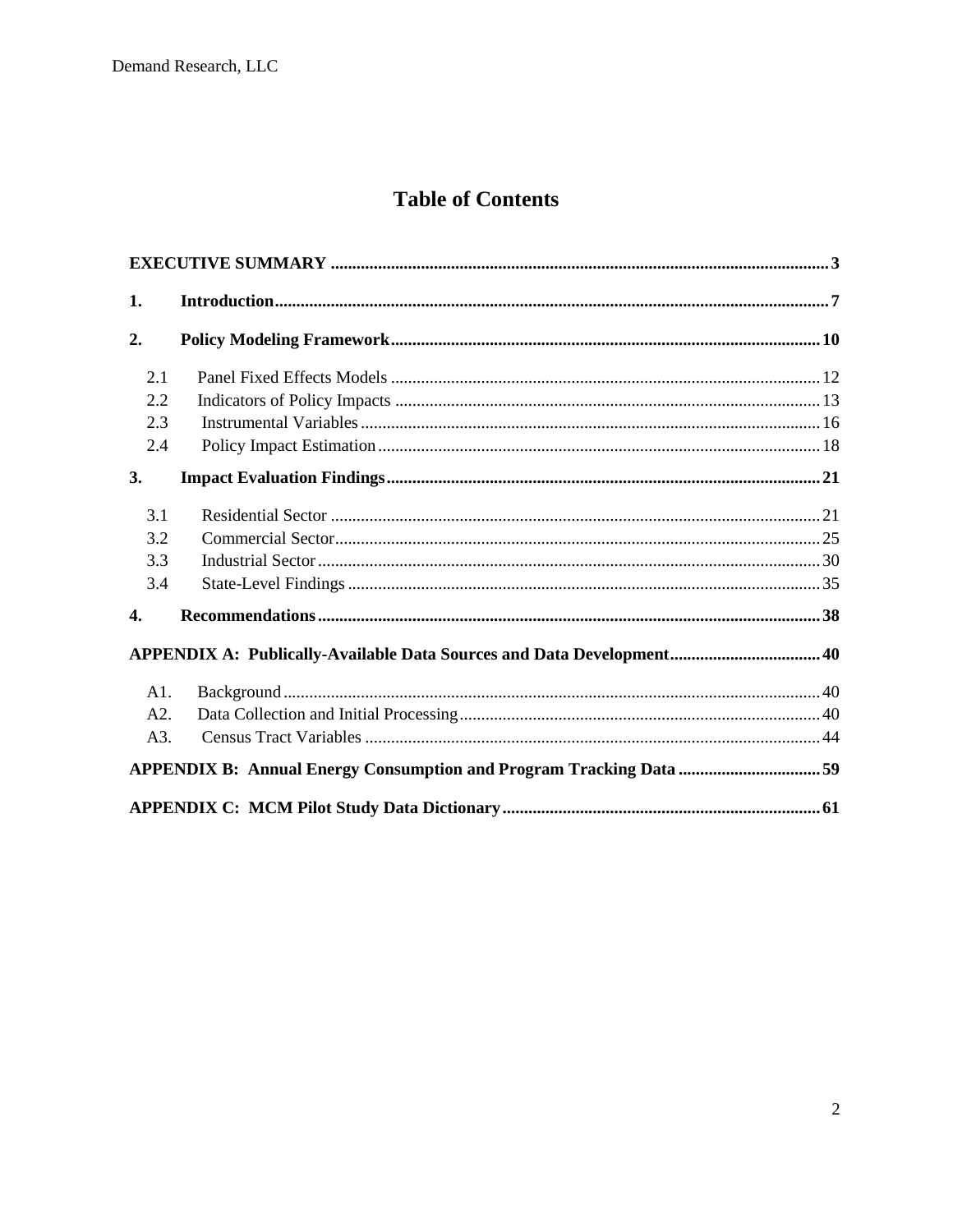# Table of Contents

**EXECUTIVE SUMMARY** ... 3

**1. Introduction** ... 7

**2. Policy Modeling Framework** ... 10

- 2.1 Panel Fixed Effects Models ... 12
- 2.2 Indicators of Policy Impacts ... 13
- 2.3 Instrumental Variables ... 16
- 2.4 Policy Impact Estimation ... 18

**3. Impact Evaluation Findings** ... 21

- 3.1 Residential Sector ... 21
- 3.2 Commercial Sector ... 25
- 3.3 Industrial Sector ... 30
- 3.4 State-Level Findings ... 35

**4. Recommendations** ... 38

**APPENDIX A: Publically-Available Data Sources and Data Development** ... 40

- A1. Background ... 40
- A2. Data Collection and Initial Processing ... 40
- A3. Census Tract Variables ... 44

**APPENDIX B: Annual Energy Consumption and Program Tracking Data** ... 59

**APPENDIX C: MCM Pilot Study Data Dictionary** ... 61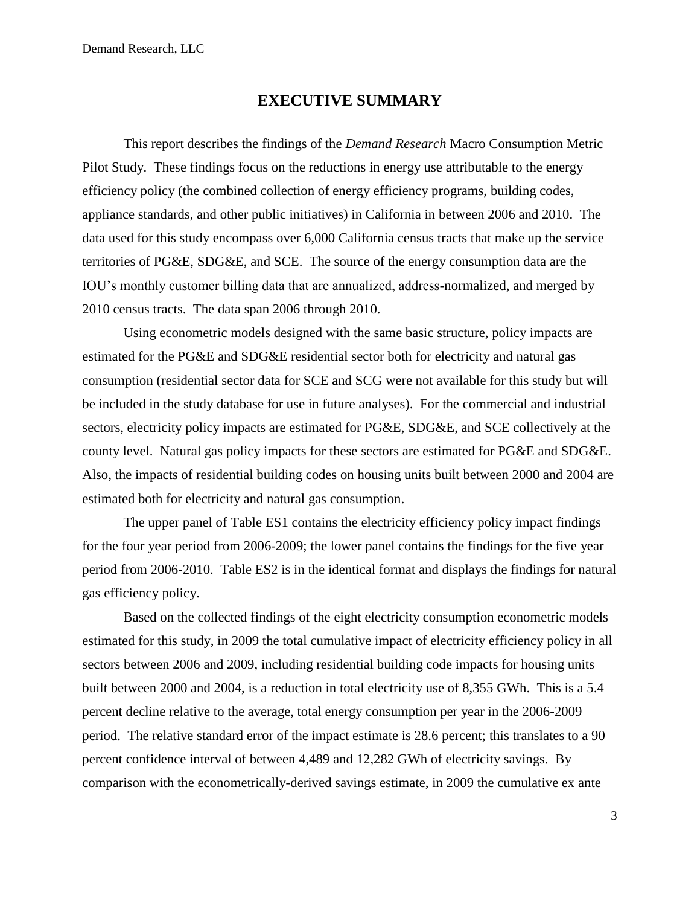# EXECUTIVE SUMMARY

This report describes the findings of the *Demand Research* Macro Consumption Metric Pilot Study. These findings focus on the reductions in energy use attributable to the energy efficiency policy (the combined collection of energy efficiency programs, building codes, appliance standards, and other public initiatives) in California in between 2006 and 2010. The data used for this study encompass over 6,000 California census tracts that make up the service territories of PG&E, SDG&E, and SCE. The source of the energy consumption data are the IOU's monthly customer billing data that are annualized, address-normalized, and merged by 2010 census tracts. The data span 2006 through 2010.

Using econometric models designed with the same basic structure, policy impacts are estimated for the PG&E and SDG&E residential sector both for electricity and natural gas consumption (residential sector data for SCE and SCG were not available for this study but will be included in the study database for use in future analyses). For the commercial and industrial sectors, electricity policy impacts are estimated for PG&E, SDG&E, and SCE collectively at the county level. Natural gas policy impacts for these sectors are estimated for PG&E and SDG&E. Also, the impacts of residential building codes on housing units built between 2000 and 2004 are estimated both for electricity and natural gas consumption.

The upper panel of Table ES1 contains the electricity efficiency policy impact findings for the four year period from 2006-2009; the lower panel contains the findings for the five year period from 2006-2010. Table ES2 is in the identical format and displays the findings for natural gas efficiency policy.

Based on the collected findings of the eight electricity consumption econometric models estimated for this study, in 2009 the total cumulative impact of electricity efficiency policy in all sectors between 2006 and 2009, including residential building code impacts for housing units built between 2000 and 2004, is a reduction in total electricity use of 8,355 GWh. This is a 5.4 percent decline relative to the average, total energy consumption per year in the 2006-2009 period. The relative standard error of the impact estimate is 28.6 percent; this translates to a 90 percent confidence interval of between 4,489 and 12,282 GWh of electricity savings. By comparison with the econometrically-derived savings estimate, in 2009 the cumulative ex ante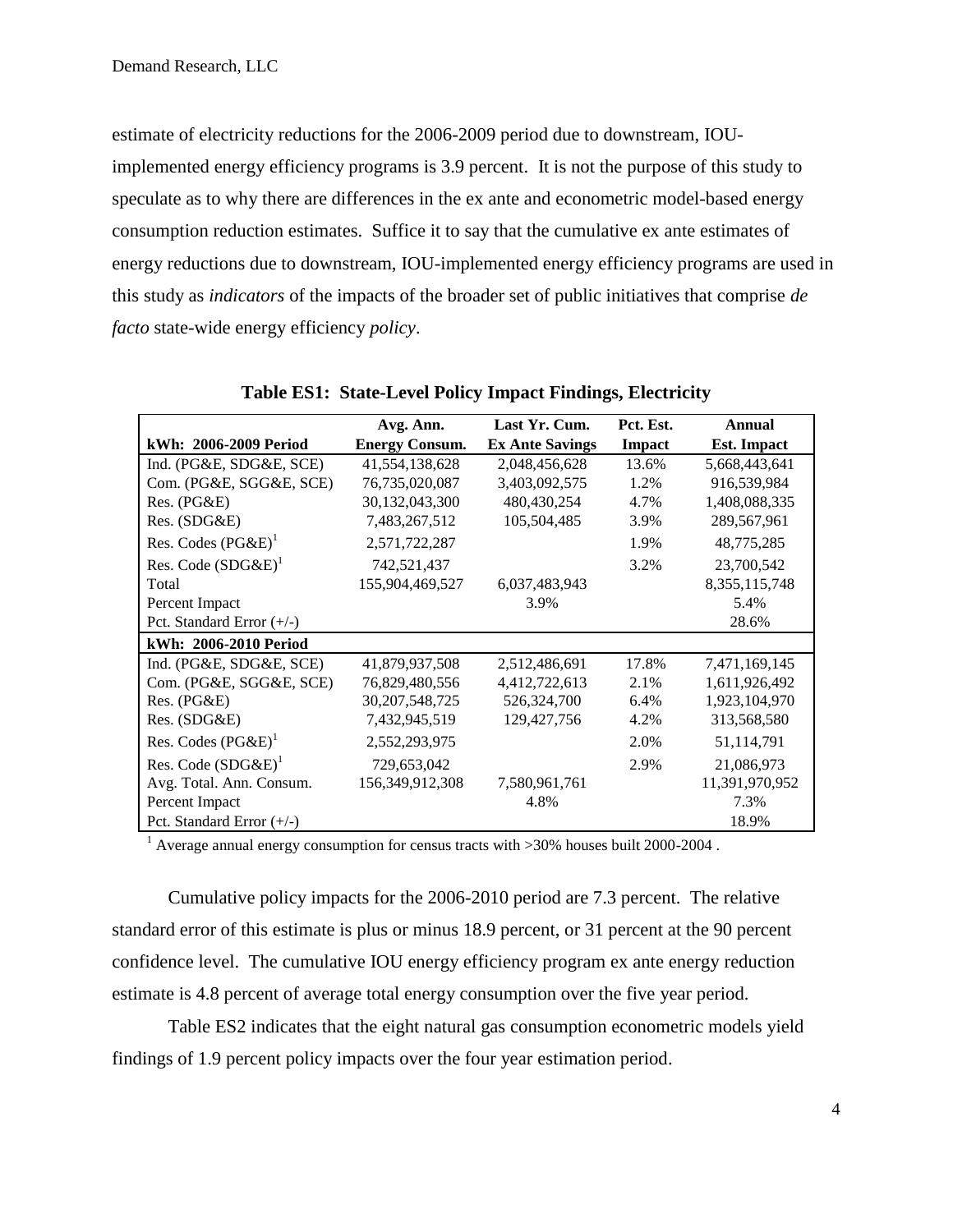estimate of electricity reductions for the 2006-2009 period due to downstream, IOU-implemented energy efficiency programs is 3.9 percent. It is not the purpose of this study to speculate as to why there are differences in the ex ante and econometric model-based energy consumption reduction estimates. Suffice it to say that the cumulative ex ante estimates of energy reductions due to downstream, IOU-implemented energy efficiency programs are used in this study as *indicators* of the impacts of the broader set of public initiatives that comprise *de facto* state-wide energy efficiency *policy*.

**Table ES1: State-Level Policy Impact Findings, Electricity**

| kWh: 2006-2009 Period | Avg. Ann. Energy Consum. | Last Yr. Cum. Ex Ante Savings | Pct. Est. Impact | Annual Est. Impact |
|---|---|---|---|---|
| Ind. (PG&E, SDG&E, SCE) | 41,554,138,628 | 2,048,456,628 | 13.6% | 5,668,443,641 |
| Com. (PG&E, SGG&E, SCE) | 76,735,020,087 | 3,403,092,575 | 1.2% | 916,539,984 |
| Res. (PG&E) | 30,132,043,300 | 480,430,254 | 4.7% | 1,408,088,335 |
| Res. (SDG&E) | 7,483,267,512 | 105,504,485 | 3.9% | 289,567,961 |
| Res. Codes (PG&E)[1] | 2,571,722,287 | | 1.9% | 48,775,285 |
| Res. Code (SDG&E)[1] | 742,521,437 | | 3.2% | 23,700,542 |
| Total | 155,904,469,527 | 6,037,483,943 | | 8,355,115,748 |
| Percent Impact | | 3.9% | | 5.4% |
| Pct. Standard Error (+/-) | | | | 28.6% |
| **kWh: 2006-2010 Period** | | | | |
| Ind. (PG&E, SDG&E, SCE) | 41,879,937,508 | 2,512,486,691 | 17.8% | 7,471,169,145 |
| Com. (PG&E, SGG&E, SCE) | 76,829,480,556 | 4,412,722,613 | 2.1% | 1,611,926,492 |
| Res. (PG&E) | 30,207,548,725 | 526,324,700 | 6.4% | 1,923,104,970 |
| Res. (SDG&E) | 7,432,945,519 | 129,427,756 | 4.2% | 313,568,580 |
| Res. Codes (PG&E)[1] | 2,552,293,975 | | 2.0% | 51,114,791 |
| Res. Code (SDG&E)[1] | 729,653,042 | | 2.9% | 21,086,973 |
| Avg. Total. Ann. Consum. | 156,349,912,308 | 7,580,961,761 | | 11,391,970,952 |
| Percent Impact | | 4.8% | | 7.3% |
| Pct. Standard Error (+/-) | | | | 18.9% |

[1] Average annual energy consumption for census tracts with >30% houses built 2000-2004 .

Cumulative policy impacts for the 2006-2010 period are 7.3 percent. The relative standard error of this estimate is plus or minus 18.9 percent, or 31 percent at the 90 percent confidence level. The cumulative IOU energy efficiency program ex ante energy reduction estimate is 4.8 percent of average total energy consumption over the five year period.

Table ES2 indicates that the eight natural gas consumption econometric models yield findings of 1.9 percent policy impacts over the four year estimation period.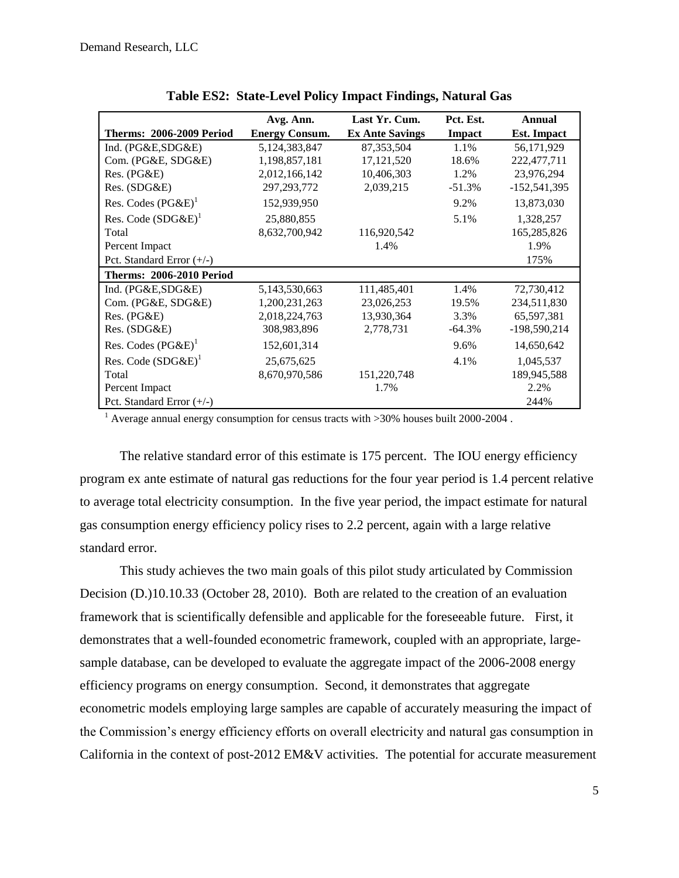**Table ES2: State-Level Policy Impact Findings, Natural Gas**

| Therms: 2006-2009 Period | Avg. Ann. Energy Consum. | Last Yr. Cum. Ex Ante Savings | Pct. Est. Impact | Annual Est. Impact |
|---|---|---|---|---|
| Ind. (PG&E,SDG&E) | 5,124,383,847 | 87,353,504 | 1.1% | 56,171,929 |
| Com. (PG&E, SDG&E) | 1,198,857,181 | 17,121,520 | 18.6% | 222,477,711 |
| Res. (PG&E) | 2,012,166,142 | 10,406,303 | 1.2% | 23,976,294 |
| Res. (SDG&E) | 297,293,772 | 2,039,215 | -51.3% | -152,541,395 |
| Res. Codes (PG&E)[1] | 152,939,950 | | 9.2% | 13,873,030 |
| Res. Code (SDG&E)[1] | 25,880,855 | | 5.1% | 1,328,257 |
| Total | 8,632,700,942 | 116,920,542 | | 165,285,826 |
| Percent Impact | | 1.4% | | 1.9% |
| Pct. Standard Error (+/-) | | | | 175% |
| **Therms: 2006-2010 Period** | | | | |
| Ind. (PG&E,SDG&E) | 5,143,530,663 | 111,485,401 | 1.4% | 72,730,412 |
| Com. (PG&E, SDG&E) | 1,200,231,263 | 23,026,253 | 19.5% | 234,511,830 |
| Res. (PG&E) | 2,018,224,763 | 13,930,364 | 3.3% | 65,597,381 |
| Res. (SDG&E) | 308,983,896 | 2,778,731 | -64.3% | -198,590,214 |
| Res. Codes (PG&E)[1] | 152,601,314 | | 9.6% | 14,650,642 |
| Res. Code (SDG&E)[1] | 25,675,625 | | 4.1% | 1,045,537 |
| Total | 8,670,970,586 | 151,220,748 | | 189,945,588 |
| Percent Impact | | 1.7% | | 2.2% |
| Pct. Standard Error (+/-) | | | | 244% |

[1] Average annual energy consumption for census tracts with >30% houses built 2000-2004 .

The relative standard error of this estimate is 175 percent. The IOU energy efficiency program ex ante estimate of natural gas reductions for the four year period is 1.4 percent relative to average total electricity consumption. In the five year period, the impact estimate for natural gas consumption energy efficiency policy rises to 2.2 percent, again with a large relative standard error.

This study achieves the two main goals of this pilot study articulated by Commission Decision (D.)10.10.33 (October 28, 2010). Both are related to the creation of an evaluation framework that is scientifically defensible and applicable for the foreseeable future. First, it demonstrates that a well-founded econometric framework, coupled with an appropriate, large-sample database, can be developed to evaluate the aggregate impact of the 2006-2008 energy efficiency programs on energy consumption. Second, it demonstrates that aggregate econometric models employing large samples are capable of accurately measuring the impact of the Commission's energy efficiency efforts on overall electricity and natural gas consumption in California in the context of post-2012 EM&V activities. The potential for accurate measurement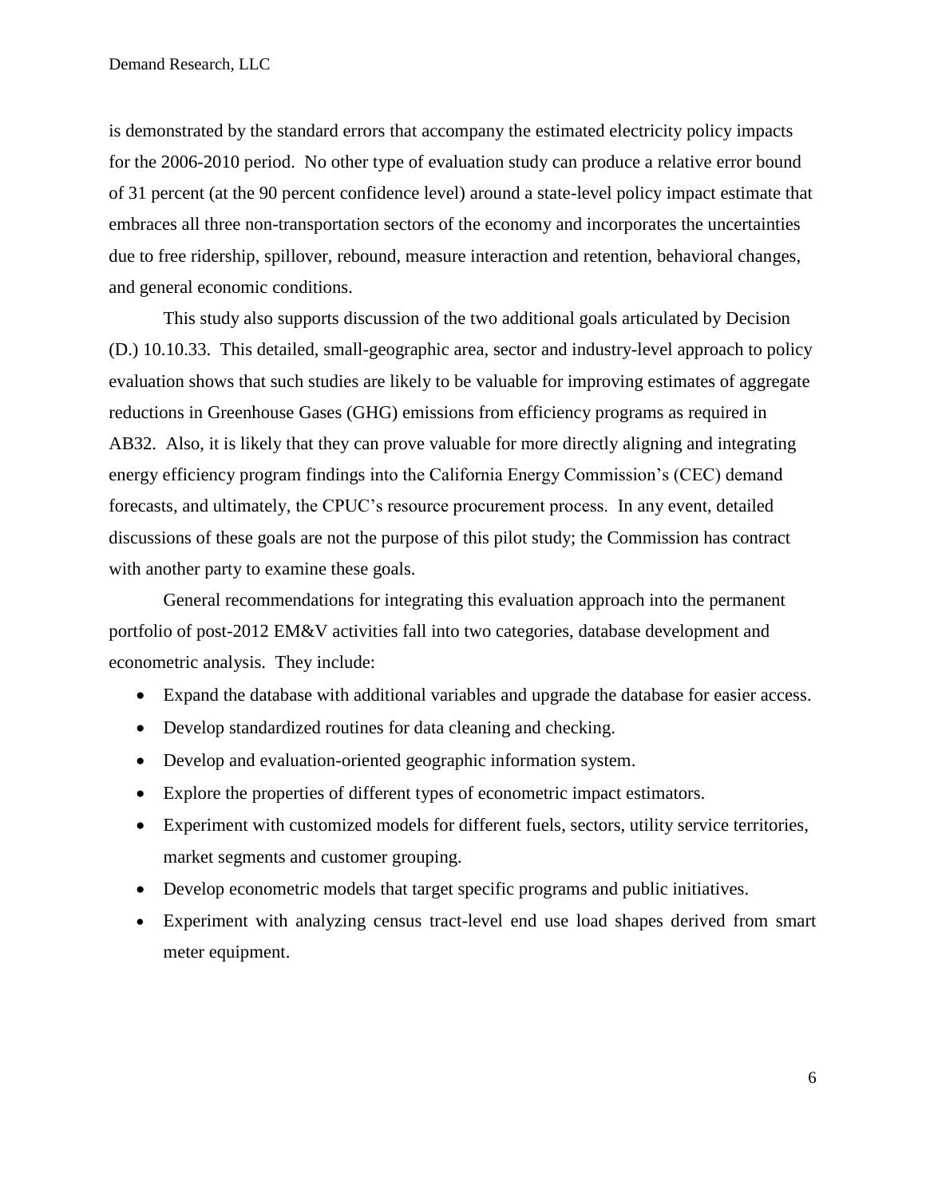is demonstrated by the standard errors that accompany the estimated electricity policy impacts for the 2006-2010 period. No other type of evaluation study can produce a relative error bound of 31 percent (at the 90 percent confidence level) around a state-level policy impact estimate that embraces all three non-transportation sectors of the economy and incorporates the uncertainties due to free ridership, spillover, rebound, measure interaction and retention, behavioral changes, and general economic conditions.

This study also supports discussion of the two additional goals articulated by Decision (D.) 10.10.33. This detailed, small-geographic area, sector and industry-level approach to policy evaluation shows that such studies are likely to be valuable for improving estimates of aggregate reductions in Greenhouse Gases (GHG) emissions from efficiency programs as required in AB32. Also, it is likely that they can prove valuable for more directly aligning and integrating energy efficiency program findings into the California Energy Commission's (CEC) demand forecasts, and ultimately, the CPUC's resource procurement process. In any event, detailed discussions of these goals are not the purpose of this pilot study; the Commission has contract with another party to examine these goals.

General recommendations for integrating this evaluation approach into the permanent portfolio of post-2012 EM&V activities fall into two categories, database development and econometric analysis. They include:

- Expand the database with additional variables and upgrade the database for easier access.
- Develop standardized routines for data cleaning and checking.
- Develop and evaluation-oriented geographic information system.
- Explore the properties of different types of econometric impact estimators.
- Experiment with customized models for different fuels, sectors, utility service territories, market segments and customer grouping.
- Develop econometric models that target specific programs and public initiatives.
- Experiment with analyzing census tract-level end use load shapes derived from smart meter equipment.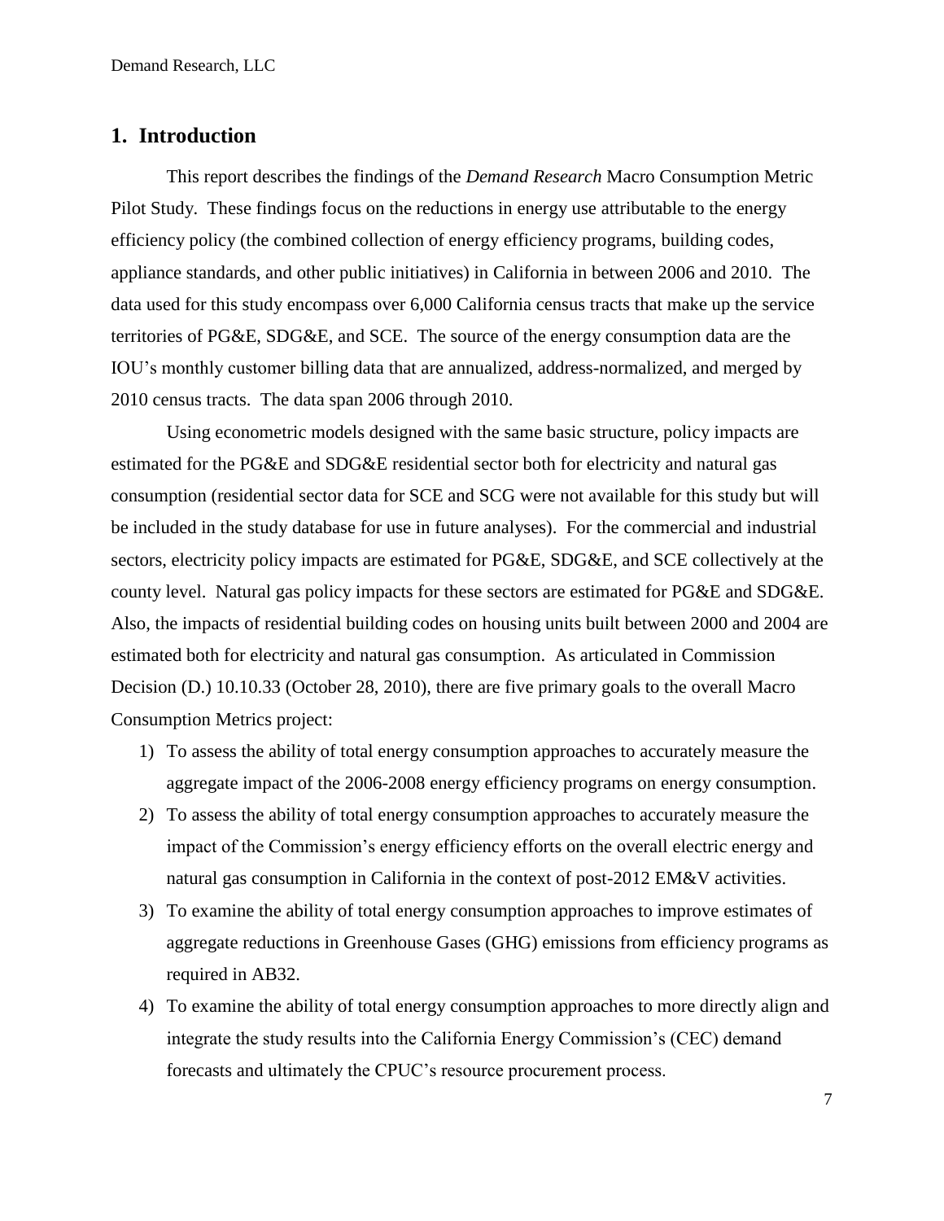# 1. Introduction

This report describes the findings of the *Demand Research* Macro Consumption Metric Pilot Study. These findings focus on the reductions in energy use attributable to the energy efficiency policy (the combined collection of energy efficiency programs, building codes, appliance standards, and other public initiatives) in California in between 2006 and 2010. The data used for this study encompass over 6,000 California census tracts that make up the service territories of PG&E, SDG&E, and SCE. The source of the energy consumption data are the IOU's monthly customer billing data that are annualized, address-normalized, and merged by 2010 census tracts. The data span 2006 through 2010.

Using econometric models designed with the same basic structure, policy impacts are estimated for the PG&E and SDG&E residential sector both for electricity and natural gas consumption (residential sector data for SCE and SCG were not available for this study but will be included in the study database for use in future analyses). For the commercial and industrial sectors, electricity policy impacts are estimated for PG&E, SDG&E, and SCE collectively at the county level. Natural gas policy impacts for these sectors are estimated for PG&E and SDG&E. Also, the impacts of residential building codes on housing units built between 2000 and 2004 are estimated both for electricity and natural gas consumption. As articulated in Commission Decision (D.) 10.10.33 (October 28, 2010), there are five primary goals to the overall Macro Consumption Metrics project:

1) To assess the ability of total energy consumption approaches to accurately measure the aggregate impact of the 2006-2008 energy efficiency programs on energy consumption.
2) To assess the ability of total energy consumption approaches to accurately measure the impact of the Commission's energy efficiency efforts on the overall electric energy and natural gas consumption in California in the context of post-2012 EM&V activities.
3) To examine the ability of total energy consumption approaches to improve estimates of aggregate reductions in Greenhouse Gases (GHG) emissions from efficiency programs as required in AB32.
4) To examine the ability of total energy consumption approaches to more directly align and integrate the study results into the California Energy Commission's (CEC) demand forecasts and ultimately the CPUC's resource procurement process.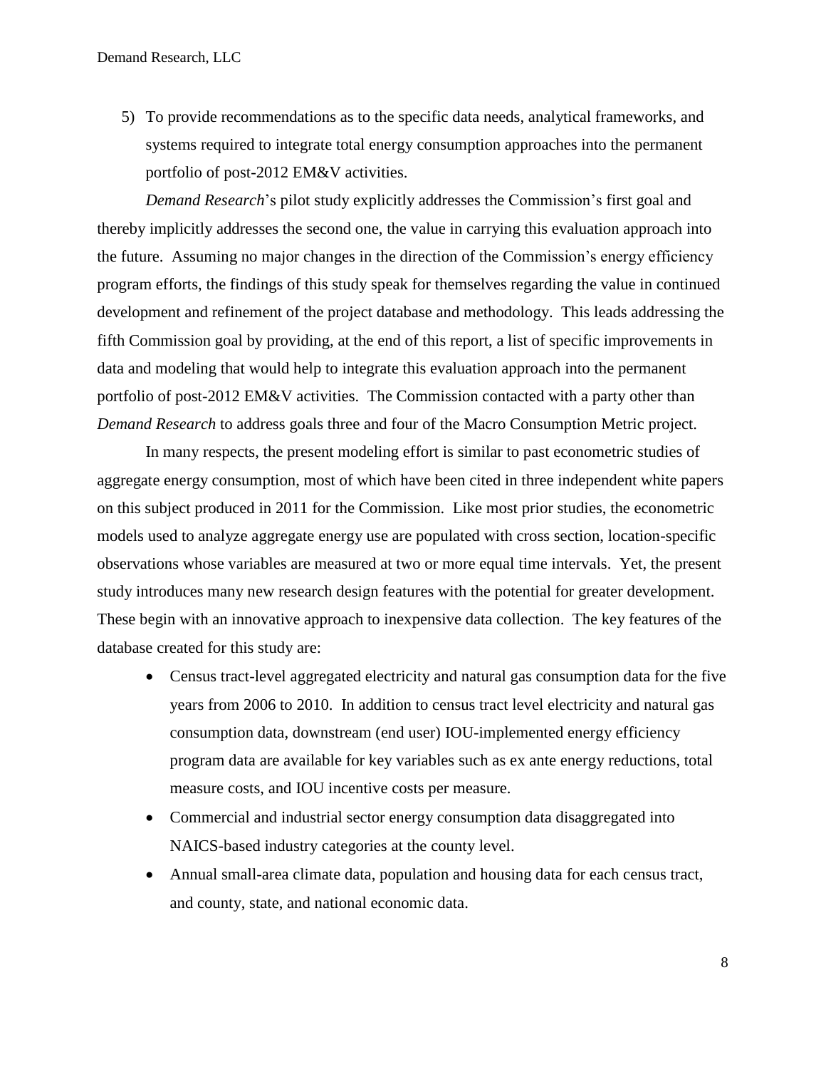5) To provide recommendations as to the specific data needs, analytical frameworks, and systems required to integrate total energy consumption approaches into the permanent portfolio of post-2012 EM&V activities.

*Demand Research*'s pilot study explicitly addresses the Commission's first goal and thereby implicitly addresses the second one, the value in carrying this evaluation approach into the future. Assuming no major changes in the direction of the Commission's energy efficiency program efforts, the findings of this study speak for themselves regarding the value in continued development and refinement of the project database and methodology. This leads addressing the fifth Commission goal by providing, at the end of this report, a list of specific improvements in data and modeling that would help to integrate this evaluation approach into the permanent portfolio of post-2012 EM&V activities. The Commission contacted with a party other than *Demand Research* to address goals three and four of the Macro Consumption Metric project.

In many respects, the present modeling effort is similar to past econometric studies of aggregate energy consumption, most of which have been cited in three independent white papers on this subject produced in 2011 for the Commission. Like most prior studies, the econometric models used to analyze aggregate energy use are populated with cross section, location-specific observations whose variables are measured at two or more equal time intervals. Yet, the present study introduces many new research design features with the potential for greater development. These begin with an innovative approach to inexpensive data collection. The key features of the database created for this study are:

- Census tract-level aggregated electricity and natural gas consumption data for the five years from 2006 to 2010. In addition to census tract level electricity and natural gas consumption data, downstream (end user) IOU-implemented energy efficiency program data are available for key variables such as ex ante energy reductions, total measure costs, and IOU incentive costs per measure.
- Commercial and industrial sector energy consumption data disaggregated into NAICS-based industry categories at the county level.
- Annual small-area climate data, population and housing data for each census tract, and county, state, and national economic data.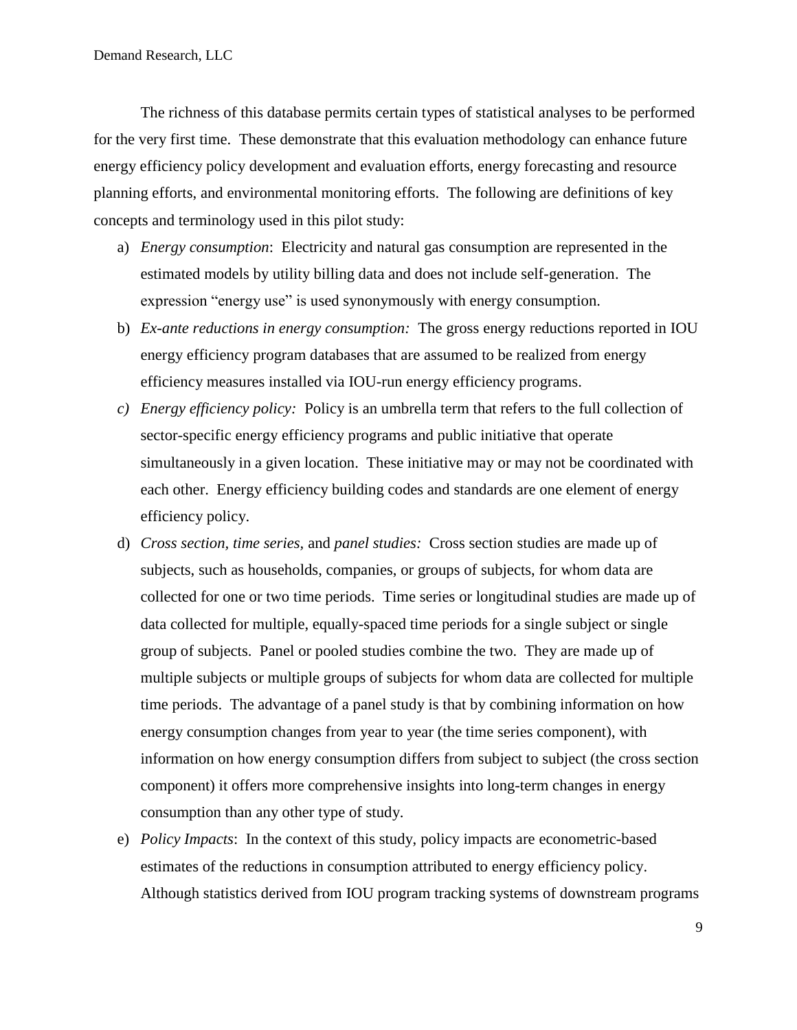The richness of this database permits certain types of statistical analyses to be performed for the very first time. These demonstrate that this evaluation methodology can enhance future energy efficiency policy development and evaluation efforts, energy forecasting and resource planning efforts, and environmental monitoring efforts. The following are definitions of key concepts and terminology used in this pilot study:

a) *Energy consumption*: Electricity and natural gas consumption are represented in the estimated models by utility billing data and does not include self-generation. The expression "energy use" is used synonymously with energy consumption.

b) *Ex-ante reductions in energy consumption:* The gross energy reductions reported in IOU energy efficiency program databases that are assumed to be realized from energy efficiency measures installed via IOU-run energy efficiency programs.

c) *Energy efficiency policy:* Policy is an umbrella term that refers to the full collection of sector-specific energy efficiency programs and public initiative that operate simultaneously in a given location. These initiative may or may not be coordinated with each other. Energy efficiency building codes and standards are one element of energy efficiency policy.

d) *Cross section, time series,* and *panel studies:* Cross section studies are made up of subjects, such as households, companies, or groups of subjects, for whom data are collected for one or two time periods. Time series or longitudinal studies are made up of data collected for multiple, equally-spaced time periods for a single subject or single group of subjects. Panel or pooled studies combine the two. They are made up of multiple subjects or multiple groups of subjects for whom data are collected for multiple time periods. The advantage of a panel study is that by combining information on how energy consumption changes from year to year (the time series component), with information on how energy consumption differs from subject to subject (the cross section component) it offers more comprehensive insights into long-term changes in energy consumption than any other type of study.

e) *Policy Impacts*: In the context of this study, policy impacts are econometric-based estimates of the reductions in consumption attributed to energy efficiency policy. Although statistics derived from IOU program tracking systems of downstream programs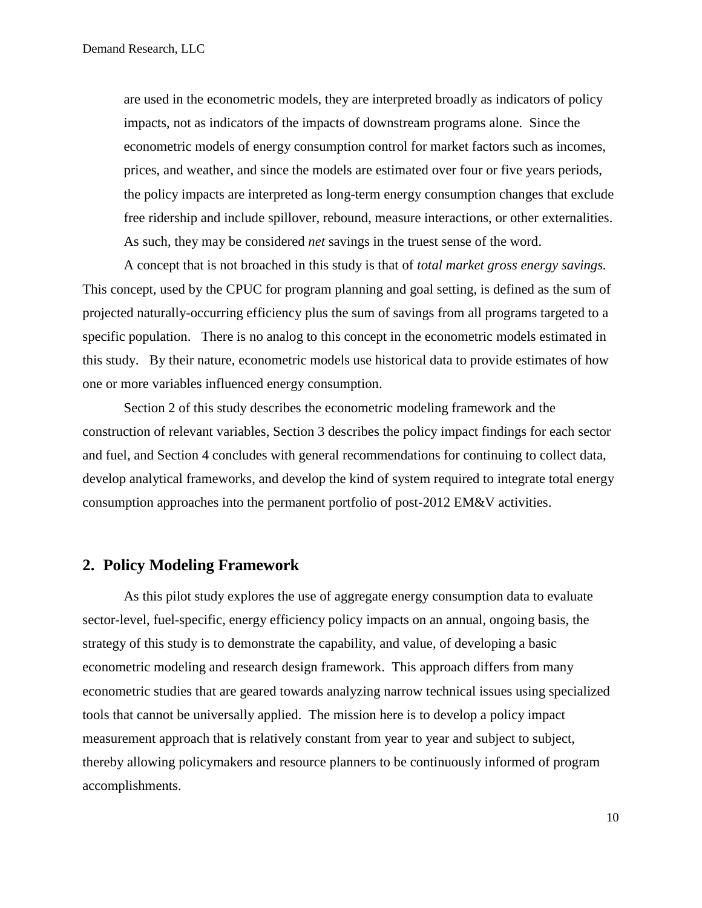are used in the econometric models, they are interpreted broadly as indicators of policy impacts, not as indicators of the impacts of downstream programs alone. Since the econometric models of energy consumption control for market factors such as incomes, prices, and weather, and since the models are estimated over four or five years periods, the policy impacts are interpreted as long-term energy consumption changes that exclude free ridership and include spillover, rebound, measure interactions, or other externalities. As such, they may be considered *net* savings in the truest sense of the word.

A concept that is not broached in this study is that of *total market gross energy savings.* This concept, used by the CPUC for program planning and goal setting, is defined as the sum of projected naturally-occurring efficiency plus the sum of savings from all programs targeted to a specific population. There is no analog to this concept in the econometric models estimated in this study. By their nature, econometric models use historical data to provide estimates of how one or more variables influenced energy consumption.

Section 2 of this study describes the econometric modeling framework and the construction of relevant variables, Section 3 describes the policy impact findings for each sector and fuel, and Section 4 concludes with general recommendations for continuing to collect data, develop analytical frameworks, and develop the kind of system required to integrate total energy consumption approaches into the permanent portfolio of post-2012 EM&V activities.

## 2. Policy Modeling Framework

As this pilot study explores the use of aggregate energy consumption data to evaluate sector-level, fuel-specific, energy efficiency policy impacts on an annual, ongoing basis, the strategy of this study is to demonstrate the capability, and value, of developing a basic econometric modeling and research design framework. This approach differs from many econometric studies that are geared towards analyzing narrow technical issues using specialized tools that cannot be universally applied. The mission here is to develop a policy impact measurement approach that is relatively constant from year to year and subject to subject, thereby allowing policymakers and resource planners to be continuously informed of program accomplishments.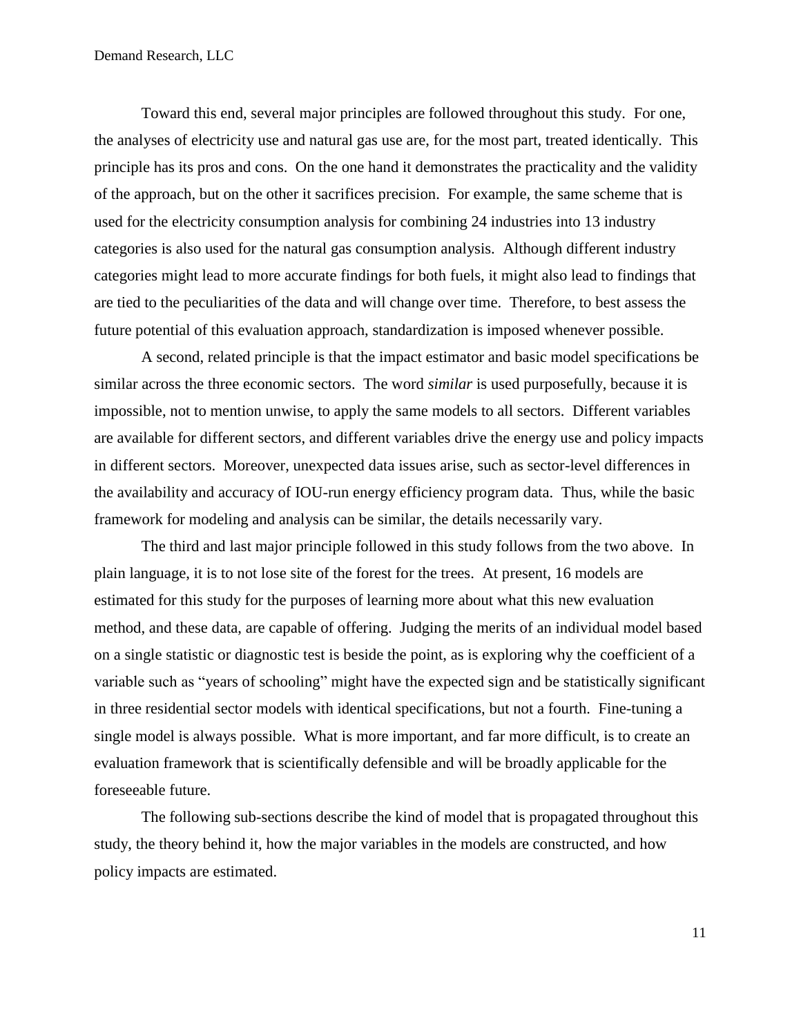Toward this end, several major principles are followed throughout this study. For one, the analyses of electricity use and natural gas use are, for the most part, treated identically. This principle has its pros and cons. On the one hand it demonstrates the practicality and the validity of the approach, but on the other it sacrifices precision. For example, the same scheme that is used for the electricity consumption analysis for combining 24 industries into 13 industry categories is also used for the natural gas consumption analysis. Although different industry categories might lead to more accurate findings for both fuels, it might also lead to findings that are tied to the peculiarities of the data and will change over time. Therefore, to best assess the future potential of this evaluation approach, standardization is imposed whenever possible.

A second, related principle is that the impact estimator and basic model specifications be similar across the three economic sectors. The word *similar* is used purposefully, because it is impossible, not to mention unwise, to apply the same models to all sectors. Different variables are available for different sectors, and different variables drive the energy use and policy impacts in different sectors. Moreover, unexpected data issues arise, such as sector-level differences in the availability and accuracy of IOU-run energy efficiency program data. Thus, while the basic framework for modeling and analysis can be similar, the details necessarily vary.

The third and last major principle followed in this study follows from the two above. In plain language, it is to not lose site of the forest for the trees. At present, 16 models are estimated for this study for the purposes of learning more about what this new evaluation method, and these data, are capable of offering. Judging the merits of an individual model based on a single statistic or diagnostic test is beside the point, as is exploring why the coefficient of a variable such as "years of schooling" might have the expected sign and be statistically significant in three residential sector models with identical specifications, but not a fourth. Fine-tuning a single model is always possible. What is more important, and far more difficult, is to create an evaluation framework that is scientifically defensible and will be broadly applicable for the foreseeable future.

The following sub-sections describe the kind of model that is propagated throughout this study, the theory behind it, how the major variables in the models are constructed, and how policy impacts are estimated.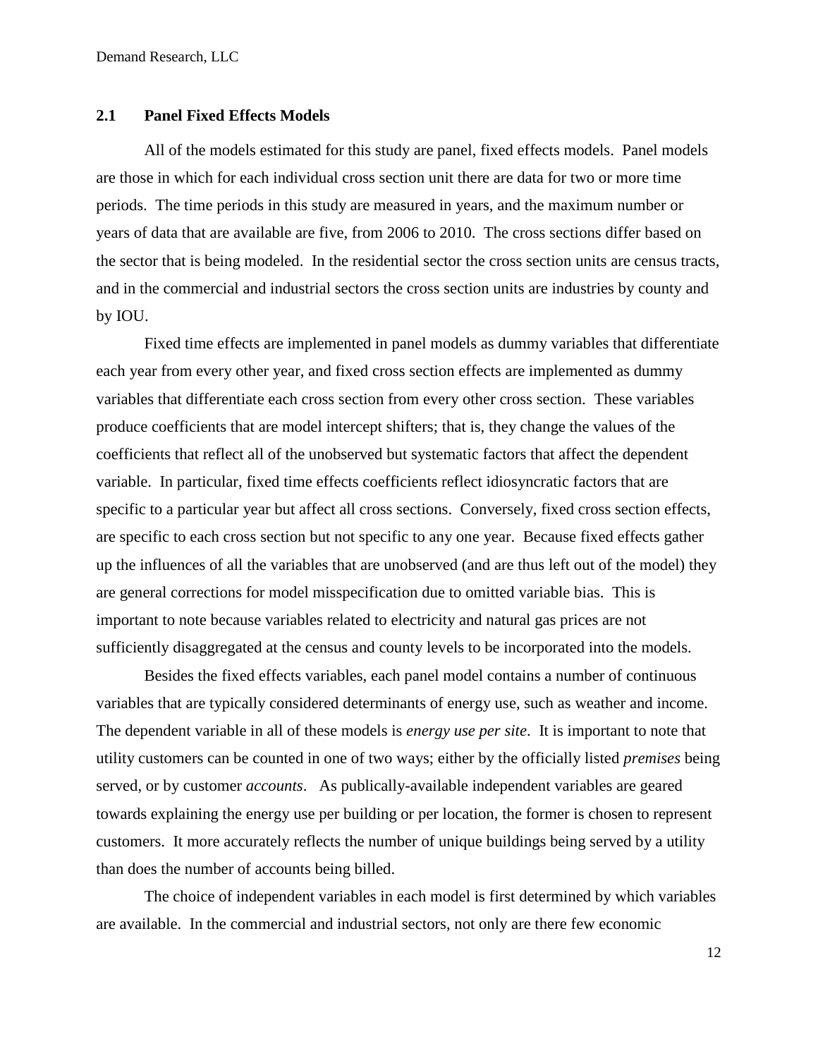## 2.1 Panel Fixed Effects Models

All of the models estimated for this study are panel, fixed effects models. Panel models are those in which for each individual cross section unit there are data for two or more time periods. The time periods in this study are measured in years, and the maximum number or years of data that are available are five, from 2006 to 2010. The cross sections differ based on the sector that is being modeled. In the residential sector the cross section units are census tracts, and in the commercial and industrial sectors the cross section units are industries by county and by IOU.

Fixed time effects are implemented in panel models as dummy variables that differentiate each year from every other year, and fixed cross section effects are implemented as dummy variables that differentiate each cross section from every other cross section. These variables produce coefficients that are model intercept shifters; that is, they change the values of the coefficients that reflect all of the unobserved but systematic factors that affect the dependent variable. In particular, fixed time effects coefficients reflect idiosyncratic factors that are specific to a particular year but affect all cross sections. Conversely, fixed cross section effects, are specific to each cross section but not specific to any one year. Because fixed effects gather up the influences of all the variables that are unobserved (and are thus left out of the model) they are general corrections for model misspecification due to omitted variable bias. This is important to note because variables related to electricity and natural gas prices are not sufficiently disaggregated at the census and county levels to be incorporated into the models.

Besides the fixed effects variables, each panel model contains a number of continuous variables that are typically considered determinants of energy use, such as weather and income. The dependent variable in all of these models is *energy use per site*. It is important to note that utility customers can be counted in one of two ways; either by the officially listed *premises* being served, or by customer *accounts*. As publically-available independent variables are geared towards explaining the energy use per building or per location, the former is chosen to represent customers. It more accurately reflects the number of unique buildings being served by a utility than does the number of accounts being billed.

The choice of independent variables in each model is first determined by which variables are available. In the commercial and industrial sectors, not only are there few economic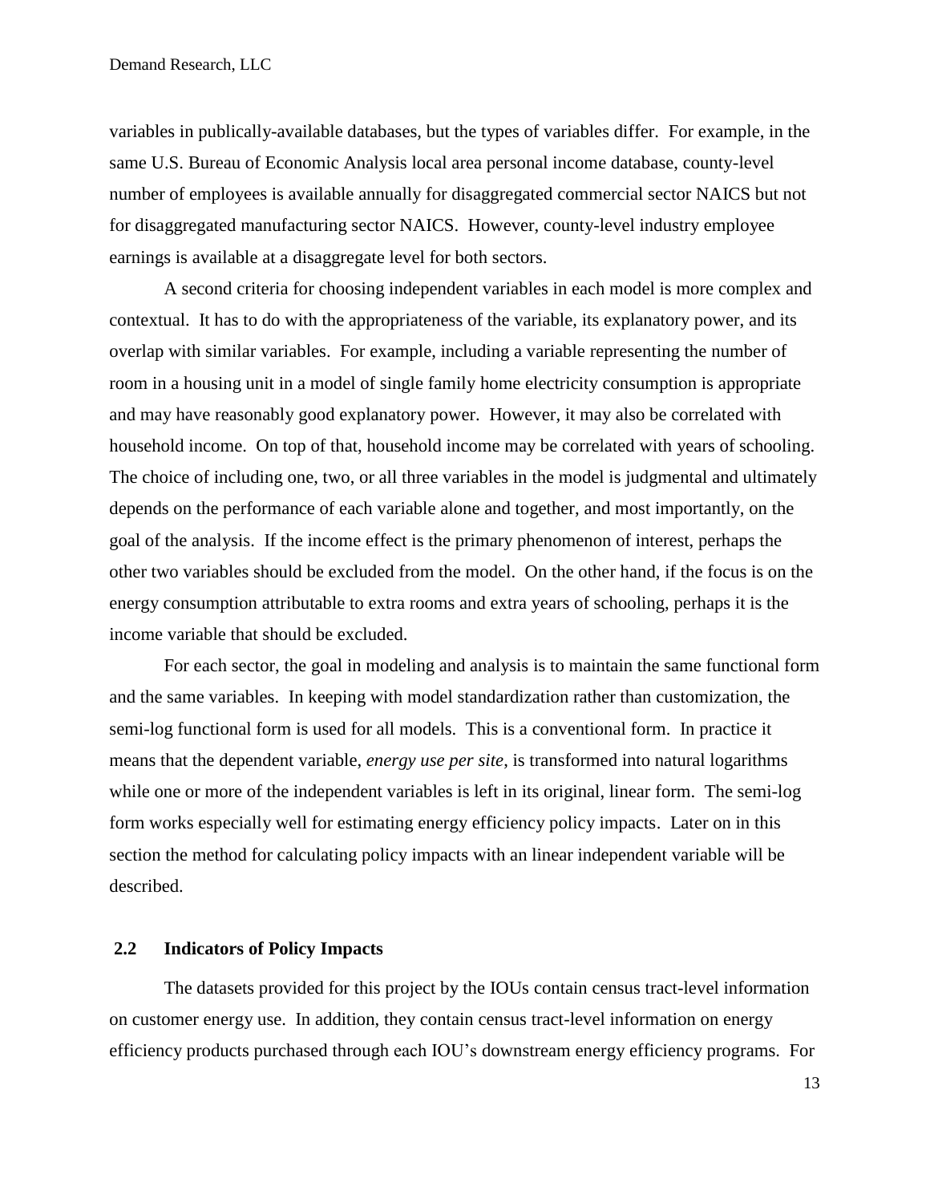variables in publically-available databases, but the types of variables differ. For example, in the same U.S. Bureau of Economic Analysis local area personal income database, county-level number of employees is available annually for disaggregated commercial sector NAICS but not for disaggregated manufacturing sector NAICS. However, county-level industry employee earnings is available at a disaggregate level for both sectors.

A second criteria for choosing independent variables in each model is more complex and contextual. It has to do with the appropriateness of the variable, its explanatory power, and its overlap with similar variables. For example, including a variable representing the number of room in a housing unit in a model of single family home electricity consumption is appropriate and may have reasonably good explanatory power. However, it may also be correlated with household income. On top of that, household income may be correlated with years of schooling. The choice of including one, two, or all three variables in the model is judgmental and ultimately depends on the performance of each variable alone and together, and most importantly, on the goal of the analysis. If the income effect is the primary phenomenon of interest, perhaps the other two variables should be excluded from the model. On the other hand, if the focus is on the energy consumption attributable to extra rooms and extra years of schooling, perhaps it is the income variable that should be excluded.

For each sector, the goal in modeling and analysis is to maintain the same functional form and the same variables. In keeping with model standardization rather than customization, the semi-log functional form is used for all models. This is a conventional form. In practice it means that the dependent variable, *energy use per site*, is transformed into natural logarithms while one or more of the independent variables is left in its original, linear form. The semi-log form works especially well for estimating energy efficiency policy impacts. Later on in this section the method for calculating policy impacts with an linear independent variable will be described.

## 2.2 Indicators of Policy Impacts

The datasets provided for this project by the IOUs contain census tract-level information on customer energy use. In addition, they contain census tract-level information on energy efficiency products purchased through each IOU's downstream energy efficiency programs. For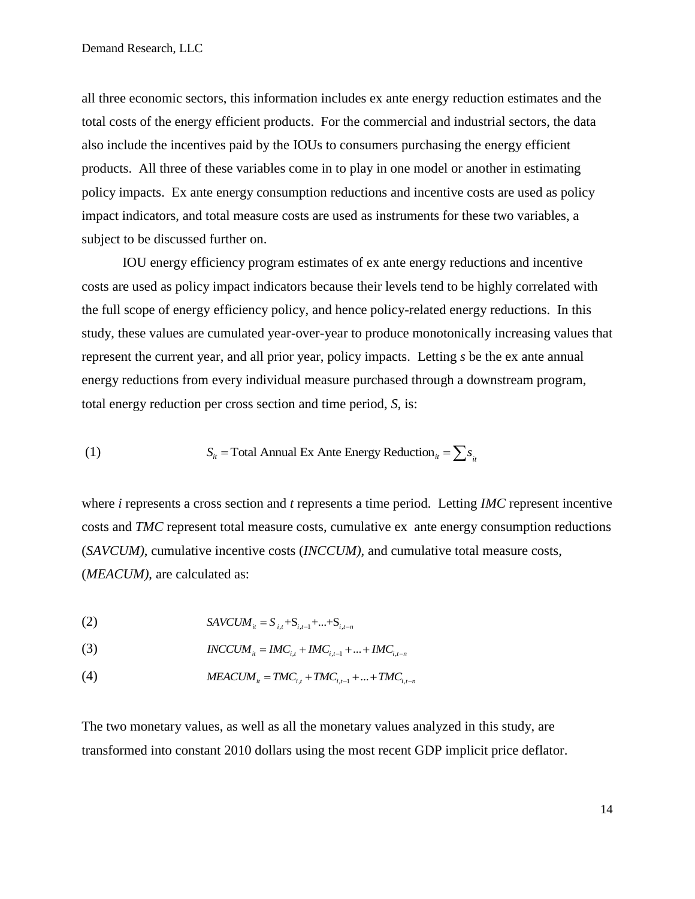all three economic sectors, this information includes ex ante energy reduction estimates and the total costs of the energy efficient products. For the commercial and industrial sectors, the data also include the incentives paid by the IOUs to consumers purchasing the energy efficient products. All three of these variables come in to play in one model or another in estimating policy impacts. Ex ante energy consumption reductions and incentive costs are used as policy impact indicators, and total measure costs are used as instruments for these two variables, a subject to be discussed further on.

IOU energy efficiency program estimates of ex ante energy reductions and incentive costs are used as policy impact indicators because their levels tend to be highly correlated with the full scope of energy efficiency policy, and hence policy-related energy reductions. In this study, these values are cumulated year-over-year to produce monotonically increasing values that represent the current year, and all prior year, policy impacts. Letting *s* be the ex ante annual energy reductions from every individual measure purchased through a downstream program, total energy reduction per cross section and time period, *S*, is:

$$(1) \qquad S_{it} = \text{Total Annual Ex Ante Energy Reduction}_{it} = \sum s_{it}$$

where *i* represents a cross section and *t* represents a time period. Letting *IMC* represent incentive costs and *TMC* represent total measure costs, cumulative ex ante energy consumption reductions (*SAVCUM)*, cumulative incentive costs (*INCCUM)*, and cumulative total measure costs, (*MEACUM)*, are calculated as:

$$(2) \qquad SAVCUM_{it} = S_{i,t} + S_{i,t-1} + ... + S_{i,t-n}$$

$$(3) \qquad INCCUM_{it} = IMC_{i,t} + IMC_{i,t-1} + ... + IMC_{i,t-n}$$

$$(4) \qquad MEACUM_{it} = TMC_{i,t} + TMC_{i,t-1} + ... + TMC_{i,t-n}$$

The two monetary values, as well as all the monetary values analyzed in this study, are transformed into constant 2010 dollars using the most recent GDP implicit price deflator.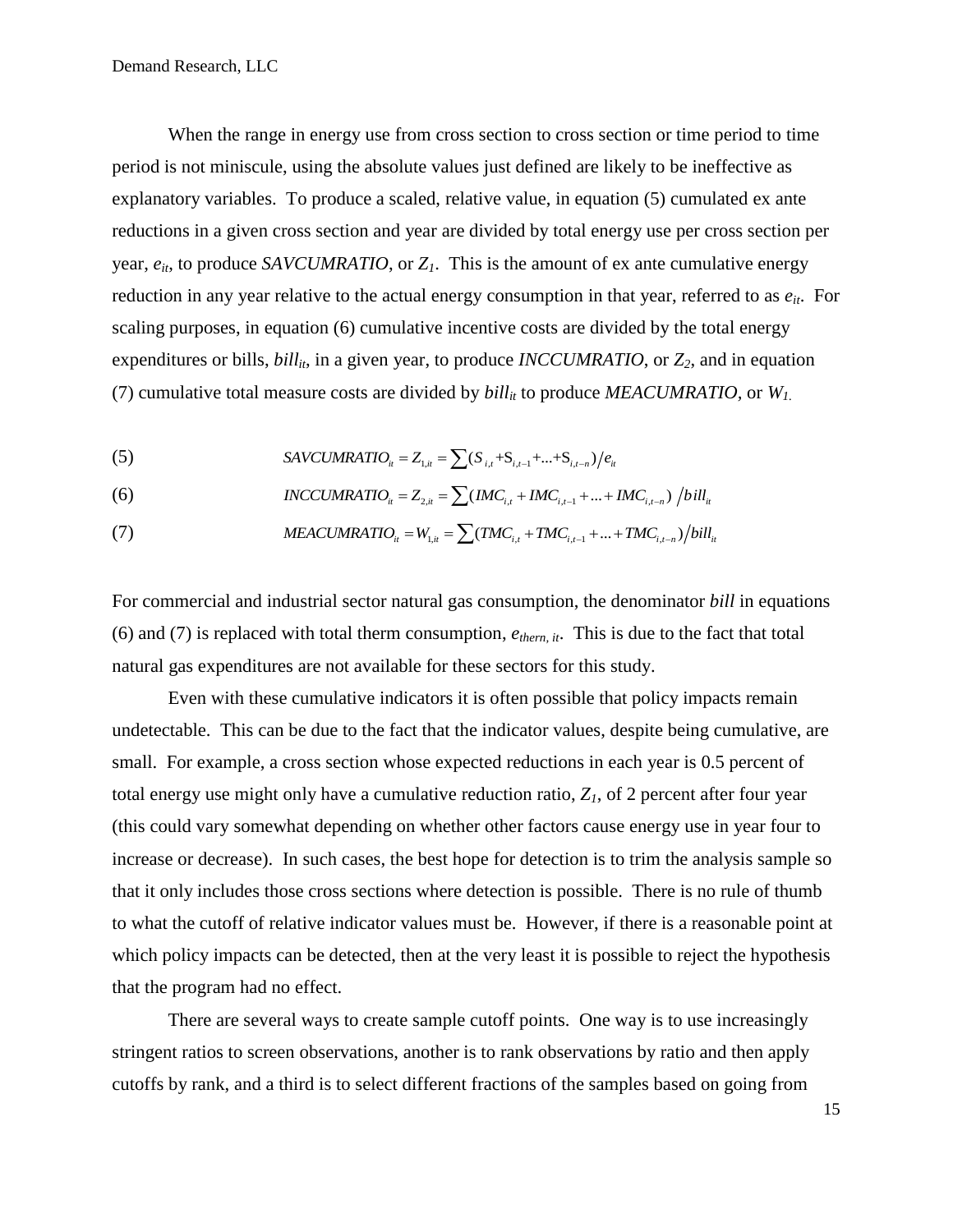When the range in energy use from cross section to cross section or time period to time period is not miniscule, using the absolute values just defined are likely to be ineffective as explanatory variables. To produce a scaled, relative value, in equation (5) cumulated ex ante reductions in a given cross section and year are divided by total energy use per cross section per year, $e_{it}$, to produce *SAVCUMRATIO*, or $Z_1$. This is the amount of ex ante cumulative energy reduction in any year relative to the actual energy consumption in that year, referred to as $e_{it}$. For scaling purposes, in equation (6) cumulative incentive costs are divided by the total energy expenditures or bills, $bill_{it}$, in a given year, to produce *INCCUMRATIO*, or $Z_2$, and in equation (7) cumulative total measure costs are divided by $bill_{it}$ to produce *MEACUMRATIO*, or $W_1$.

(5) $$SAVCUMRATIO_{it} = Z_{1,it} = \sum (S_{i,t} + S_{i,t-1} + ... + S_{i,t-n}) / e_{it}$$

(6) $$INCCUMRATIO_{it} = Z_{2,it} = \sum (IMC_{i,t} + IMC_{i,t-1} + ... + IMC_{i,t-n}) / bill_{it}$$

(7) $$MEACUMRATIO_{it} = W_{1,it} = \sum (TMC_{i,t} + TMC_{i,t-1} + ... + TMC_{i,t-n}) / bill_{it}$$

For commercial and industrial sector natural gas consumption, the denominator *bill* in equations (6) and (7) is replaced with total therm consumption, $e_{therm,\, it}$. This is due to the fact that total natural gas expenditures are not available for these sectors for this study.

Even with these cumulative indicators it is often possible that policy impacts remain undetectable. This can be due to the fact that the indicator values, despite being cumulative, are small. For example, a cross section whose expected reductions in each year is 0.5 percent of total energy use might only have a cumulative reduction ratio, $Z_1$, of 2 percent after four year (this could vary somewhat depending on whether other factors cause energy use in year four to increase or decrease). In such cases, the best hope for detection is to trim the analysis sample so that it only includes those cross sections where detection is possible. There is no rule of thumb to what the cutoff of relative indicator values must be. However, if there is a reasonable point at which policy impacts can be detected, then at the very least it is possible to reject the hypothesis that the program had no effect.

There are several ways to create sample cutoff points. One way is to use increasingly stringent ratios to screen observations, another is to rank observations by ratio and then apply cutoffs by rank, and a third is to select different fractions of the samples based on going from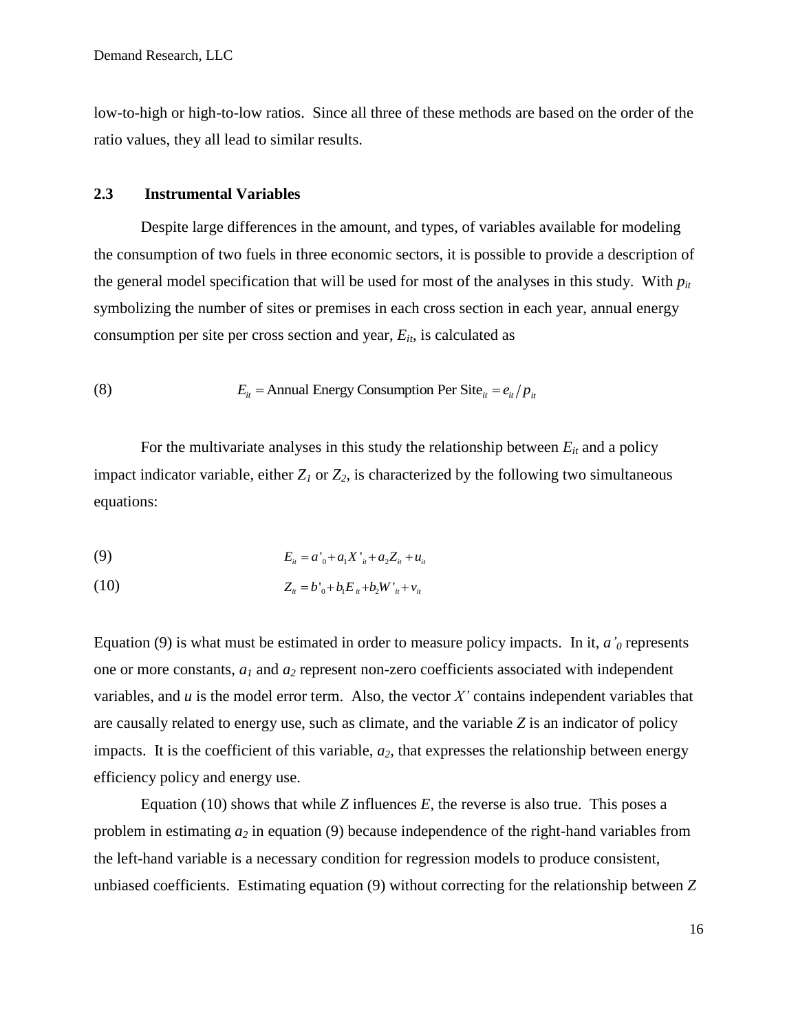low-to-high or high-to-low ratios. Since all three of these methods are based on the order of the ratio values, they all lead to similar results.

## 2.3 Instrumental Variables

Despite large differences in the amount, and types, of variables available for modeling the consumption of two fuels in three economic sectors, it is possible to provide a description of the general model specification that will be used for most of the analyses in this study. With $p_{it}$ symbolizing the number of sites or premises in each cross section in each year, annual energy consumption per site per cross section and year, $E_{it}$, is calculated as

$$E_{it} = \text{Annual Energy Consumption Per Site}_{it} = e_{it} / p_{it} \tag{8}$$

For the multivariate analyses in this study the relationship between $E_{it}$ and a policy impact indicator variable, either $Z_1$ or $Z_2$, is characterized by the following two simultaneous equations:

$$E_{it} = a'_0 + a_1 X'_{it} + a_2 Z_{it} + u_{it} \tag{9}$$

$$Z_{it} = b'_0 + b_1 E_{it} + b_2 W'_{it} + v_{it} \tag{10}$$

Equation (9) is what must be estimated in order to measure policy impacts. In it, $a'_0$ represents one or more constants, $a_1$ and $a_2$ represent non-zero coefficients associated with independent variables, and $u$ is the model error term. Also, the vector $X'$ contains independent variables that are causally related to energy use, such as climate, and the variable $Z$ is an indicator of policy impacts. It is the coefficient of this variable, $a_2$, that expresses the relationship between energy efficiency policy and energy use.

Equation (10) shows that while $Z$ influences $E$, the reverse is also true. This poses a problem in estimating $a_2$ in equation (9) because independence of the right-hand variables from the left-hand variable is a necessary condition for regression models to produce consistent, unbiased coefficients. Estimating equation (9) without correcting for the relationship between $Z$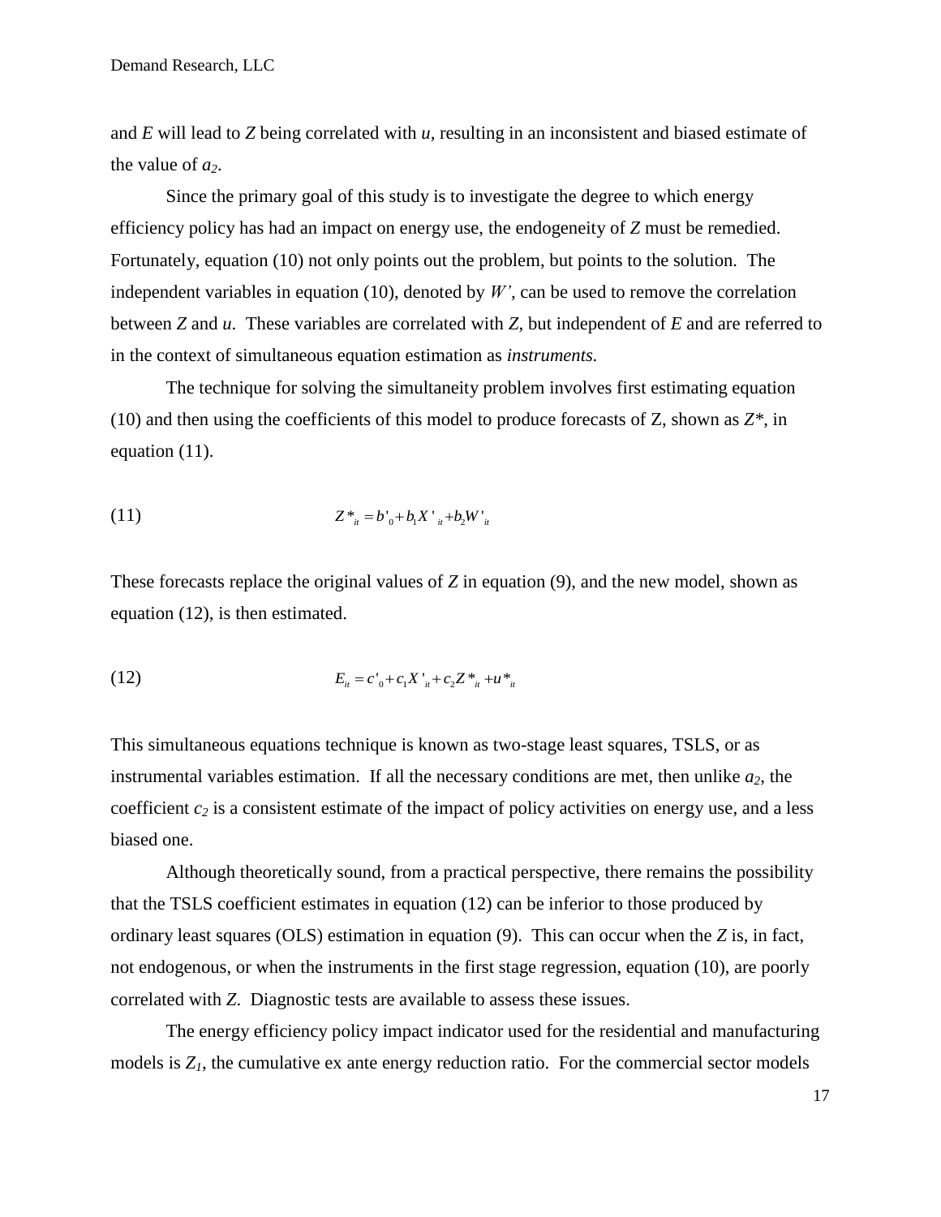and $E$ will lead to $Z$ being correlated with $u$, resulting in an inconsistent and biased estimate of the value of $a_2$.

Since the primary goal of this study is to investigate the degree to which energy efficiency policy has had an impact on energy use, the endogeneity of $Z$ must be remedied. Fortunately, equation (10) not only points out the problem, but points to the solution. The independent variables in equation (10), denoted by $W'$, can be used to remove the correlation between $Z$ and $u$. These variables are correlated with $Z$, but independent of $E$ and are referred to in the context of simultaneous equation estimation as *instruments.*

The technique for solving the simultaneity problem involves first estimating equation (10) and then using the coefficients of this model to produce forecasts of Z, shown as $Z^*$, in equation (11).

$$Z^*_{it} = b'_0 + b_1 X'_{it} + b_2 W'_{it} \tag{11}$$

These forecasts replace the original values of $Z$ in equation (9), and the new model, shown as equation (12), is then estimated.

$$E_{it} = c'_0 + c_1 X'_{it} + c_2 Z^*_{it} + u^*_{it} \tag{12}$$

This simultaneous equations technique is known as two-stage least squares, TSLS, or as instrumental variables estimation. If all the necessary conditions are met, then unlike $a_2$, the coefficient $c_2$ is a consistent estimate of the impact of policy activities on energy use, and a less biased one.

Although theoretically sound, from a practical perspective, there remains the possibility that the TSLS coefficient estimates in equation (12) can be inferior to those produced by ordinary least squares (OLS) estimation in equation (9). This can occur when the $Z$ is, in fact, not endogenous, or when the instruments in the first stage regression, equation (10), are poorly correlated with $Z$. Diagnostic tests are available to assess these issues.

The energy efficiency policy impact indicator used for the residential and manufacturing models is $Z_1$, the cumulative ex ante energy reduction ratio. For the commercial sector models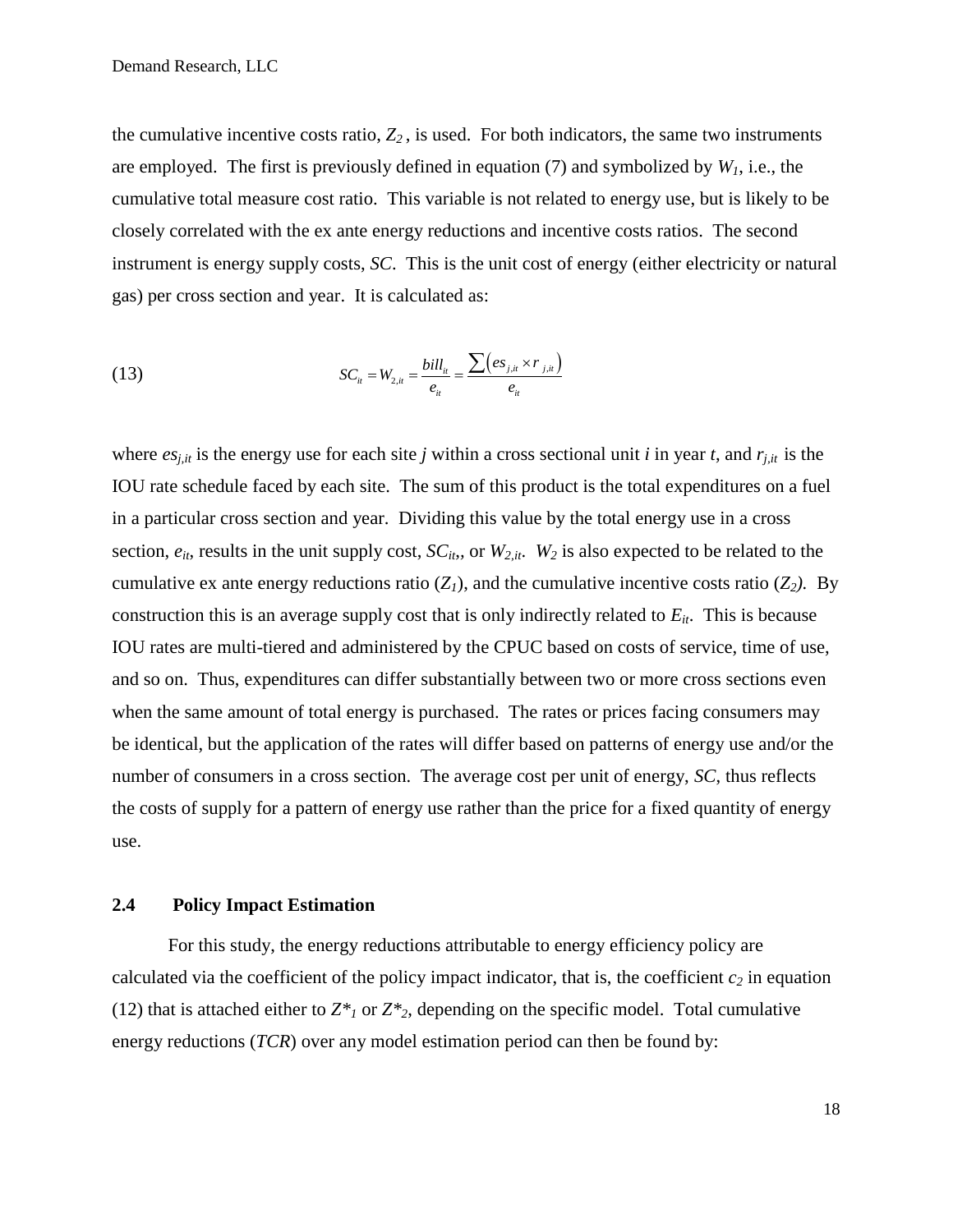the cumulative incentive costs ratio, $Z_2$ , is used. For both indicators, the same two instruments are employed. The first is previously defined in equation (7) and symbolized by $W_1$, i.e., the cumulative total measure cost ratio. This variable is not related to energy use, but is likely to be closely correlated with the ex ante energy reductions and incentive costs ratios. The second instrument is energy supply costs, *SC*. This is the unit cost of energy (either electricity or natural gas) per cross section and year. It is calculated as:

$$SC_{it} = W_{2,it} = \frac{bill_{it}}{e_{it}} = \frac{\sum \left( es_{j,it} \times r_{j,it} \right)}{e_{it}} \tag{13}$$

where $es_{j,it}$ is the energy use for each site *j* within a cross sectional unit *i* in year *t*, and $r_{j,it}$ is the IOU rate schedule faced by each site. The sum of this product is the total expenditures on a fuel in a particular cross section and year. Dividing this value by the total energy use in a cross section, $e_{it}$, results in the unit supply cost, $SC_{it}$,, or $W_{2,it}$. $W_2$ is also expected to be related to the cumulative ex ante energy reductions ratio ($Z_1$), and the cumulative incentive costs ratio ($Z_2$). By construction this is an average supply cost that is only indirectly related to $E_{it}$. This is because IOU rates are multi-tiered and administered by the CPUC based on costs of service, time of use, and so on. Thus, expenditures can differ substantially between two or more cross sections even when the same amount of total energy is purchased. The rates or prices facing consumers may be identical, but the application of the rates will differ based on patterns of energy use and/or the number of consumers in a cross section. The average cost per unit of energy, *SC*, thus reflects the costs of supply for a pattern of energy use rather than the price for a fixed quantity of energy use.

### 2.4 Policy Impact Estimation

For this study, the energy reductions attributable to energy efficiency policy are calculated via the coefficient of the policy impact indicator, that is, the coefficient $c_2$ in equation (12) that is attached either to $Z^*_1$ or $Z^*_2$, depending on the specific model. Total cumulative energy reductions (*TCR*) over any model estimation period can then be found by: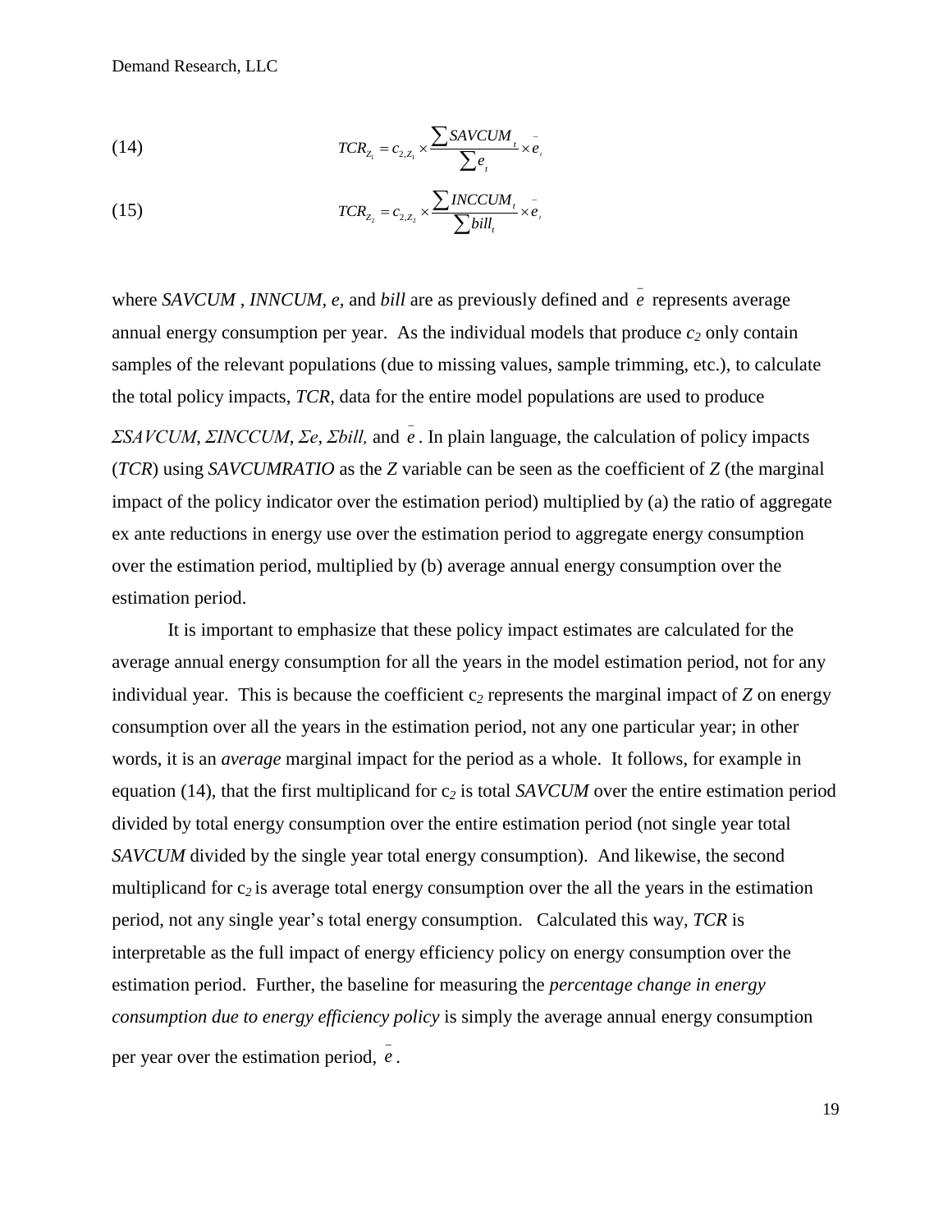(14) $$TCR_{Z_1} = c_{2,Z_1} \times \frac{\sum SAVCUM_t}{\sum e_t} \times \bar{e}_t$$

(15) $$TCR_{Z_2} = c_{2,Z_2} \times \frac{\sum INCCUM_t}{\sum bill_t} \times \bar{e}_t$$

where *SAVCUM* , *INNCUM*, *e*, and *bill* are as previously defined and $\bar{e}$ represents average annual energy consumption per year. As the individual models that produce $c_2$ only contain samples of the relevant populations (due to missing values, sample trimming, etc.), to calculate the total policy impacts, *TCR*, data for the entire model populations are used to produce $\Sigma SAVCUM$, $\Sigma INCCUM$, $\Sigma e$, $\Sigma bill$, and $\bar{e}$. In plain language, the calculation of policy impacts (*TCR*) using *SAVCUMRATIO* as the *Z* variable can be seen as the coefficient of *Z* (the marginal impact of the policy indicator over the estimation period) multiplied by (a) the ratio of aggregate ex ante reductions in energy use over the estimation period to aggregate energy consumption over the estimation period, multiplied by (b) average annual energy consumption over the estimation period.

It is important to emphasize that these policy impact estimates are calculated for the average annual energy consumption for all the years in the model estimation period, not for any individual year. This is because the coefficient $c_2$ represents the marginal impact of *Z* on energy consumption over all the years in the estimation period, not any one particular year; in other words, it is an *average* marginal impact for the period as a whole. It follows, for example in equation (14), that the first multiplicand for $c_2$ is total *SAVCUM* over the entire estimation period divided by total energy consumption over the entire estimation period (not single year total *SAVCUM* divided by the single year total energy consumption). And likewise, the second multiplicand for $c_2$ is average total energy consumption over the all the years in the estimation period, not any single year's total energy consumption. Calculated this way, *TCR* is interpretable as the full impact of energy efficiency policy on energy consumption over the estimation period. Further, the baseline for measuring the *percentage change in energy consumption due to energy efficiency policy* is simply the average annual energy consumption per year over the estimation period, $\bar{e}$.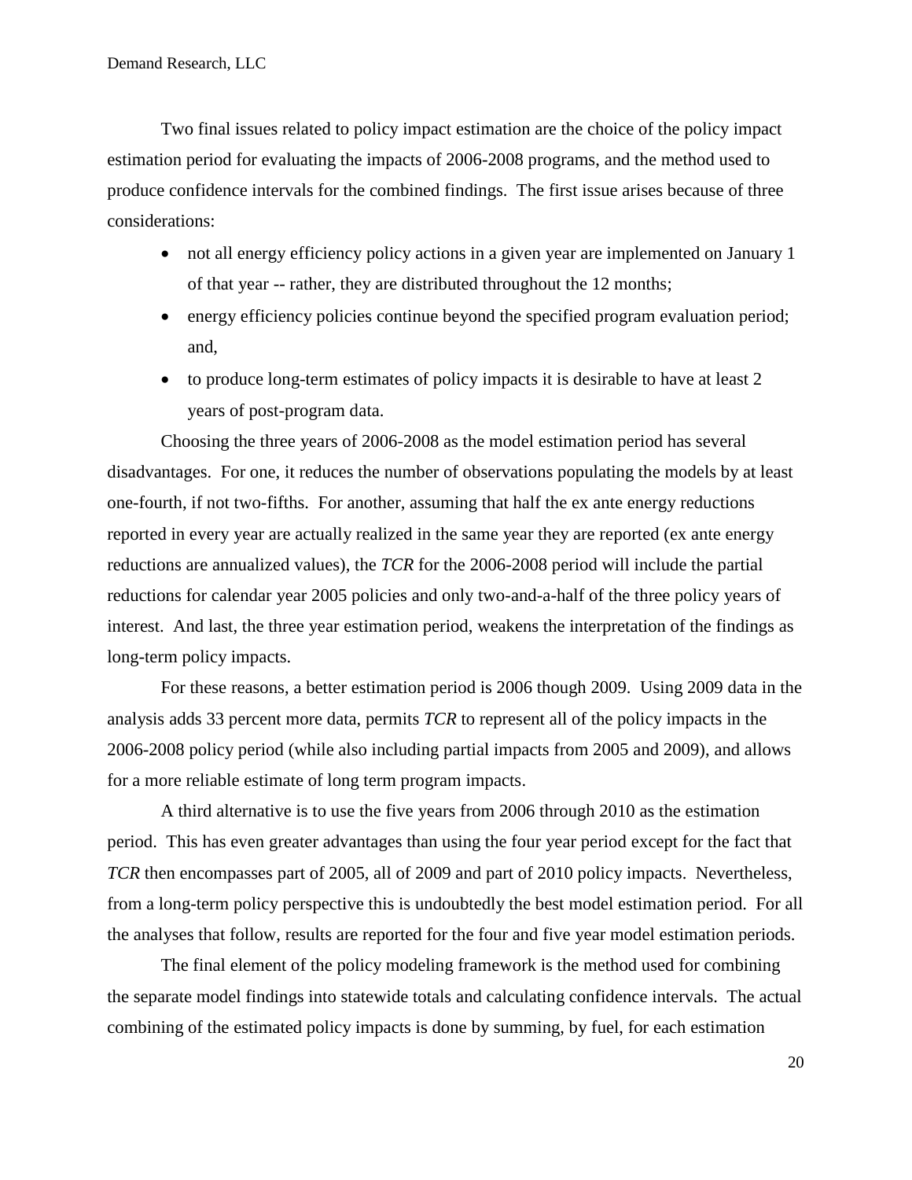Two final issues related to policy impact estimation are the choice of the policy impact estimation period for evaluating the impacts of 2006-2008 programs, and the method used to produce confidence intervals for the combined findings. The first issue arises because of three considerations:

- not all energy efficiency policy actions in a given year are implemented on January 1 of that year -- rather, they are distributed throughout the 12 months;
- energy efficiency policies continue beyond the specified program evaluation period; and,
- to produce long-term estimates of policy impacts it is desirable to have at least 2 years of post-program data.

Choosing the three years of 2006-2008 as the model estimation period has several disadvantages. For one, it reduces the number of observations populating the models by at least one-fourth, if not two-fifths. For another, assuming that half the ex ante energy reductions reported in every year are actually realized in the same year they are reported (ex ante energy reductions are annualized values), the *TCR* for the 2006-2008 period will include the partial reductions for calendar year 2005 policies and only two-and-a-half of the three policy years of interest. And last, the three year estimation period, weakens the interpretation of the findings as long-term policy impacts.

For these reasons, a better estimation period is 2006 though 2009. Using 2009 data in the analysis adds 33 percent more data, permits *TCR* to represent all of the policy impacts in the 2006-2008 policy period (while also including partial impacts from 2005 and 2009), and allows for a more reliable estimate of long term program impacts.

A third alternative is to use the five years from 2006 through 2010 as the estimation period. This has even greater advantages than using the four year period except for the fact that *TCR* then encompasses part of 2005, all of 2009 and part of 2010 policy impacts. Nevertheless, from a long-term policy perspective this is undoubtedly the best model estimation period. For all the analyses that follow, results are reported for the four and five year model estimation periods.

The final element of the policy modeling framework is the method used for combining the separate model findings into statewide totals and calculating confidence intervals. The actual combining of the estimated policy impacts is done by summing, by fuel, for each estimation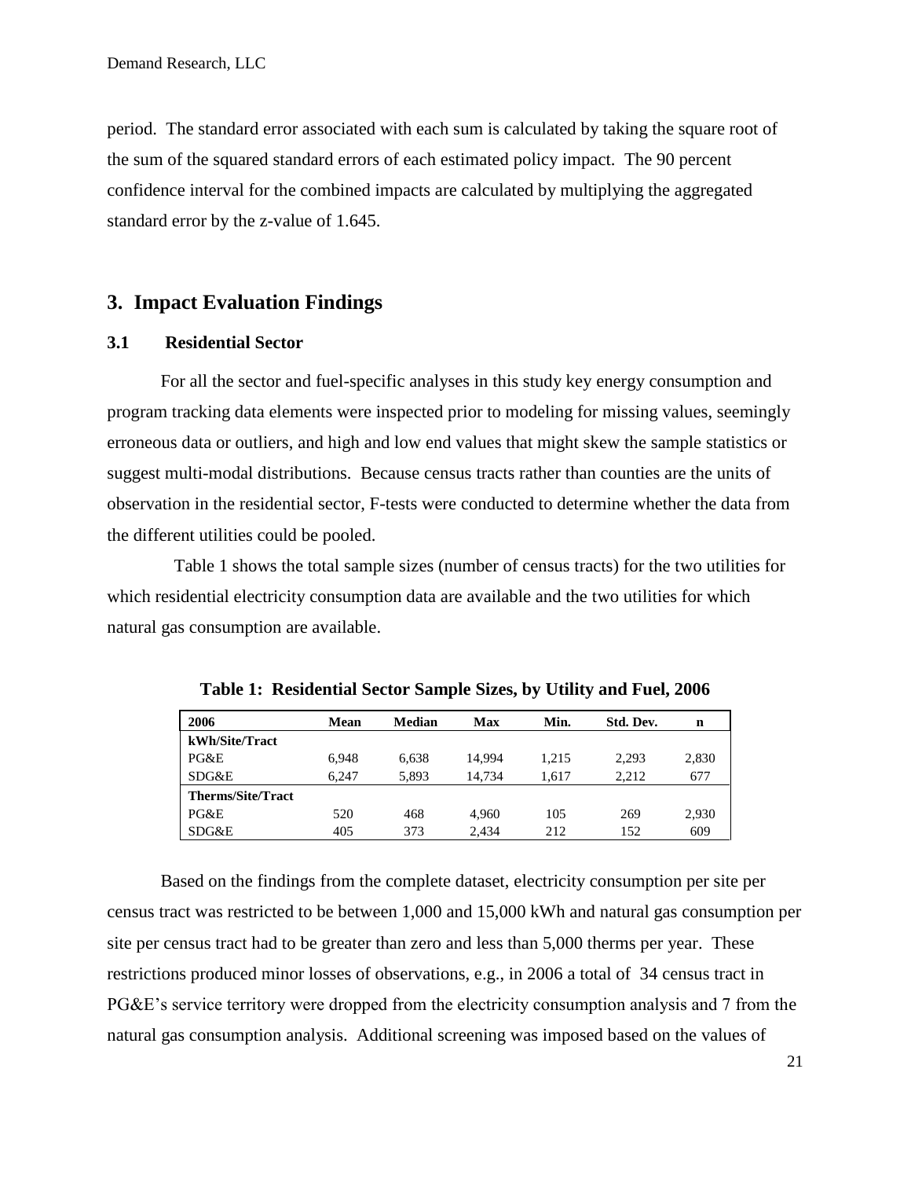period. The standard error associated with each sum is calculated by taking the square root of the sum of the squared standard errors of each estimated policy impact. The 90 percent confidence interval for the combined impacts are calculated by multiplying the aggregated standard error by the z-value of 1.645.

## 3. Impact Evaluation Findings

### 3.1 Residential Sector

For all the sector and fuel-specific analyses in this study key energy consumption and program tracking data elements were inspected prior to modeling for missing values, seemingly erroneous data or outliers, and high and low end values that might skew the sample statistics or suggest multi-modal distributions. Because census tracts rather than counties are the units of observation in the residential sector, F-tests were conducted to determine whether the data from the different utilities could be pooled.

Table 1 shows the total sample sizes (number of census tracts) for the two utilities for which residential electricity consumption data are available and the two utilities for which natural gas consumption are available.

**Table 1: Residential Sector Sample Sizes, by Utility and Fuel, 2006**

| 2006 | Mean | Median | Max | Min. | Std. Dev. | n |
|---|---|---|---|---|---|---|
| **kWh/Site/Tract** | | | | | | |
| PG&E | 6,948 | 6,638 | 14,994 | 1,215 | 2,293 | 2,830 |
| SDG&E | 6,247 | 5,893 | 14,734 | 1,617 | 2,212 | 677 |
| **Therms/Site/Tract** | | | | | | |
| PG&E | 520 | 468 | 4,960 | 105 | 269 | 2,930 |
| SDG&E | 405 | 373 | 2,434 | 212 | 152 | 609 |

Based on the findings from the complete dataset, electricity consumption per site per census tract was restricted to be between 1,000 and 15,000 kWh and natural gas consumption per site per census tract had to be greater than zero and less than 5,000 therms per year. These restrictions produced minor losses of observations, e.g., in 2006 a total of 34 census tract in PG&E's service territory were dropped from the electricity consumption analysis and 7 from the natural gas consumption analysis. Additional screening was imposed based on the values of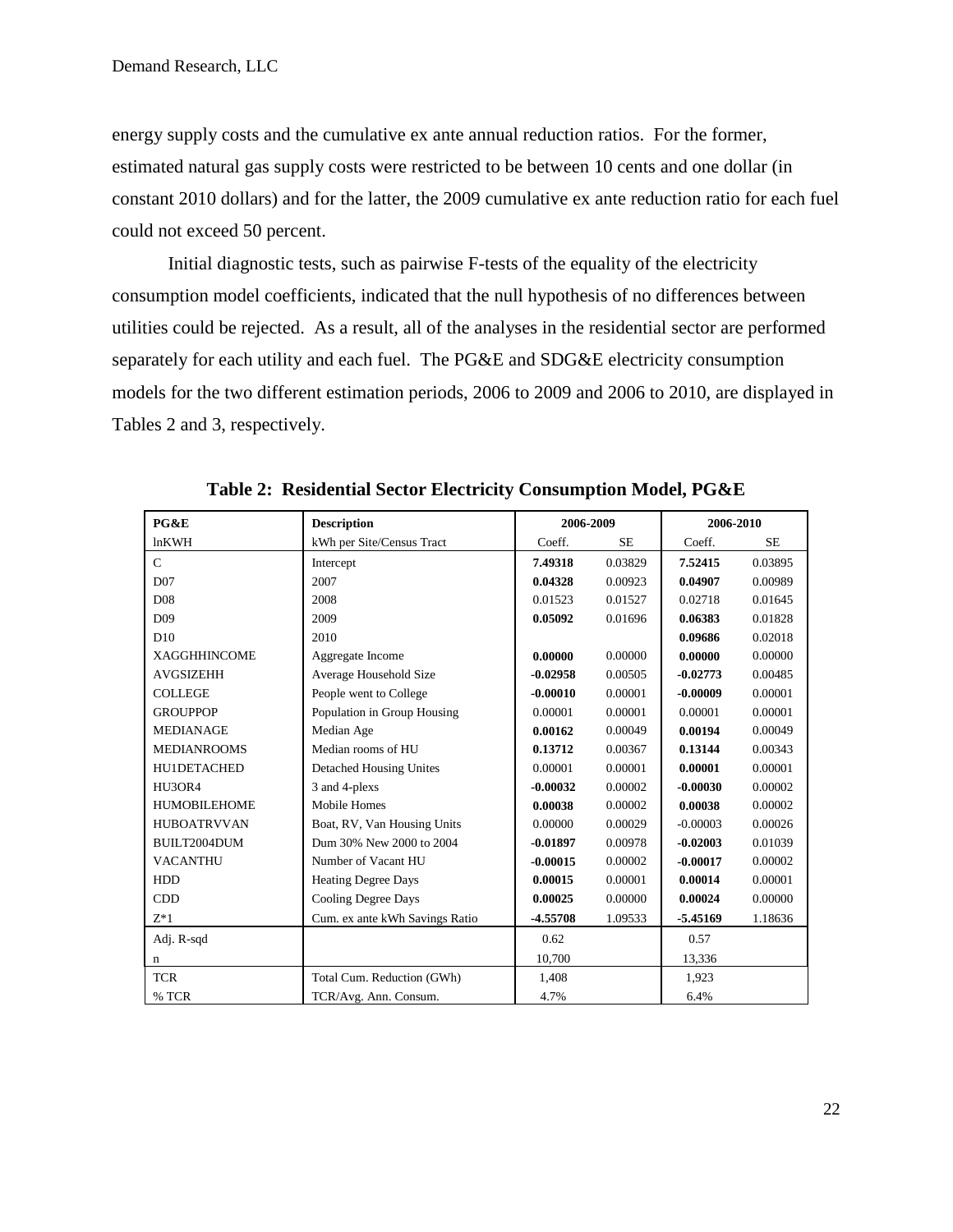energy supply costs and the cumulative ex ante annual reduction ratios. For the former, estimated natural gas supply costs were restricted to be between 10 cents and one dollar (in constant 2010 dollars) and for the latter, the 2009 cumulative ex ante reduction ratio for each fuel could not exceed 50 percent.

Initial diagnostic tests, such as pairwise F-tests of the equality of the electricity consumption model coefficients, indicated that the null hypothesis of no differences between utilities could be rejected. As a result, all of the analyses in the residential sector are performed separately for each utility and each fuel. The PG&E and SDG&E electricity consumption models for the two different estimation periods, 2006 to 2009 and 2006 to 2010, are displayed in Tables 2 and 3, respectively.

**Table 2: Residential Sector Electricity Consumption Model, PG&E**

| **PG&E** | **Description** | **2006-2009** | | **2006-2010** | |
|---|---|---|---|---|---|
| lnKWH | kWh per Site/Census Tract | Coeff. | SE | Coeff. | SE |
| C | Intercept | **7.49318** | 0.03829 | **7.52415** | 0.03895 |
| D07 | 2007 | **0.04328** | 0.00923 | **0.04907** | 0.00989 |
| D08 | 2008 | 0.01523 | 0.01527 | 0.02718 | 0.01645 |
| D09 | 2009 | **0.05092** | 0.01696 | **0.06383** | 0.01828 |
| D10 | 2010 | | | **0.09686** | 0.02018 |
| XAGGHHINCOME | Aggregate Income | **0.00000** | 0.00000 | **0.00000** | 0.00000 |
| AVGSIZEHH | Average Household Size | **-0.02958** | 0.00505 | **-0.02773** | 0.00485 |
| COLLEGE | People went to College | **-0.00010** | 0.00001 | **-0.00009** | 0.00001 |
| GROUPPOP | Population in Group Housing | 0.00001 | 0.00001 | 0.00001 | 0.00001 |
| MEDIANAGE | Median Age | **0.00162** | 0.00049 | **0.00194** | 0.00049 |
| MEDIANROOMS | Median rooms of HU | **0.13712** | 0.00367 | **0.13144** | 0.00343 |
| HU1DETACHED | Detached Housing Unites | 0.00001 | 0.00001 | **0.00001** | 0.00001 |
| HU3OR4 | 3 and 4-plexs | **-0.00032** | 0.00002 | **-0.00030** | 0.00002 |
| HUMOBILEHOME | Mobile Homes | **0.00038** | 0.00002 | **0.00038** | 0.00002 |
| HUBOATRVVAN | Boat, RV, Van Housing Units | 0.00000 | 0.00029 | -0.00003 | 0.00026 |
| BUILT2004DUM | Dum 30% New 2000 to 2004 | **-0.01897** | 0.00978 | **-0.02003** | 0.01039 |
| VACANTHU | Number of Vacant HU | **-0.00015** | 0.00002 | **-0.00017** | 0.00002 |
| HDD | Heating Degree Days | **0.00015** | 0.00001 | **0.00014** | 0.00001 |
| CDD | Cooling Degree Days | **0.00025** | 0.00000 | **0.00024** | 0.00000 |
| Z*1 | Cum. ex ante kWh Savings Ratio | **-4.55708** | 1.09533 | **-5.45169** | 1.18636 |
| Adj. R-sqd | | 0.62 | | 0.57 | |
| n | | 10,700 | | 13,336 | |
| TCR | Total Cum. Reduction (GWh) | 1,408 | | 1,923 | |
| % TCR | TCR/Avg. Ann. Consum. | 4.7% | | 6.4% | |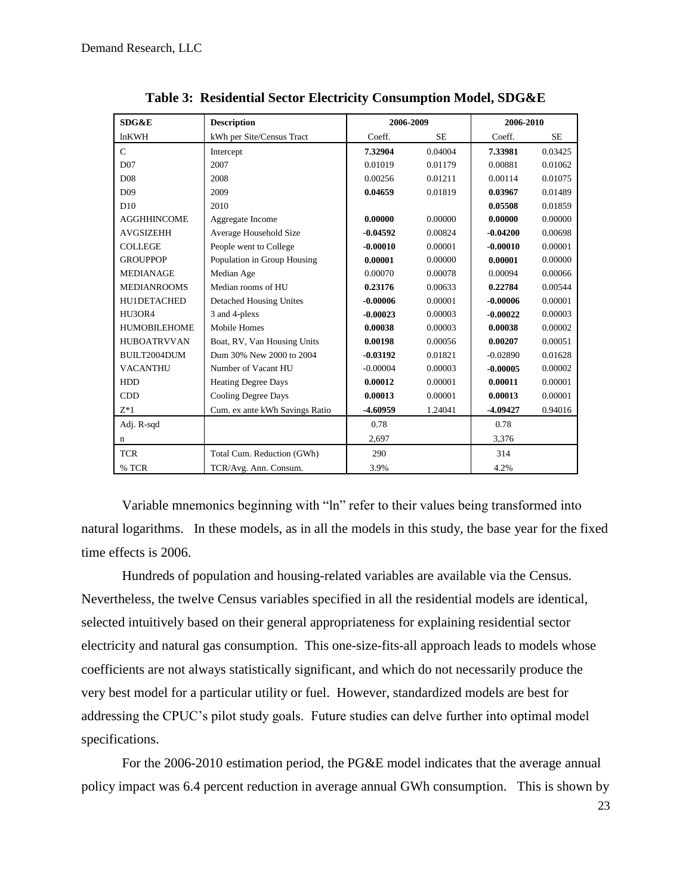**Table 3: Residential Sector Electricity Consumption Model, SDG&E**

| SDG&E | Description | 2006-2009 | | 2006-2010 | |
|---|---|---|---|---|---|
| lnKWH | kWh per Site/Census Tract | Coeff. | SE | Coeff. | SE |
| C | Intercept | **7.32904** | 0.04004 | **7.33981** | 0.03425 |
| D07 | 2007 | 0.01019 | 0.01179 | 0.00881 | 0.01062 |
| D08 | 2008 | 0.00256 | 0.01211 | 0.00114 | 0.01075 |
| D09 | 2009 | **0.04659** | 0.01819 | **0.03967** | 0.01489 |
| D10 | 2010 | | | **0.05508** | 0.01859 |
| AGGHHINCOME | Aggregate Income | **0.00000** | 0.00000 | **0.00000** | 0.00000 |
| AVGSIZEHH | Average Household Size | **-0.04592** | 0.00824 | **-0.04200** | 0.00698 |
| COLLEGE | People went to College | **-0.00010** | 0.00001 | **-0.00010** | 0.00001 |
| GROUPPOP | Population in Group Housing | **0.00001** | 0.00000 | **0.00001** | 0.00000 |
| MEDIANAGE | Median Age | 0.00070 | 0.00078 | 0.00094 | 0.00066 |
| MEDIANROOMS | Median rooms of HU | **0.23176** | 0.00633 | **0.22784** | 0.00544 |
| HU1DETACHED | Detached Housing Unites | **-0.00006** | 0.00001 | **-0.00006** | 0.00001 |
| HU3OR4 | 3 and 4-plexs | **-0.00023** | 0.00003 | **-0.00022** | 0.00003 |
| HUMOBILEHOME | Mobile Homes | **0.00038** | 0.00003 | **0.00038** | 0.00002 |
| HUBOATRVVAN | Boat, RV, Van Housing Units | **0.00198** | 0.00056 | **0.00207** | 0.00051 |
| BUILT2004DUM | Dum 30% New 2000 to 2004 | **-0.03192** | 0.01821 | -0.02890 | 0.01628 |
| VACANTHU | Number of Vacant HU | -0.00004 | 0.00003 | **-0.00005** | 0.00002 |
| HDD | Heating Degree Days | **0.00012** | 0.00001 | **0.00011** | 0.00001 |
| CDD | Cooling Degree Days | **0.00013** | 0.00001 | **0.00013** | 0.00001 |
| Z*1 | Cum. ex ante kWh Savings Ratio | **-4.60959** | 1.24041 | **-4.09427** | 0.94016 |
| Adj. R-sqd | | 0.78 | | 0.78 | |
| n | | 2,697 | | 3,376 | |
| TCR | Total Cum. Reduction (GWh) | 290 | | 314 | |
| % TCR | TCR/Avg. Ann. Consum. | 3.9% | | 4.2% | |

Variable mnemonics beginning with "ln" refer to their values being transformed into natural logarithms. In these models, as in all the models in this study, the base year for the fixed time effects is 2006.

Hundreds of population and housing-related variables are available via the Census. Nevertheless, the twelve Census variables specified in all the residential models are identical, selected intuitively based on their general appropriateness for explaining residential sector electricity and natural gas consumption. This one-size-fits-all approach leads to models whose coefficients are not always statistically significant, and which do not necessarily produce the very best model for a particular utility or fuel. However, standardized models are best for addressing the CPUC's pilot study goals. Future studies can delve further into optimal model specifications.

For the 2006-2010 estimation period, the PG&E model indicates that the average annual policy impact was 6.4 percent reduction in average annual GWh consumption. This is shown by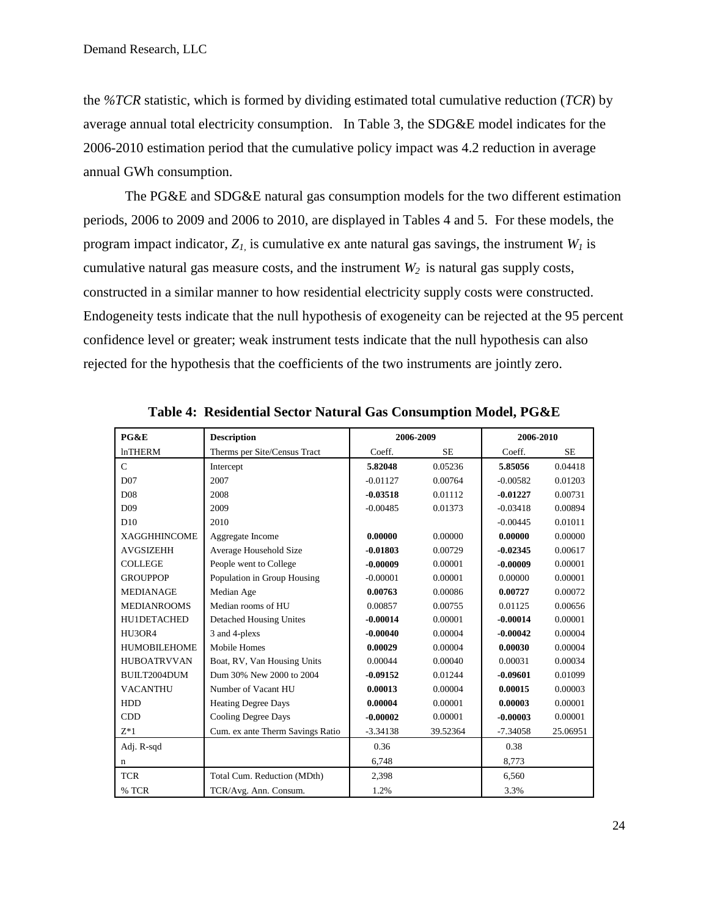the *%TCR* statistic, which is formed by dividing estimated total cumulative reduction (*TCR*) by average annual total electricity consumption. In Table 3, the SDG&E model indicates for the 2006-2010 estimation period that the cumulative policy impact was 4.2 reduction in average annual GWh consumption.

The PG&E and SDG&E natural gas consumption models for the two different estimation periods, 2006 to 2009 and 2006 to 2010, are displayed in Tables 4 and 5. For these models, the program impact indicator, $Z_1$, is cumulative ex ante natural gas savings, the instrument $W_1$ is cumulative natural gas measure costs, and the instrument $W_2$ is natural gas supply costs, constructed in a similar manner to how residential electricity supply costs were constructed. Endogeneity tests indicate that the null hypothesis of exogeneity can be rejected at the 95 percent confidence level or greater; weak instrument tests indicate that the null hypothesis can also rejected for the hypothesis that the coefficients of the two instruments are jointly zero.

**Table 4: Residential Sector Natural Gas Consumption Model, PG&E**

| **PG&E** | **Description** | **2006-2009** | | **2006-2010** | |
|---|---|---|---|---|---|
| lnTHERM | Therms per Site/Census Tract | Coeff. | SE | Coeff. | SE |
| C | Intercept | **5.82048** | 0.05236 | **5.85056** | 0.04418 |
| D07 | 2007 | -0.01127 | 0.00764 | -0.00582 | 0.01203 |
| D08 | 2008 | **-0.03518** | 0.01112 | **-0.01227** | 0.00731 |
| D09 | 2009 | -0.00485 | 0.01373 | -0.03418 | 0.00894 |
| D10 | 2010 | | | -0.00445 | 0.01011 |
| XAGGHHINCOME | Aggregate Income | **0.00000** | 0.00000 | **0.00000** | 0.00000 |
| AVGSIZEHH | Average Household Size | **-0.01803** | 0.00729 | **-0.02345** | 0.00617 |
| COLLEGE | People went to College | **-0.00009** | 0.00001 | **-0.00009** | 0.00001 |
| GROUPPOP | Population in Group Housing | -0.00001 | 0.00001 | 0.00000 | 0.00001 |
| MEDIANAGE | Median Age | **0.00763** | 0.00086 | **0.00727** | 0.00072 |
| MEDIANROOMS | Median rooms of HU | 0.00857 | 0.00755 | 0.01125 | 0.00656 |
| HU1DETACHED | Detached Housing Unites | **-0.00014** | 0.00001 | **-0.00014** | 0.00001 |
| HU3OR4 | 3 and 4-plexs | **-0.00040** | 0.00004 | **-0.00042** | 0.00004 |
| HUMOBILEHOME | Mobile Homes | **0.00029** | 0.00004 | **0.00030** | 0.00004 |
| HUBOATRVVAN | Boat, RV, Van Housing Units | 0.00044 | 0.00040 | 0.00031 | 0.00034 |
| BUILT2004DUM | Dum 30% New 2000 to 2004 | **-0.09152** | 0.01244 | **-0.09601** | 0.01099 |
| VACANTHU | Number of Vacant HU | **0.00013** | 0.00004 | **0.00015** | 0.00003 |
| HDD | Heating Degree Days | **0.00004** | 0.00001 | **0.00003** | 0.00001 |
| CDD | Cooling Degree Days | **-0.00002** | 0.00001 | **-0.00003** | 0.00001 |
| Z*1 | Cum. ex ante Therm Savings Ratio | -3.34138 | 39.52364 | -7.34058 | 25.06951 |
| Adj. R-sqd | | 0.36 | | 0.38 | |
| n | | 6,748 | | 8,773 | |
| TCR | Total Cum. Reduction (MDth) | 2,398 | | 6,560 | |
| % TCR | TCR/Avg. Ann. Consum. | 1.2% | | 3.3% | |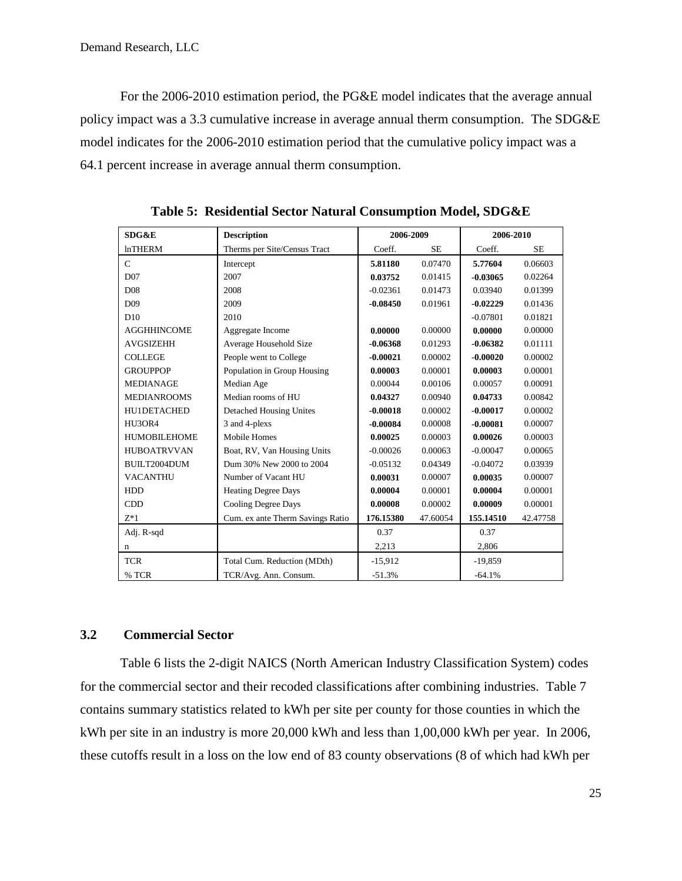For the 2006-2010 estimation period, the PG&E model indicates that the average annual policy impact was a 3.3 cumulative increase in average annual therm consumption. The SDG&E model indicates for the 2006-2010 estimation period that the cumulative policy impact was a 64.1 percent increase in average annual therm consumption.

**Table 5: Residential Sector Natural Consumption Model, SDG&E**

| SDG&E | Description | 2006-2009 | | 2006-2010 | |
|---|---|---|---|---|---|
| lnTHERM | Therms per Site/Census Tract | Coeff. | SE | Coeff. | SE |
| C | Intercept | **5.81180** | 0.07470 | **5.77604** | 0.06603 |
| D07 | 2007 | **0.03752** | 0.01415 | **-0.03065** | 0.02264 |
| D08 | 2008 | -0.02361 | 0.01473 | 0.03940 | 0.01399 |
| D09 | 2009 | **-0.08450** | 0.01961 | **-0.02229** | 0.01436 |
| D10 | 2010 | | | -0.07801 | 0.01821 |
| AGGHHINCOME | Aggregate Income | **0.00000** | 0.00000 | **0.00000** | 0.00000 |
| AVGSIZEHH | Average Household Size | **-0.06368** | 0.01293 | **-0.06382** | 0.01111 |
| COLLEGE | People went to College | **-0.00021** | 0.00002 | **-0.00020** | 0.00002 |
| GROUPPOP | Population in Group Housing | **0.00003** | 0.00001 | **0.00003** | 0.00001 |
| MEDIANAGE | Median Age | 0.00044 | 0.00106 | 0.00057 | 0.00091 |
| MEDIANROOMS | Median rooms of HU | **0.04327** | 0.00940 | **0.04733** | 0.00842 |
| HU1DETACHED | Detached Housing Unites | **-0.00018** | 0.00002 | **-0.00017** | 0.00002 |
| HU3OR4 | 3 and 4-plexs | **-0.00084** | 0.00008 | **-0.00081** | 0.00007 |
| HUMOBILEHOME | Mobile Homes | **0.00025** | 0.00003 | **0.00026** | 0.00003 |
| HUBOATRVVAN | Boat, RV, Van Housing Units | -0.00026 | 0.00063 | -0.00047 | 0.00065 |
| BUILT2004DUM | Dum 30% New 2000 to 2004 | -0.05132 | 0.04349 | -0.04072 | 0.03939 |
| VACANTHU | Number of Vacant HU | **0.00031** | 0.00007 | **0.00035** | 0.00007 |
| HDD | Heating Degree Days | **0.00004** | 0.00001 | **0.00004** | 0.00001 |
| CDD | Cooling Degree Days | **0.00008** | 0.00002 | **0.00009** | 0.00001 |
| Z*1 | Cum. ex ante Therm Savings Ratio | **176.15380** | 47.60054 | **155.14510** | 42.47758 |
| Adj. R-sqd | | 0.37 | | 0.37 | |
| n | | 2,213 | | 2,806 | |
| TCR | Total Cum. Reduction (MDth) | -15,912 | | -19,859 | |
| % TCR | TCR/Avg. Ann. Consum. | -51.3% | | -64.1% | |

### 3.2 Commercial Sector

Table 6 lists the 2-digit NAICS (North American Industry Classification System) codes for the commercial sector and their recoded classifications after combining industries. Table 7 contains summary statistics related to kWh per site per county for those counties in which the kWh per site in an industry is more 20,000 kWh and less than 1,00,000 kWh per year. In 2006, these cutoffs result in a loss on the low end of 83 county observations (8 of which had kWh per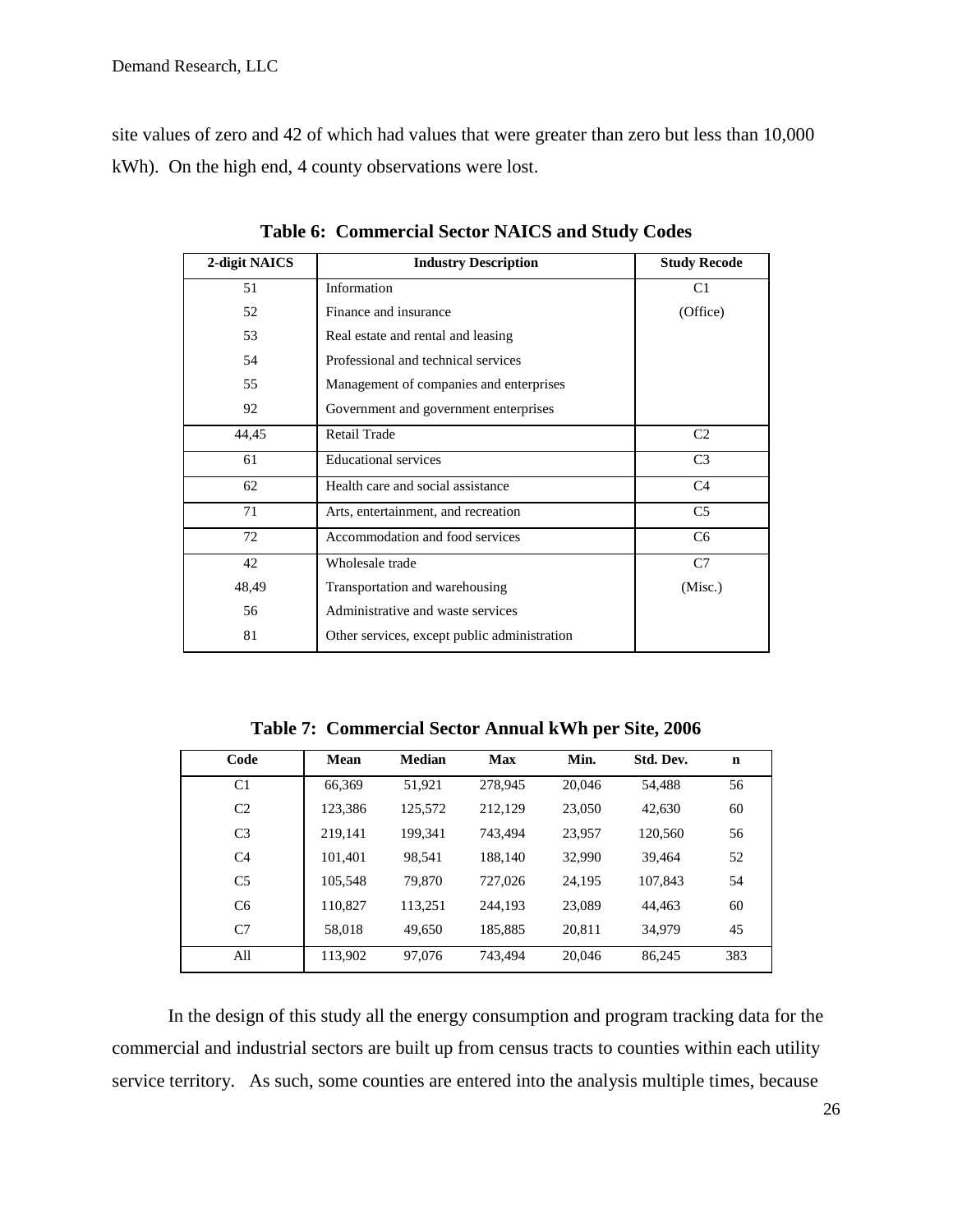site values of zero and 42 of which had values that were greater than zero but less than 10,000 kWh). On the high end, 4 county observations were lost.

**Table 6: Commercial Sector NAICS and Study Codes**

| 2-digit NAICS | Industry Description | Study Recode |
|---|---|---|
| 51 | Information | C1 |
| 52 | Finance and insurance | (Office) |
| 53 | Real estate and rental and leasing | |
| 54 | Professional and technical services | |
| 55 | Management of companies and enterprises | |
| 92 | Government and government enterprises | |
| 44,45 | Retail Trade | C2 |
| 61 | Educational services | C3 |
| 62 | Health care and social assistance | C4 |
| 71 | Arts, entertainment, and recreation | C5 |
| 72 | Accommodation and food services | C6 |
| 42 | Wholesale trade | C7 |
| 48,49 | Transportation and warehousing | (Misc.) |
| 56 | Administrative and waste services | |
| 81 | Other services, except public administration | |

**Table 7: Commercial Sector Annual kWh per Site, 2006**

| Code | Mean | Median | Max | Min. | Std. Dev. | n |
|---|---|---|---|---|---|---|
| C1 | 66,369 | 51,921 | 278,945 | 20,046 | 54,488 | 56 |
| C2 | 123,386 | 125,572 | 212,129 | 23,050 | 42,630 | 60 |
| C3 | 219,141 | 199,341 | 743,494 | 23,957 | 120,560 | 56 |
| C4 | 101,401 | 98,541 | 188,140 | 32,990 | 39,464 | 52 |
| C5 | 105,548 | 79,870 | 727,026 | 24,195 | 107,843 | 54 |
| C6 | 110,827 | 113,251 | 244,193 | 23,089 | 44,463 | 60 |
| C7 | 58,018 | 49,650 | 185,885 | 20,811 | 34,979 | 45 |
| All | 113,902 | 97,076 | 743,494 | 20,046 | 86,245 | 383 |

In the design of this study all the energy consumption and program tracking data for the commercial and industrial sectors are built up from census tracts to counties within each utility service territory. As such, some counties are entered into the analysis multiple times, because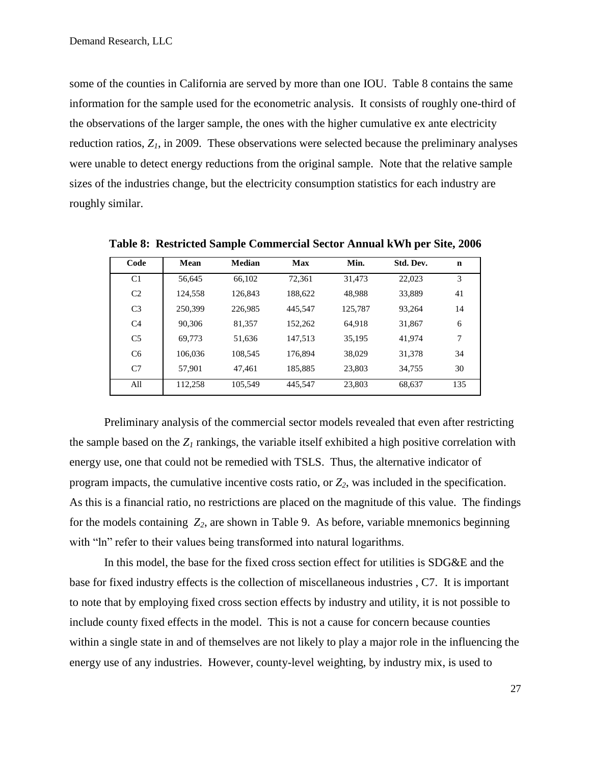some of the counties in California are served by more than one IOU. Table 8 contains the same information for the sample used for the econometric analysis. It consists of roughly one-third of the observations of the larger sample, the ones with the higher cumulative ex ante electricity reduction ratios, $Z_1$, in 2009. These observations were selected because the preliminary analyses were unable to detect energy reductions from the original sample. Note that the relative sample sizes of the industries change, but the electricity consumption statistics for each industry are roughly similar.

**Table 8: Restricted Sample Commercial Sector Annual kWh per Site, 2006**

| Code | Mean | Median | Max | Min. | Std. Dev. | n |
|---|---|---|---|---|---|---|
| C1 | 56,645 | 66,102 | 72,361 | 31,473 | 22,023 | 3 |
| C2 | 124,558 | 126,843 | 188,622 | 48,988 | 33,889 | 41 |
| C3 | 250,399 | 226,985 | 445,547 | 125,787 | 93,264 | 14 |
| C4 | 90,306 | 81,357 | 152,262 | 64,918 | 31,867 | 6 |
| C5 | 69,773 | 51,636 | 147,513 | 35,195 | 41,974 | 7 |
| C6 | 106,036 | 108,545 | 176,894 | 38,029 | 31,378 | 34 |
| C7 | 57,901 | 47,461 | 185,885 | 23,803 | 34,755 | 30 |
| All | 112,258 | 105,549 | 445,547 | 23,803 | 68,637 | 135 |

Preliminary analysis of the commercial sector models revealed that even after restricting the sample based on the $Z_1$ rankings, the variable itself exhibited a high positive correlation with energy use, one that could not be remedied with TSLS. Thus, the alternative indicator of program impacts, the cumulative incentive costs ratio, or $Z_2$, was included in the specification. As this is a financial ratio, no restrictions are placed on the magnitude of this value. The findings for the models containing $Z_2$, are shown in Table 9. As before, variable mnemonics beginning with "ln" refer to their values being transformed into natural logarithms.

In this model, the base for the fixed cross section effect for utilities is SDG&E and the base for fixed industry effects is the collection of miscellaneous industries , C7. It is important to note that by employing fixed cross section effects by industry and utility, it is not possible to include county fixed effects in the model. This is not a cause for concern because counties within a single state in and of themselves are not likely to play a major role in the influencing the energy use of any industries. However, county-level weighting, by industry mix, is used to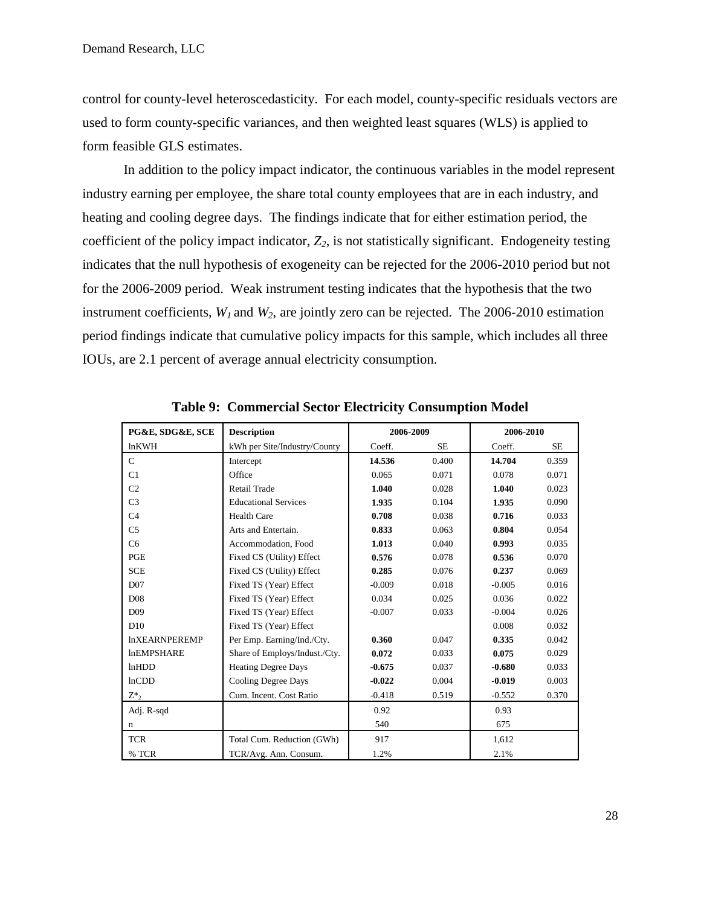control for county-level heteroscedasticity. For each model, county-specific residuals vectors are used to form county-specific variances, and then weighted least squares (WLS) is applied to form feasible GLS estimates.

In addition to the policy impact indicator, the continuous variables in the model represent industry earning per employee, the share total county employees that are in each industry, and heating and cooling degree days. The findings indicate that for either estimation period, the coefficient of the policy impact indicator, $Z_2$, is not statistically significant. Endogeneity testing indicates that the null hypothesis of exogeneity can be rejected for the 2006-2010 period but not for the 2006-2009 period. Weak instrument testing indicates that the hypothesis that the two instrument coefficients, $W_1$ and $W_2$, are jointly zero can be rejected. The 2006-2010 estimation period findings indicate that cumulative policy impacts for this sample, which includes all three IOUs, are 2.1 percent of average annual electricity consumption.

**Table 9: Commercial Sector Electricity Consumption Model**

| **PG&E, SDG&E, SCE** | **Description** | **2006-2009** | | **2006-2010** | |
|---|---|---|---|---|---|
| lnKWH | kWh per Site/Industry/County | Coeff. | SE | Coeff. | SE |
| C | Intercept | **14.536** | 0.400 | **14.704** | 0.359 |
| C1 | Office | 0.065 | 0.071 | 0.078 | 0.071 |
| C2 | Retail Trade | **1.040** | 0.028 | **1.040** | 0.023 |
| C3 | Educational Services | **1.935** | 0.104 | **1.935** | 0.090 |
| C4 | Health Care | **0.708** | 0.038 | **0.716** | 0.033 |
| C5 | Arts and Entertain. | **0.833** | 0.063 | **0.804** | 0.054 |
| C6 | Accommodation, Food | **1.013** | 0.040 | **0.993** | 0.035 |
| PGE | Fixed CS (Utility) Effect | **0.576** | 0.078 | **0.536** | 0.070 |
| SCE | Fixed CS (Utility) Effect | **0.285** | 0.076 | **0.237** | 0.069 |
| D07 | Fixed TS (Year) Effect | -0.009 | 0.018 | -0.005 | 0.016 |
| D08 | Fixed TS (Year) Effect | 0.034 | 0.025 | 0.036 | 0.022 |
| D09 | Fixed TS (Year) Effect | -0.007 | 0.033 | -0.004 | 0.026 |
| D10 | Fixed TS (Year) Effect | | | 0.008 | 0.032 |
| lnXEARNPEREMP | Per Emp. Earning/Ind./Cty. | **0.360** | 0.047 | **0.335** | 0.042 |
| lnEMPSHARE | Share of Employs/Indust./Cty. | **0.072** | 0.033 | **0.075** | 0.029 |
| lnHDD | Heating Degree Days | **-0.675** | 0.037 | **-0.680** | 0.033 |
| lnCDD | Cooling Degree Days | **-0.022** | 0.004 | **-0.019** | 0.003 |
| $Z^*_2$ | Cum. Incent. Cost Ratio | -0.418 | 0.519 | -0.552 | 0.370 |
| Adj. R-sqd | | 0.92 | | 0.93 | |
| n | | 540 | | 675 | |
| TCR | Total Cum. Reduction (GWh) | 917 | | 1,612 | |
| % TCR | TCR/Avg. Ann. Consum. | 1.2% | | 2.1% | |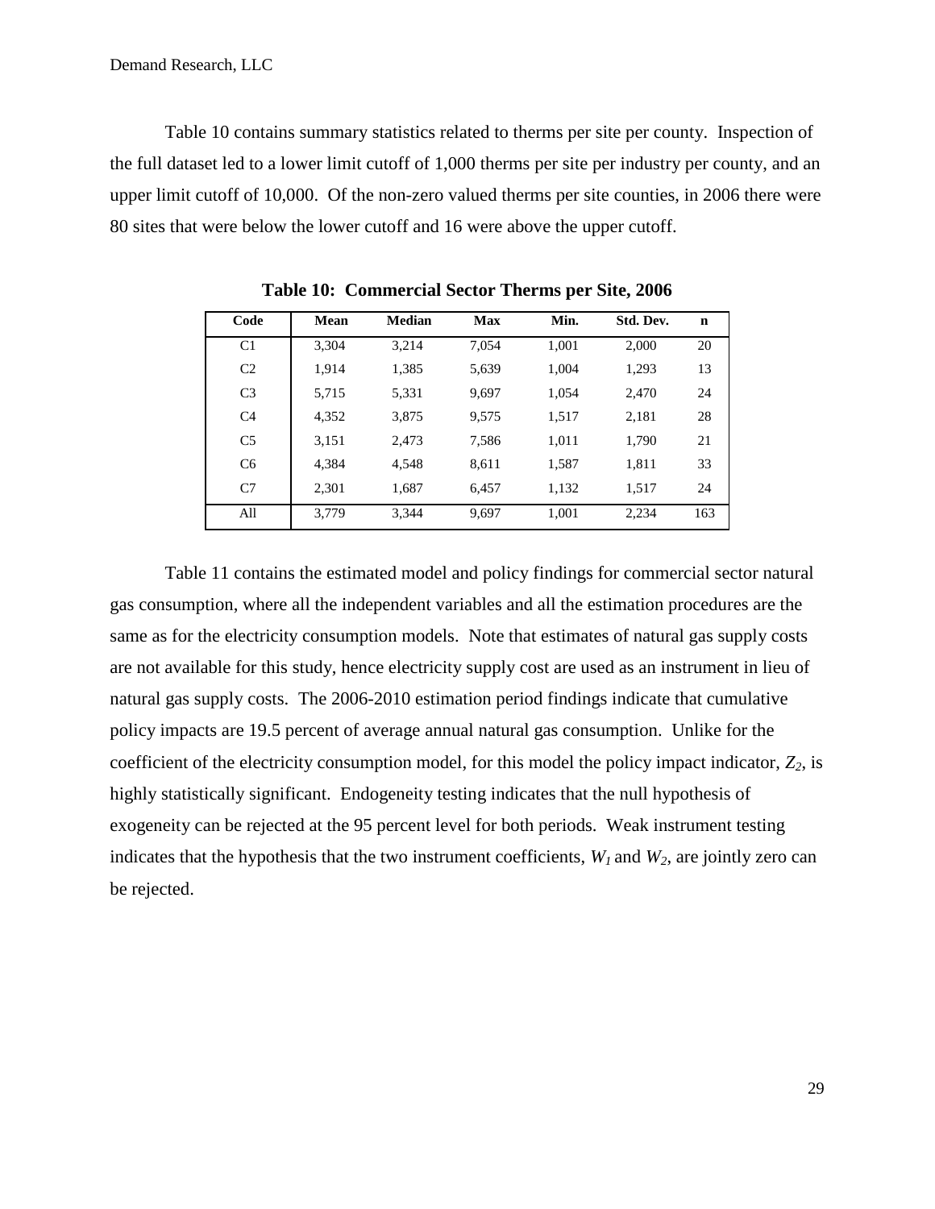Table 10 contains summary statistics related to therms per site per county. Inspection of the full dataset led to a lower limit cutoff of 1,000 therms per site per industry per county, and an upper limit cutoff of 10,000. Of the non-zero valued therms per site counties, in 2006 there were 80 sites that were below the lower cutoff and 16 were above the upper cutoff.

**Table 10: Commercial Sector Therms per Site, 2006**

| Code | Mean | Median | Max | Min. | Std. Dev. | n |
|---|---|---|---|---|---|---|
| C1 | 3,304 | 3,214 | 7,054 | 1,001 | 2,000 | 20 |
| C2 | 1,914 | 1,385 | 5,639 | 1,004 | 1,293 | 13 |
| C3 | 5,715 | 5,331 | 9,697 | 1,054 | 2,470 | 24 |
| C4 | 4,352 | 3,875 | 9,575 | 1,517 | 2,181 | 28 |
| C5 | 3,151 | 2,473 | 7,586 | 1,011 | 1,790 | 21 |
| C6 | 4,384 | 4,548 | 8,611 | 1,587 | 1,811 | 33 |
| C7 | 2,301 | 1,687 | 6,457 | 1,132 | 1,517 | 24 |
| All | 3,779 | 3,344 | 9,697 | 1,001 | 2,234 | 163 |

Table 11 contains the estimated model and policy findings for commercial sector natural gas consumption, where all the independent variables and all the estimation procedures are the same as for the electricity consumption models. Note that estimates of natural gas supply costs are not available for this study, hence electricity supply cost are used as an instrument in lieu of natural gas supply costs. The 2006-2010 estimation period findings indicate that cumulative policy impacts are 19.5 percent of average annual natural gas consumption. Unlike for the coefficient of the electricity consumption model, for this model the policy impact indicator, $Z_2$, is highly statistically significant. Endogeneity testing indicates that the null hypothesis of exogeneity can be rejected at the 95 percent level for both periods. Weak instrument testing indicates that the hypothesis that the two instrument coefficients, $W_1$ and $W_2$, are jointly zero can be rejected.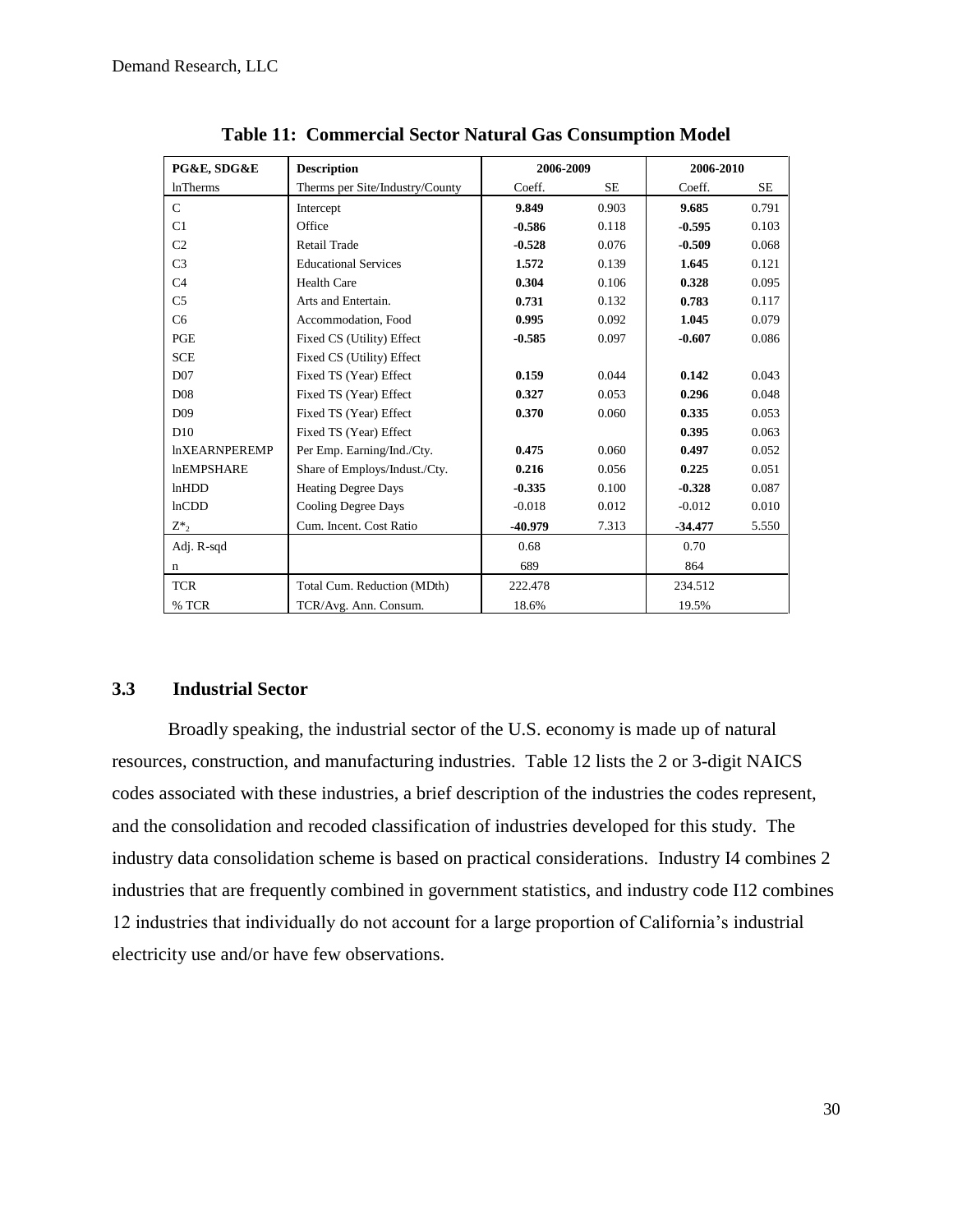**Table 11: Commercial Sector Natural Gas Consumption Model**

| PG&E, SDG&E | Description | 2006-2009 | | 2006-2010 | |
|---|---|---|---|---|---|
| lnTherms | Therms per Site/Industry/County | Coeff. | SE | Coeff. | SE |
| C | Intercept | **9.849** | 0.903 | **9.685** | 0.791 |
| C1 | Office | **-0.586** | 0.118 | **-0.595** | 0.103 |
| C2 | Retail Trade | **-0.528** | 0.076 | **-0.509** | 0.068 |
| C3 | Educational Services | **1.572** | 0.139 | **1.645** | 0.121 |
| C4 | Health Care | **0.304** | 0.106 | **0.328** | 0.095 |
| C5 | Arts and Entertain. | **0.731** | 0.132 | **0.783** | 0.117 |
| C6 | Accommodation, Food | **0.995** | 0.092 | **1.045** | 0.079 |
| PGE | Fixed CS (Utility) Effect | **-0.585** | 0.097 | **-0.607** | 0.086 |
| SCE | Fixed CS (Utility) Effect | | | | |
| D07 | Fixed TS (Year) Effect | **0.159** | 0.044 | **0.142** | 0.043 |
| D08 | Fixed TS (Year) Effect | **0.327** | 0.053 | **0.296** | 0.048 |
| D09 | Fixed TS (Year) Effect | **0.370** | 0.060 | **0.335** | 0.053 |
| D10 | Fixed TS (Year) Effect | | | **0.395** | 0.063 |
| lnXEARNPEREMP | Per Emp. Earning/Ind./Cty. | **0.475** | 0.060 | **0.497** | 0.052 |
| lnEMPSHARE | Share of Employs/Indust./Cty. | **0.216** | 0.056 | **0.225** | 0.051 |
| lnHDD | Heating Degree Days | **-0.335** | 0.100 | **-0.328** | 0.087 |
| lnCDD | Cooling Degree Days | -0.018 | 0.012 | -0.012 | 0.010 |
| $Z^*_2$ | Cum. Incent. Cost Ratio | **-40.979** | 7.313 | **-34.477** | 5.550 |
| Adj. R-sqd | | 0.68 | | 0.70 | |
| n | | 689 | | 864 | |
| TCR | Total Cum. Reduction (MDth) | 222.478 | | 234.512 | |
| % TCR | TCR/Avg. Ann. Consum. | 18.6% | | 19.5% | |

## 3.3 Industrial Sector

Broadly speaking, the industrial sector of the U.S. economy is made up of natural resources, construction, and manufacturing industries. Table 12 lists the 2 or 3-digit NAICS codes associated with these industries, a brief description of the industries the codes represent, and the consolidation and recoded classification of industries developed for this study. The industry data consolidation scheme is based on practical considerations. Industry I4 combines 2 industries that are frequently combined in government statistics, and industry code I12 combines 12 industries that individually do not account for a large proportion of California's industrial electricity use and/or have few observations.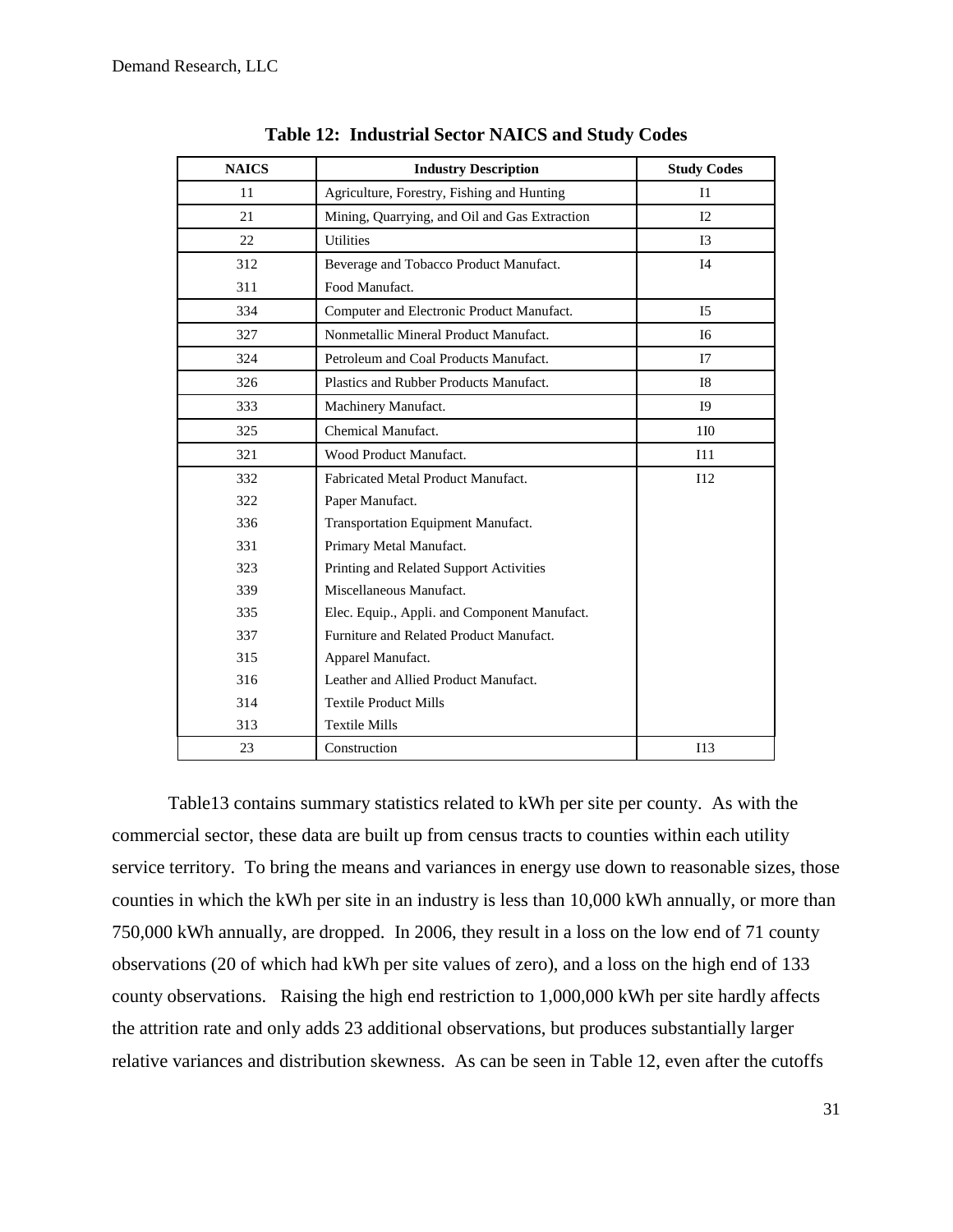**Table 12: Industrial Sector NAICS and Study Codes**

| NAICS | Industry Description | Study Codes |
|---|---|---|
| 11 | Agriculture, Forestry, Fishing and Hunting | I1 |
| 21 | Mining, Quarrying, and Oil and Gas Extraction | I2 |
| 22 | Utilities | I3 |
| 312 | Beverage and Tobacco Product Manufact. | I4 |
| 311 | Food Manufact. | |
| 334 | Computer and Electronic Product Manufact. | I5 |
| 327 | Nonmetallic Mineral Product Manufact. | I6 |
| 324 | Petroleum and Coal Products Manufact. | I7 |
| 326 | Plastics and Rubber Products Manufact. | I8 |
| 333 | Machinery Manufact. | I9 |
| 325 | Chemical Manufact. | 1I0 |
| 321 | Wood Product Manufact. | I11 |
| 332 | Fabricated Metal Product Manufact. | I12 |
| 322 | Paper Manufact. | |
| 336 | Transportation Equipment Manufact. | |
| 331 | Primary Metal Manufact. | |
| 323 | Printing and Related Support Activities | |
| 339 | Miscellaneous Manufact. | |
| 335 | Elec. Equip., Appli. and Component Manufact. | |
| 337 | Furniture and Related Product Manufact. | |
| 315 | Apparel Manufact. | |
| 316 | Leather and Allied Product Manufact. | |
| 314 | Textile Product Mills | |
| 313 | Textile Mills | |
| 23 | Construction | I13 |

Table13 contains summary statistics related to kWh per site per county. As with the commercial sector, these data are built up from census tracts to counties within each utility service territory. To bring the means and variances in energy use down to reasonable sizes, those counties in which the kWh per site in an industry is less than 10,000 kWh annually, or more than 750,000 kWh annually, are dropped. In 2006, they result in a loss on the low end of 71 county observations (20 of which had kWh per site values of zero), and a loss on the high end of 133 county observations. Raising the high end restriction to 1,000,000 kWh per site hardly affects the attrition rate and only adds 23 additional observations, but produces substantially larger relative variances and distribution skewness. As can be seen in Table 12, even after the cutoffs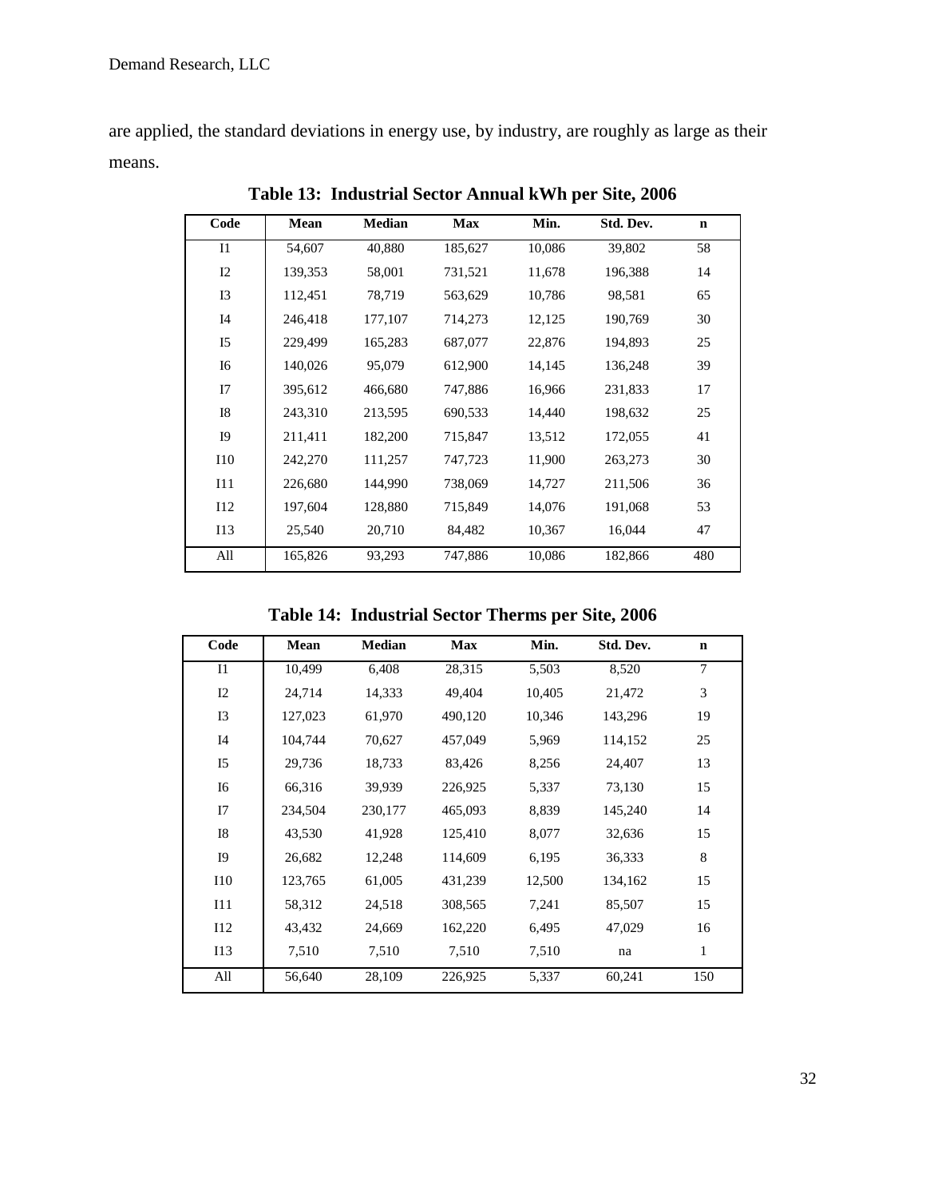are applied, the standard deviations in energy use, by industry, are roughly as large as their means.

**Table 13: Industrial Sector Annual kWh per Site, 2006**

| Code | Mean | Median | Max | Min. | Std. Dev. | n |
|---|---|---|---|---|---|---|
| I1 | 54,607 | 40,880 | 185,627 | 10,086 | 39,802 | 58 |
| I2 | 139,353 | 58,001 | 731,521 | 11,678 | 196,388 | 14 |
| I3 | 112,451 | 78,719 | 563,629 | 10,786 | 98,581 | 65 |
| I4 | 246,418 | 177,107 | 714,273 | 12,125 | 190,769 | 30 |
| I5 | 229,499 | 165,283 | 687,077 | 22,876 | 194,893 | 25 |
| I6 | 140,026 | 95,079 | 612,900 | 14,145 | 136,248 | 39 |
| I7 | 395,612 | 466,680 | 747,886 | 16,966 | 231,833 | 17 |
| I8 | 243,310 | 213,595 | 690,533 | 14,440 | 198,632 | 25 |
| I9 | 211,411 | 182,200 | 715,847 | 13,512 | 172,055 | 41 |
| I10 | 242,270 | 111,257 | 747,723 | 11,900 | 263,273 | 30 |
| I11 | 226,680 | 144,990 | 738,069 | 14,727 | 211,506 | 36 |
| I12 | 197,604 | 128,880 | 715,849 | 14,076 | 191,068 | 53 |
| I13 | 25,540 | 20,710 | 84,482 | 10,367 | 16,044 | 47 |
| All | 165,826 | 93,293 | 747,886 | 10,086 | 182,866 | 480 |

**Table 14: Industrial Sector Therms per Site, 2006**

| Code | Mean | Median | Max | Min. | Std. Dev. | n |
|---|---|---|---|---|---|---|
| I1 | 10,499 | 6,408 | 28,315 | 5,503 | 8,520 | 7 |
| I2 | 24,714 | 14,333 | 49,404 | 10,405 | 21,472 | 3 |
| I3 | 127,023 | 61,970 | 490,120 | 10,346 | 143,296 | 19 |
| I4 | 104,744 | 70,627 | 457,049 | 5,969 | 114,152 | 25 |
| I5 | 29,736 | 18,733 | 83,426 | 8,256 | 24,407 | 13 |
| I6 | 66,316 | 39,939 | 226,925 | 5,337 | 73,130 | 15 |
| I7 | 234,504 | 230,177 | 465,093 | 8,839 | 145,240 | 14 |
| I8 | 43,530 | 41,928 | 125,410 | 8,077 | 32,636 | 15 |
| I9 | 26,682 | 12,248 | 114,609 | 6,195 | 36,333 | 8 |
| I10 | 123,765 | 61,005 | 431,239 | 12,500 | 134,162 | 15 |
| I11 | 58,312 | 24,518 | 308,565 | 7,241 | 85,507 | 15 |
| I12 | 43,432 | 24,669 | 162,220 | 6,495 | 47,029 | 16 |
| I13 | 7,510 | 7,510 | 7,510 | 7,510 | na | 1 |
| All | 56,640 | 28,109 | 226,925 | 5,337 | 60,241 | 150 |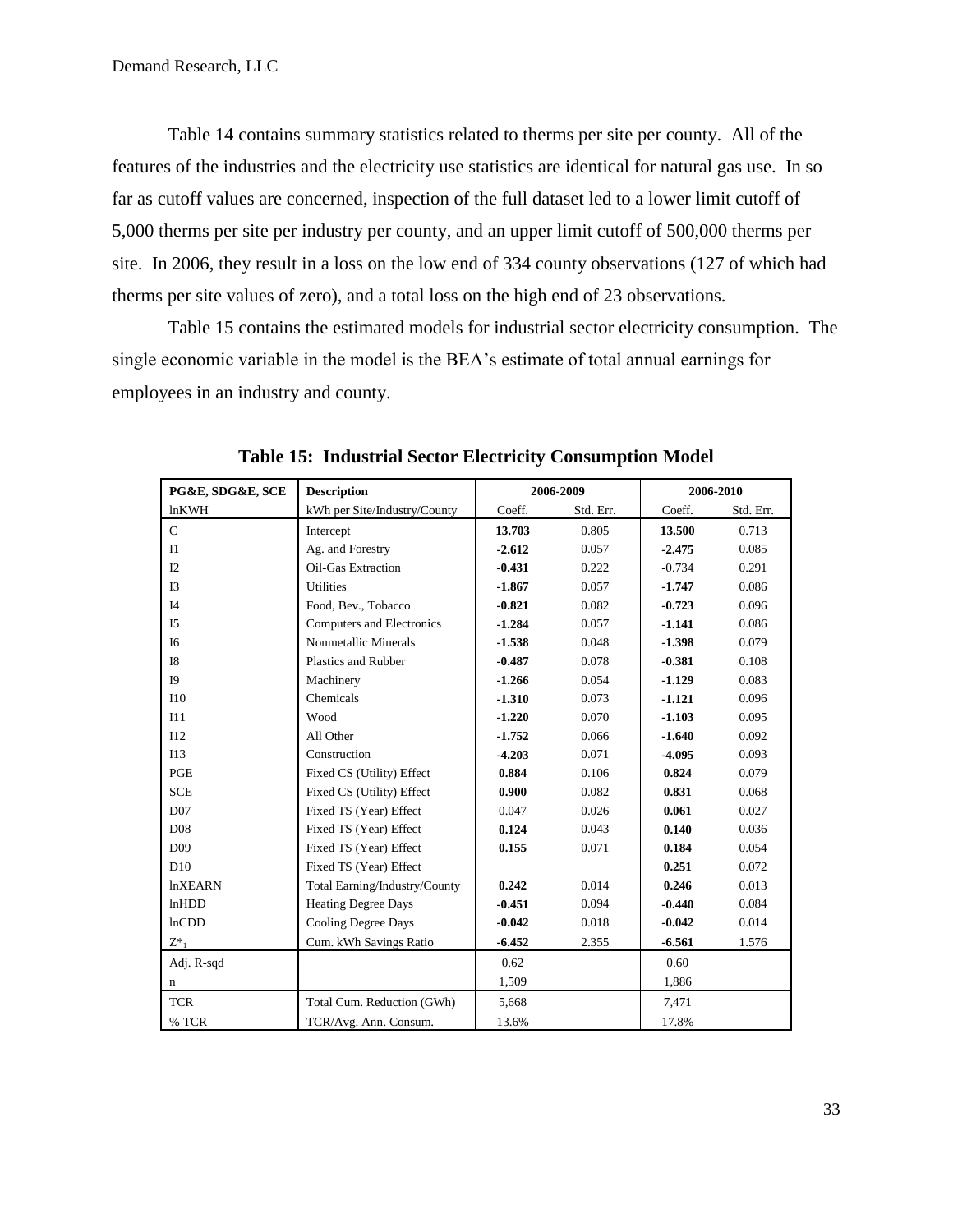Table 14 contains summary statistics related to therms per site per county. All of the features of the industries and the electricity use statistics are identical for natural gas use. In so far as cutoff values are concerned, inspection of the full dataset led to a lower limit cutoff of 5,000 therms per site per industry per county, and an upper limit cutoff of 500,000 therms per site. In 2006, they result in a loss on the low end of 334 county observations (127 of which had therms per site values of zero), and a total loss on the high end of 23 observations.

Table 15 contains the estimated models for industrial sector electricity consumption. The single economic variable in the model is the BEA's estimate of total annual earnings for employees in an industry and county.

**Table 15: Industrial Sector Electricity Consumption Model**

| PG&E, SDG&E, SCE | Description | 2006-2009 | | 2006-2010 | |
|---|---|---|---|---|---|
| lnKWH | kWh per Site/Industry/County | Coeff. | Std. Err. | Coeff. | Std. Err. |
| C | Intercept | **13.703** | 0.805 | **13.500** | 0.713 |
| I1 | Ag. and Forestry | **-2.612** | 0.057 | **-2.475** | 0.085 |
| I2 | Oil-Gas Extraction | **-0.431** | 0.222 | -0.734 | 0.291 |
| I3 | Utilities | **-1.867** | 0.057 | **-1.747** | 0.086 |
| I4 | Food, Bev., Tobacco | **-0.821** | 0.082 | **-0.723** | 0.096 |
| I5 | Computers and Electronics | **-1.284** | 0.057 | **-1.141** | 0.086 |
| I6 | Nonmetallic Minerals | **-1.538** | 0.048 | **-1.398** | 0.079 |
| I8 | Plastics and Rubber | **-0.487** | 0.078 | **-0.381** | 0.108 |
| I9 | Machinery | **-1.266** | 0.054 | **-1.129** | 0.083 |
| I10 | Chemicals | **-1.310** | 0.073 | **-1.121** | 0.096 |
| I11 | Wood | **-1.220** | 0.070 | **-1.103** | 0.095 |
| I12 | All Other | **-1.752** | 0.066 | **-1.640** | 0.092 |
| I13 | Construction | **-4.203** | 0.071 | **-4.095** | 0.093 |
| PGE | Fixed CS (Utility) Effect | **0.884** | 0.106 | **0.824** | 0.079 |
| SCE | Fixed CS (Utility) Effect | **0.900** | 0.082 | **0.831** | 0.068 |
| D07 | Fixed TS (Year) Effect | 0.047 | 0.026 | **0.061** | 0.027 |
| D08 | Fixed TS (Year) Effect | **0.124** | 0.043 | **0.140** | 0.036 |
| D09 | Fixed TS (Year) Effect | **0.155** | 0.071 | **0.184** | 0.054 |
| D10 | Fixed TS (Year) Effect | | | **0.251** | 0.072 |
| lnXEARN | Total Earning/Industry/County | **0.242** | 0.014 | **0.246** | 0.013 |
| lnHDD | Heating Degree Days | **-0.451** | 0.094 | **-0.440** | 0.084 |
| lnCDD | Cooling Degree Days | **-0.042** | 0.018 | **-0.042** | 0.014 |
| $Z^*_1$ | Cum. kWh Savings Ratio | **-6.452** | 2.355 | **-6.561** | 1.576 |
| Adj. R-sqd | | 0.62 | | 0.60 | |
| n | | 1,509 | | 1,886 | |
| TCR | Total Cum. Reduction (GWh) | 5,668 | | 7,471 | |
| % TCR | TCR/Avg. Ann. Consum. | 13.6% | | 17.8% | |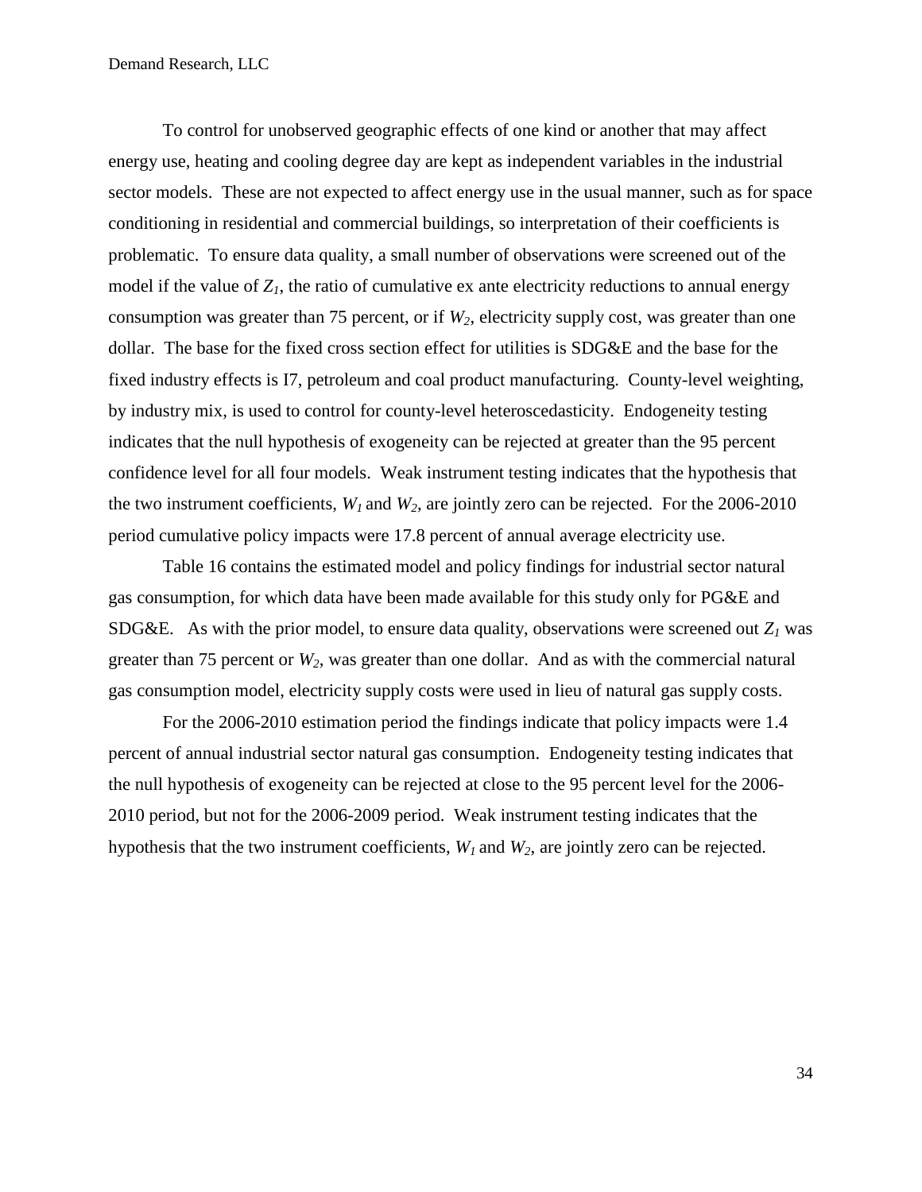To control for unobserved geographic effects of one kind or another that may affect energy use, heating and cooling degree day are kept as independent variables in the industrial sector models. These are not expected to affect energy use in the usual manner, such as for space conditioning in residential and commercial buildings, so interpretation of their coefficients is problematic. To ensure data quality, a small number of observations were screened out of the model if the value of $Z_1$, the ratio of cumulative ex ante electricity reductions to annual energy consumption was greater than 75 percent, or if $W_2$, electricity supply cost, was greater than one dollar. The base for the fixed cross section effect for utilities is SDG&E and the base for the fixed industry effects is I7, petroleum and coal product manufacturing. County-level weighting, by industry mix, is used to control for county-level heteroscedasticity. Endogeneity testing indicates that the null hypothesis of exogeneity can be rejected at greater than the 95 percent confidence level for all four models. Weak instrument testing indicates that the hypothesis that the two instrument coefficients, $W_1$ and $W_2$, are jointly zero can be rejected. For the 2006-2010 period cumulative policy impacts were 17.8 percent of annual average electricity use.

Table 16 contains the estimated model and policy findings for industrial sector natural gas consumption, for which data have been made available for this study only for PG&E and SDG&E. As with the prior model, to ensure data quality, observations were screened out $Z_1$ was greater than 75 percent or $W_2$, was greater than one dollar. And as with the commercial natural gas consumption model, electricity supply costs were used in lieu of natural gas supply costs.

For the 2006-2010 estimation period the findings indicate that policy impacts were 1.4 percent of annual industrial sector natural gas consumption. Endogeneity testing indicates that the null hypothesis of exogeneity can be rejected at close to the 95 percent level for the 2006-2010 period, but not for the 2006-2009 period. Weak instrument testing indicates that the hypothesis that the two instrument coefficients, $W_1$ and $W_2$, are jointly zero can be rejected.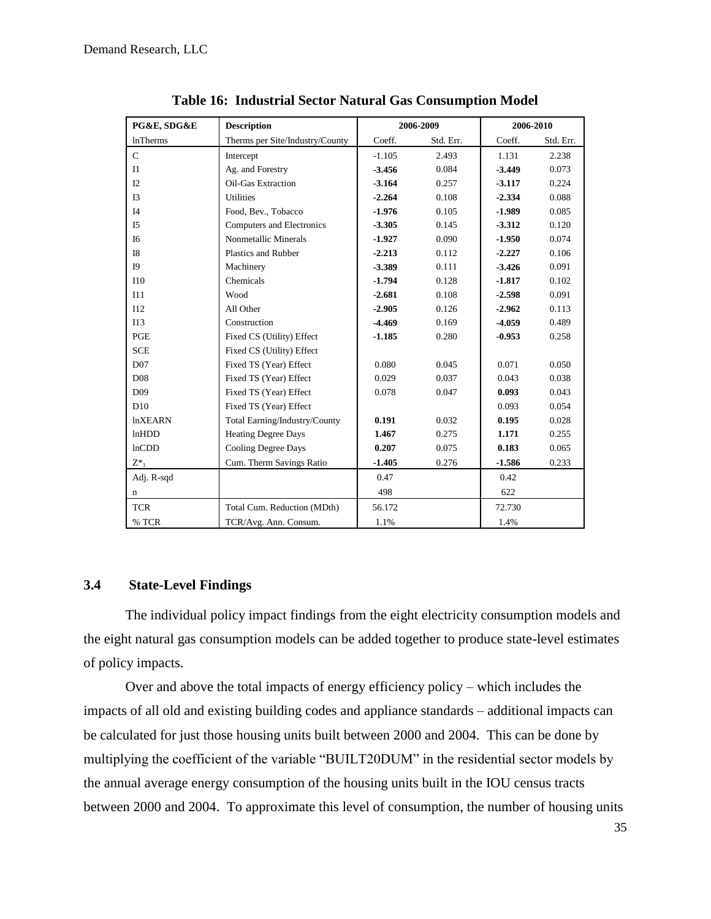**Table 16: Industrial Sector Natural Gas Consumption Model**

| PG&E, SDG&E | Description | 2006-2009 | | 2006-2010 | |
|---|---|---|---|---|---|
| lnTherms | Therms per Site/Industry/County | Coeff. | Std. Err. | Coeff. | Std. Err. |
| C | Intercept | -1.105 | 2.493 | 1.131 | 2.238 |
| I1 | Ag. and Forestry | **-3.456** | 0.084 | **-3.449** | 0.073 |
| I2 | Oil-Gas Extraction | **-3.164** | 0.257 | **-3.117** | 0.224 |
| I3 | Utilities | **-2.264** | 0.108 | **-2.334** | 0.088 |
| I4 | Food, Bev., Tobacco | **-1.976** | 0.105 | **-1.989** | 0.085 |
| I5 | Computers and Electronics | **-3.305** | 0.145 | **-3.312** | 0.120 |
| I6 | Nonmetallic Minerals | **-1.927** | 0.090 | **-1.950** | 0.074 |
| I8 | Plastics and Rubber | **-2.213** | 0.112 | **-2.227** | 0.106 |
| I9 | Machinery | **-3.389** | 0.111 | **-3.426** | 0.091 |
| I10 | Chemicals | **-1.794** | 0.128 | **-1.817** | 0.102 |
| I11 | Wood | **-2.681** | 0.108 | **-2.598** | 0.091 |
| I12 | All Other | **-2.905** | 0.126 | **-2.962** | 0.113 |
| I13 | Construction | **-4.469** | 0.169 | **-4.059** | 0.489 |
| PGE | Fixed CS (Utility) Effect | **-1.185** | 0.280 | **-0.953** | 0.258 |
| SCE | Fixed CS (Utility) Effect | | | | |
| D07 | Fixed TS (Year) Effect | 0.080 | 0.045 | 0.071 | 0.050 |
| D08 | Fixed TS (Year) Effect | 0.029 | 0.037 | 0.043 | 0.038 |
| D09 | Fixed TS (Year) Effect | 0.078 | 0.047 | **0.093** | 0.043 |
| D10 | Fixed TS (Year) Effect | | | 0.093 | 0.054 |
| lnXEARN | Total Earning/Industry/County | **0.191** | 0.032 | **0.195** | 0.028 |
| lnHDD | Heating Degree Days | **1.467** | 0.275 | **1.171** | 0.255 |
| lnCDD | Cooling Degree Days | **0.207** | 0.075 | **0.183** | 0.065 |
| $Z^*_1$ | Cum. Therm Savings Ratio | **-1.405** | 0.276 | **-1.586** | 0.233 |
| Adj. R-sqd | | 0.47 | | 0.42 | |
| n | | 498 | | 622 | |
| TCR | Total Cum. Reduction (MDth) | 56.172 | | 72.730 | |
| % TCR | TCR/Avg. Ann. Consum. | 1.1% | | 1.4% | |

### 3.4 State-Level Findings

The individual policy impact findings from the eight electricity consumption models and the eight natural gas consumption models can be added together to produce state-level estimates of policy impacts.

Over and above the total impacts of energy efficiency policy – which includes the impacts of all old and existing building codes and appliance standards – additional impacts can be calculated for just those housing units built between 2000 and 2004. This can be done by multiplying the coefficient of the variable "BUILT20DUM" in the residential sector models by the annual average energy consumption of the housing units built in the IOU census tracts between 2000 and 2004. To approximate this level of consumption, the number of housing units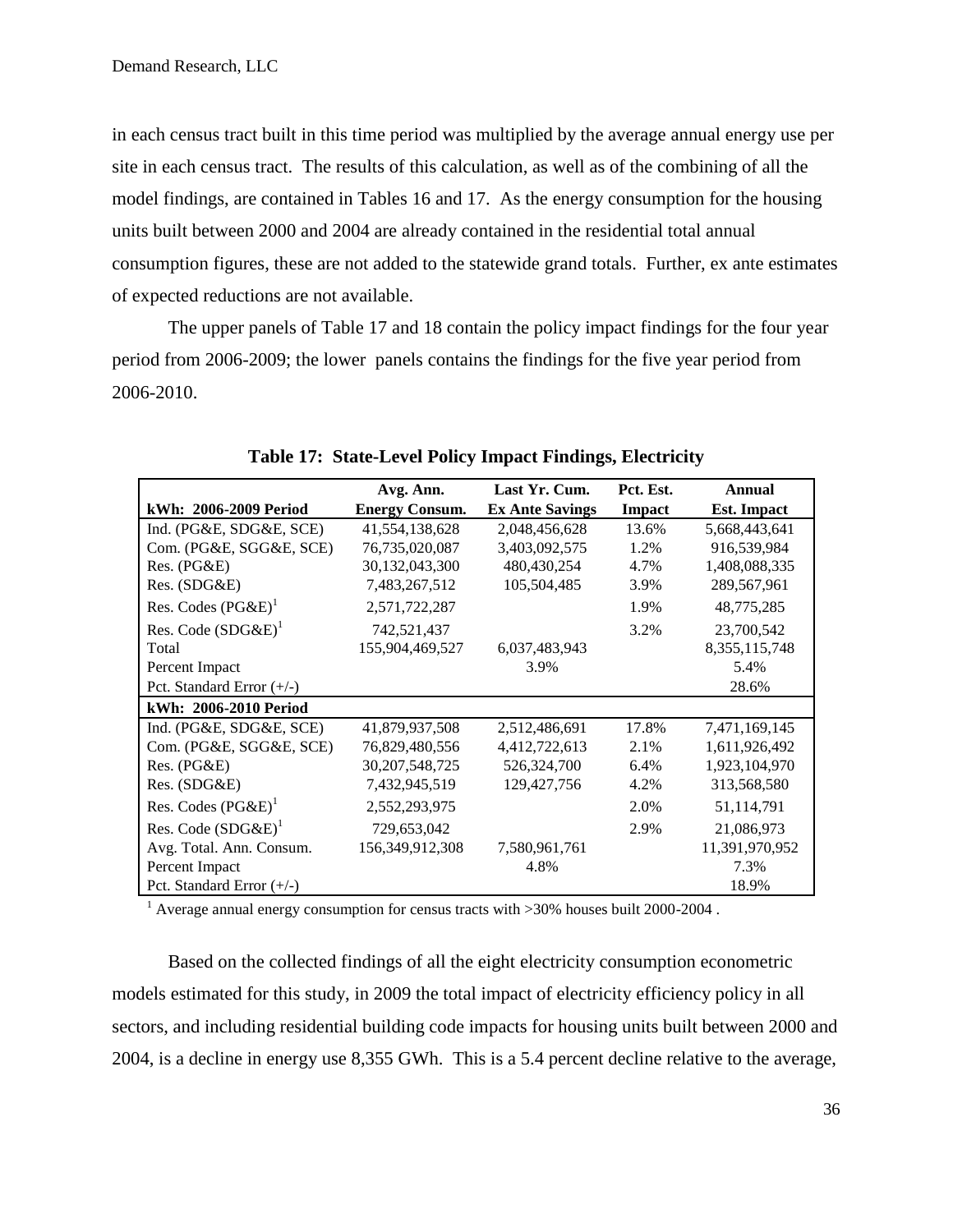in each census tract built in this time period was multiplied by the average annual energy use per site in each census tract. The results of this calculation, as well as of the combining of all the model findings, are contained in Tables 16 and 17. As the energy consumption for the housing units built between 2000 and 2004 are already contained in the residential total annual consumption figures, these are not added to the statewide grand totals. Further, ex ante estimates of expected reductions are not available.

The upper panels of Table 17 and 18 contain the policy impact findings for the four year period from 2006-2009; the lower panels contains the findings for the five year period from 2006-2010.

**Table 17: State-Level Policy Impact Findings, Electricity**

| kWh: 2006-2009 Period | Avg. Ann. Energy Consum. | Last Yr. Cum. Ex Ante Savings | Pct. Est. Impact | Annual Est. Impact |
|---|---|---|---|---|
| Ind. (PG&E, SDG&E, SCE) | 41,554,138,628 | 2,048,456,628 | 13.6% | 5,668,443,641 |
| Com. (PG&E, SGG&E, SCE) | 76,735,020,087 | 3,403,092,575 | 1.2% | 916,539,984 |
| Res. (PG&E) | 30,132,043,300 | 480,430,254 | 4.7% | 1,408,088,335 |
| Res. (SDG&E) | 7,483,267,512 | 105,504,485 | 3.9% | 289,567,961 |
| Res. Codes (PG&E)[1] | 2,571,722,287 | | 1.9% | 48,775,285 |
| Res. Code (SDG&E)[1] | 742,521,437 | | 3.2% | 23,700,542 |
| Total | 155,904,469,527 | 6,037,483,943 | | 8,355,115,748 |
| Percent Impact | | 3.9% | | 5.4% |
| Pct. Standard Error (+/-) | | | | 28.6% |
| **kWh: 2006-2010 Period** | | | | |
| Ind. (PG&E, SDG&E, SCE) | 41,879,937,508 | 2,512,486,691 | 17.8% | 7,471,169,145 |
| Com. (PG&E, SGG&E, SCE) | 76,829,480,556 | 4,412,722,613 | 2.1% | 1,611,926,492 |
| Res. (PG&E) | 30,207,548,725 | 526,324,700 | 6.4% | 1,923,104,970 |
| Res. (SDG&E) | 7,432,945,519 | 129,427,756 | 4.2% | 313,568,580 |
| Res. Codes (PG&E)[1] | 2,552,293,975 | | 2.0% | 51,114,791 |
| Res. Code (SDG&E)[1] | 729,653,042 | | 2.9% | 21,086,973 |
| Avg. Total. Ann. Consum. | 156,349,912,308 | 7,580,961,761 | | 11,391,970,952 |
| Percent Impact | | 4.8% | | 7.3% |
| Pct. Standard Error (+/-) | | | | 18.9% |

[1] Average annual energy consumption for census tracts with >30% houses built 2000-2004 .

Based on the collected findings of all the eight electricity consumption econometric models estimated for this study, in 2009 the total impact of electricity efficiency policy in all sectors, and including residential building code impacts for housing units built between 2000 and 2004, is a decline in energy use 8,355 GWh. This is a 5.4 percent decline relative to the average,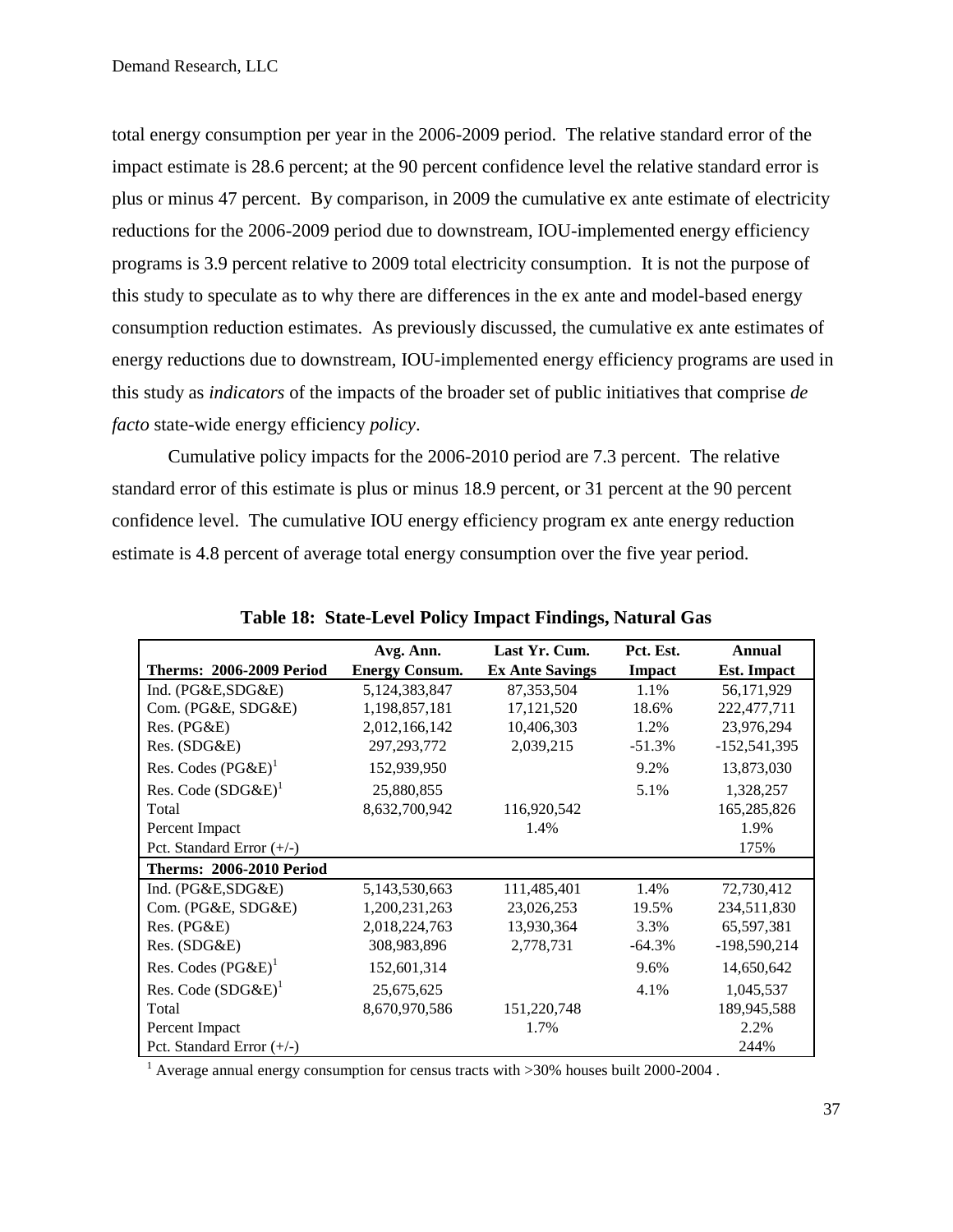total energy consumption per year in the 2006-2009 period. The relative standard error of the impact estimate is 28.6 percent; at the 90 percent confidence level the relative standard error is plus or minus 47 percent. By comparison, in 2009 the cumulative ex ante estimate of electricity reductions for the 2006-2009 period due to downstream, IOU-implemented energy efficiency programs is 3.9 percent relative to 2009 total electricity consumption. It is not the purpose of this study to speculate as to why there are differences in the ex ante and model-based energy consumption reduction estimates. As previously discussed, the cumulative ex ante estimates of energy reductions due to downstream, IOU-implemented energy efficiency programs are used in this study as *indicators* of the impacts of the broader set of public initiatives that comprise *de facto* state-wide energy efficiency *policy*.

Cumulative policy impacts for the 2006-2010 period are 7.3 percent. The relative standard error of this estimate is plus or minus 18.9 percent, or 31 percent at the 90 percent confidence level. The cumulative IOU energy efficiency program ex ante energy reduction estimate is 4.8 percent of average total energy consumption over the five year period.

**Table 18: State-Level Policy Impact Findings, Natural Gas**

| Therms: 2006-2009 Period | Avg. Ann. Energy Consum. | Last Yr. Cum. Ex Ante Savings | Pct. Est. Impact | Annual Est. Impact |
|---|---|---|---|---|
| Ind. (PG&E,SDG&E) | 5,124,383,847 | 87,353,504 | 1.1% | 56,171,929 |
| Com. (PG&E, SDG&E) | 1,198,857,181 | 17,121,520 | 18.6% | 222,477,711 |
| Res. (PG&E) | 2,012,166,142 | 10,406,303 | 1.2% | 23,976,294 |
| Res. (SDG&E) | 297,293,772 | 2,039,215 | -51.3% | -152,541,395 |
| Res. Codes (PG&E)[1] | 152,939,950 | | 9.2% | 13,873,030 |
| Res. Code (SDG&E)[1] | 25,880,855 | | 5.1% | 1,328,257 |
| Total | 8,632,700,942 | 116,920,542 | | 165,285,826 |
| Percent Impact | | 1.4% | | 1.9% |
| Pct. Standard Error (+/-) | | | | 175% |
| **Therms: 2006-2010 Period** | | | | |
| Ind. (PG&E,SDG&E) | 5,143,530,663 | 111,485,401 | 1.4% | 72,730,412 |
| Com. (PG&E, SDG&E) | 1,200,231,263 | 23,026,253 | 19.5% | 234,511,830 |
| Res. (PG&E) | 2,018,224,763 | 13,930,364 | 3.3% | 65,597,381 |
| Res. (SDG&E) | 308,983,896 | 2,778,731 | -64.3% | -198,590,214 |
| Res. Codes (PG&E)[1] | 152,601,314 | | 9.6% | 14,650,642 |
| Res. Code (SDG&E)[1] | 25,675,625 | | 4.1% | 1,045,537 |
| Total | 8,670,970,586 | 151,220,748 | | 189,945,588 |
| Percent Impact | | 1.7% | | 2.2% |
| Pct. Standard Error (+/-) | | | | 244% |

[1] Average annual energy consumption for census tracts with >30% houses built 2000-2004 .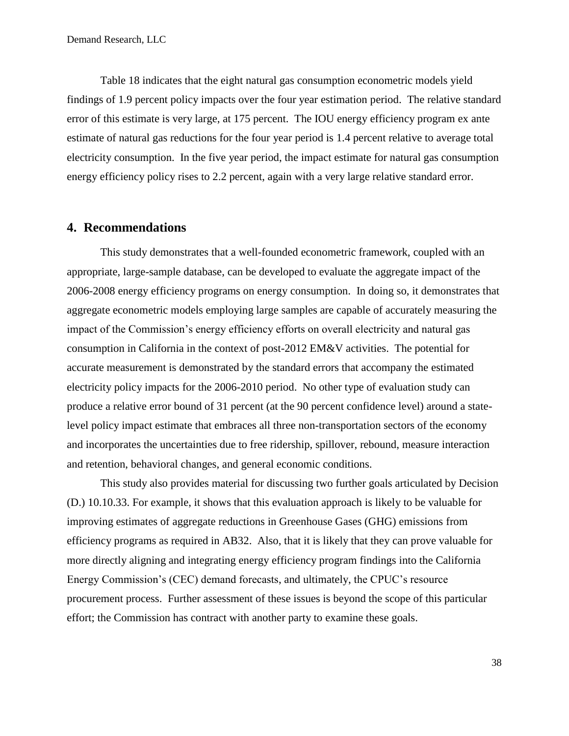Table 18 indicates that the eight natural gas consumption econometric models yield findings of 1.9 percent policy impacts over the four year estimation period. The relative standard error of this estimate is very large, at 175 percent. The IOU energy efficiency program ex ante estimate of natural gas reductions for the four year period is 1.4 percent relative to average total electricity consumption. In the five year period, the impact estimate for natural gas consumption energy efficiency policy rises to 2.2 percent, again with a very large relative standard error.

## 4. Recommendations

This study demonstrates that a well-founded econometric framework, coupled with an appropriate, large-sample database, can be developed to evaluate the aggregate impact of the 2006-2008 energy efficiency programs on energy consumption. In doing so, it demonstrates that aggregate econometric models employing large samples are capable of accurately measuring the impact of the Commission's energy efficiency efforts on overall electricity and natural gas consumption in California in the context of post-2012 EM&V activities. The potential for accurate measurement is demonstrated by the standard errors that accompany the estimated electricity policy impacts for the 2006-2010 period. No other type of evaluation study can produce a relative error bound of 31 percent (at the 90 percent confidence level) around a state-level policy impact estimate that embraces all three non-transportation sectors of the economy and incorporates the uncertainties due to free ridership, spillover, rebound, measure interaction and retention, behavioral changes, and general economic conditions.

This study also provides material for discussing two further goals articulated by Decision (D.) 10.10.33. For example, it shows that this evaluation approach is likely to be valuable for improving estimates of aggregate reductions in Greenhouse Gases (GHG) emissions from efficiency programs as required in AB32. Also, that it is likely that they can prove valuable for more directly aligning and integrating energy efficiency program findings into the California Energy Commission's (CEC) demand forecasts, and ultimately, the CPUC's resource procurement process. Further assessment of these issues is beyond the scope of this particular effort; the Commission has contract with another party to examine these goals.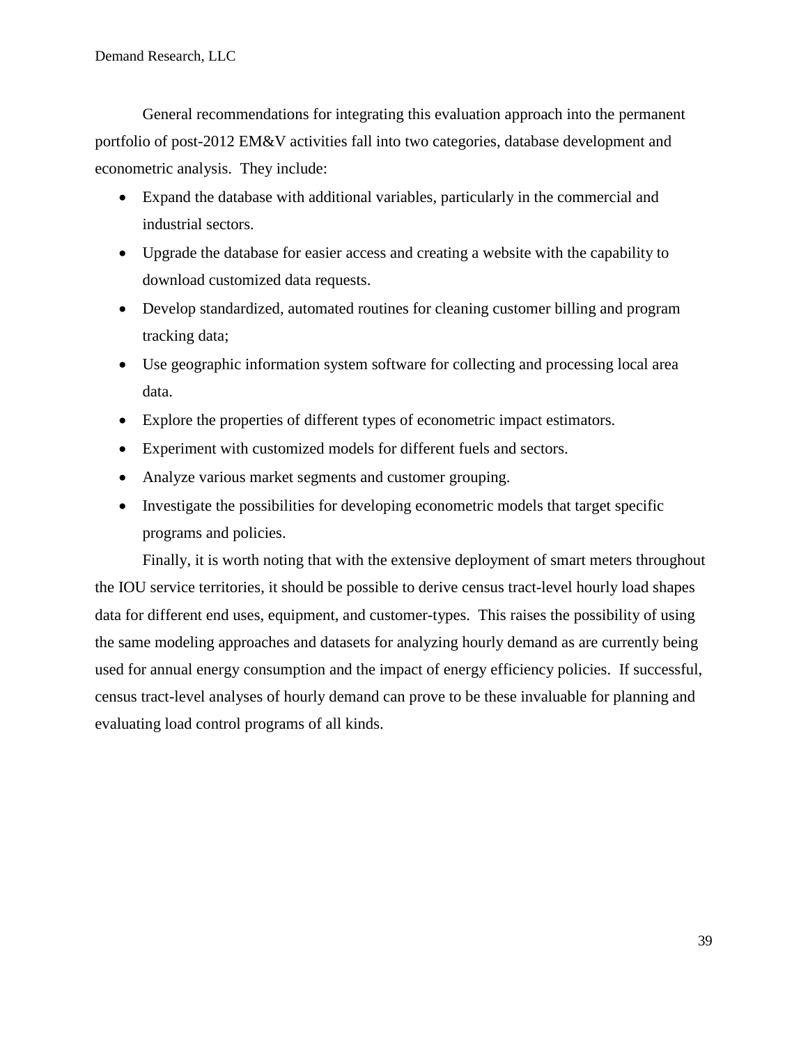General recommendations for integrating this evaluation approach into the permanent portfolio of post-2012 EM&V activities fall into two categories, database development and econometric analysis. They include:

- Expand the database with additional variables, particularly in the commercial and industrial sectors.
- Upgrade the database for easier access and creating a website with the capability to download customized data requests.
- Develop standardized, automated routines for cleaning customer billing and program tracking data;
- Use geographic information system software for collecting and processing local area data.
- Explore the properties of different types of econometric impact estimators.
- Experiment with customized models for different fuels and sectors.
- Analyze various market segments and customer grouping.
- Investigate the possibilities for developing econometric models that target specific programs and policies.

Finally, it is worth noting that with the extensive deployment of smart meters throughout the IOU service territories, it should be possible to derive census tract-level hourly load shapes data for different end uses, equipment, and customer-types. This raises the possibility of using the same modeling approaches and datasets for analyzing hourly demand as are currently being used for annual energy consumption and the impact of energy efficiency policies. If successful, census tract-level analyses of hourly demand can prove to be these invaluable for planning and evaluating load control programs of all kinds.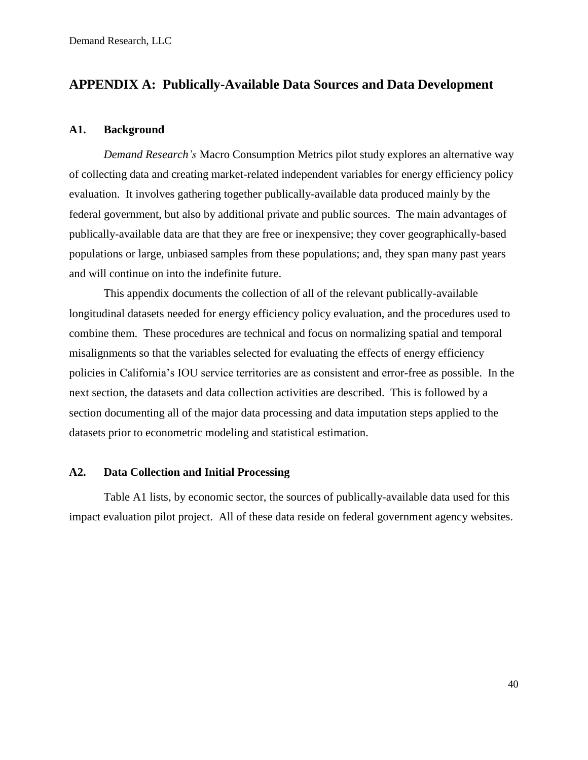## APPENDIX A: Publically-Available Data Sources and Data Development

### A1. Background

*Demand Research's* Macro Consumption Metrics pilot study explores an alternative way of collecting data and creating market-related independent variables for energy efficiency policy evaluation. It involves gathering together publically-available data produced mainly by the federal government, but also by additional private and public sources. The main advantages of publically-available data are that they are free or inexpensive; they cover geographically-based populations or large, unbiased samples from these populations; and, they span many past years and will continue on into the indefinite future.

This appendix documents the collection of all of the relevant publically-available longitudinal datasets needed for energy efficiency policy evaluation, and the procedures used to combine them. These procedures are technical and focus on normalizing spatial and temporal misalignments so that the variables selected for evaluating the effects of energy efficiency policies in California's IOU service territories are as consistent and error-free as possible. In the next section, the datasets and data collection activities are described. This is followed by a section documenting all of the major data processing and data imputation steps applied to the datasets prior to econometric modeling and statistical estimation.

### A2. Data Collection and Initial Processing

Table A1 lists, by economic sector, the sources of publically-available data used for this impact evaluation pilot project. All of these data reside on federal government agency websites.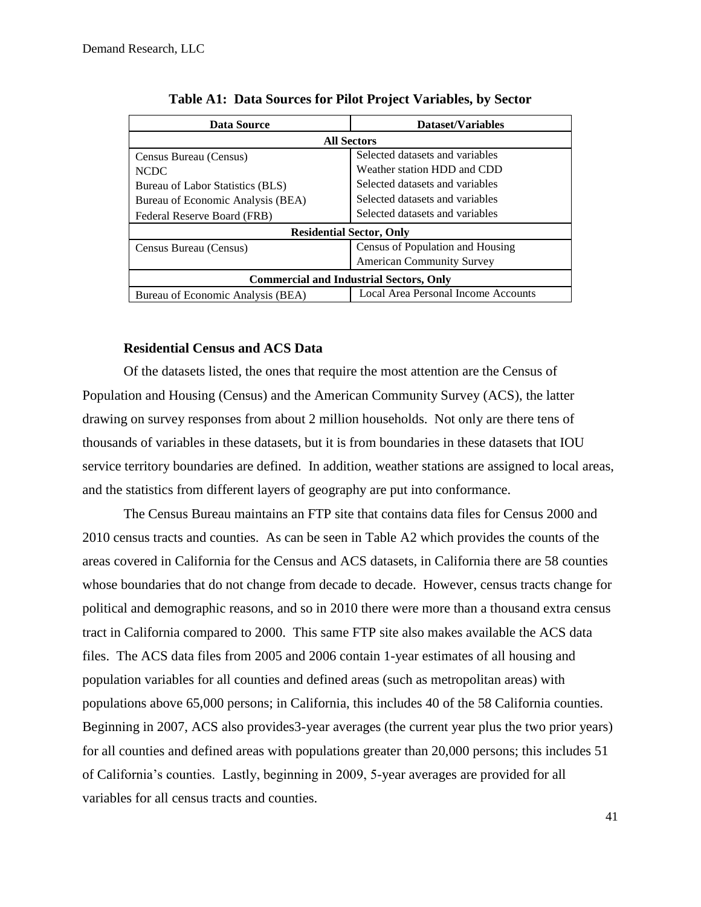**Table A1: Data Sources for Pilot Project Variables, by Sector**

| Data Source | Dataset/Variables |
|---|---|
| **All Sectors** | |
| Census Bureau (Census) | Selected datasets and variables |
| NCDC | Weather station HDD and CDD |
| Bureau of Labor Statistics (BLS) | Selected datasets and variables |
| Bureau of Economic Analysis (BEA) | Selected datasets and variables |
| Federal Reserve Board (FRB) | Selected datasets and variables |
| **Residential Sector, Only** | |
| Census Bureau (Census) | Census of Population and Housing |
| | American Community Survey |
| **Commercial and Industrial Sectors, Only** | |
| Bureau of Economic Analysis (BEA) | Local Area Personal Income Accounts |

### Residential Census and ACS Data

Of the datasets listed, the ones that require the most attention are the Census of Population and Housing (Census) and the American Community Survey (ACS), the latter drawing on survey responses from about 2 million households. Not only are there tens of thousands of variables in these datasets, but it is from boundaries in these datasets that IOU service territory boundaries are defined. In addition, weather stations are assigned to local areas, and the statistics from different layers of geography are put into conformance.

The Census Bureau maintains an FTP site that contains data files for Census 2000 and 2010 census tracts and counties. As can be seen in Table A2 which provides the counts of the areas covered in California for the Census and ACS datasets, in California there are 58 counties whose boundaries that do not change from decade to decade. However, census tracts change for political and demographic reasons, and so in 2010 there were more than a thousand extra census tract in California compared to 2000. This same FTP site also makes available the ACS data files. The ACS data files from 2005 and 2006 contain 1-year estimates of all housing and population variables for all counties and defined areas (such as metropolitan areas) with populations above 65,000 persons; in California, this includes 40 of the 58 California counties. Beginning in 2007, ACS also provides3-year averages (the current year plus the two prior years) for all counties and defined areas with populations greater than 20,000 persons; this includes 51 of California's counties. Lastly, beginning in 2009, 5-year averages are provided for all variables for all census tracts and counties.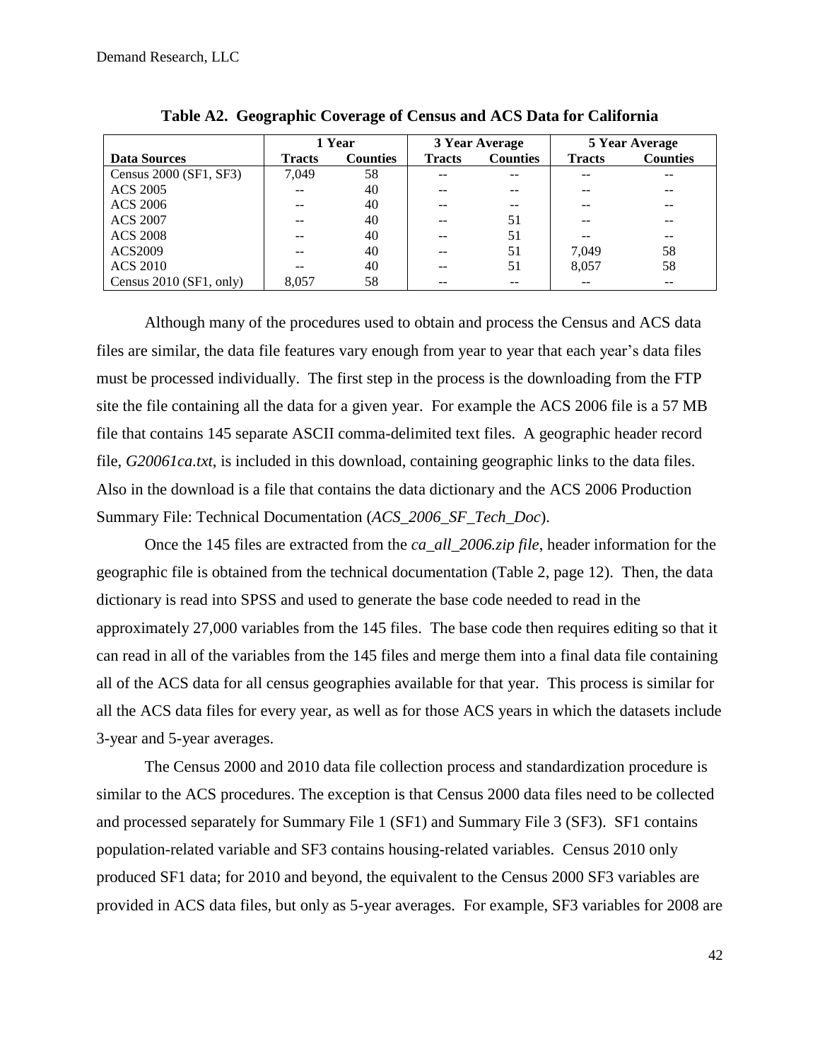**Table A2. Geographic Coverage of Census and ACS Data for California**

| | 1 Year | | 3 Year Average | | 5 Year Average | |
|---|---|---|---|---|---|---|
| **Data Sources** | **Tracts** | **Counties** | **Tracts** | **Counties** | **Tracts** | **Counties** |
| Census 2000 (SF1, SF3) | 7,049 | 58 | -- | -- | -- | -- |
| ACS 2005 | -- | 40 | -- | -- | -- | -- |
| ACS 2006 | -- | 40 | -- | -- | -- | -- |
| ACS 2007 | -- | 40 | -- | 51 | -- | -- |
| ACS 2008 | -- | 40 | -- | 51 | -- | -- |
| ACS2009 | -- | 40 | -- | 51 | 7,049 | 58 |
| ACS 2010 | -- | 40 | -- | 51 | 8,057 | 58 |
| Census 2010 (SF1, only) | 8,057 | 58 | -- | -- | -- | -- |

Although many of the procedures used to obtain and process the Census and ACS data files are similar, the data file features vary enough from year to year that each year's data files must be processed individually. The first step in the process is the downloading from the FTP site the file containing all the data for a given year. For example the ACS 2006 file is a 57 MB file that contains 145 separate ASCII comma-delimited text files. A geographic header record file, *G20061ca.txt*, is included in this download, containing geographic links to the data files. Also in the download is a file that contains the data dictionary and the ACS 2006 Production Summary File: Technical Documentation (*ACS_2006_SF_Tech_Doc*).

Once the 145 files are extracted from the *ca_all_2006.zip file*, header information for the geographic file is obtained from the technical documentation (Table 2, page 12). Then, the data dictionary is read into SPSS and used to generate the base code needed to read in the approximately 27,000 variables from the 145 files. The base code then requires editing so that it can read in all of the variables from the 145 files and merge them into a final data file containing all of the ACS data for all census geographies available for that year. This process is similar for all the ACS data files for every year, as well as for those ACS years in which the datasets include 3-year and 5-year averages.

The Census 2000 and 2010 data file collection process and standardization procedure is similar to the ACS procedures. The exception is that Census 2000 data files need to be collected and processed separately for Summary File 1 (SF1) and Summary File 3 (SF3). SF1 contains population-related variable and SF3 contains housing-related variables. Census 2010 only produced SF1 data; for 2010 and beyond, the equivalent to the Census 2000 SF3 variables are provided in ACS data files, but only as 5-year averages. For example, SF3 variables for 2008 are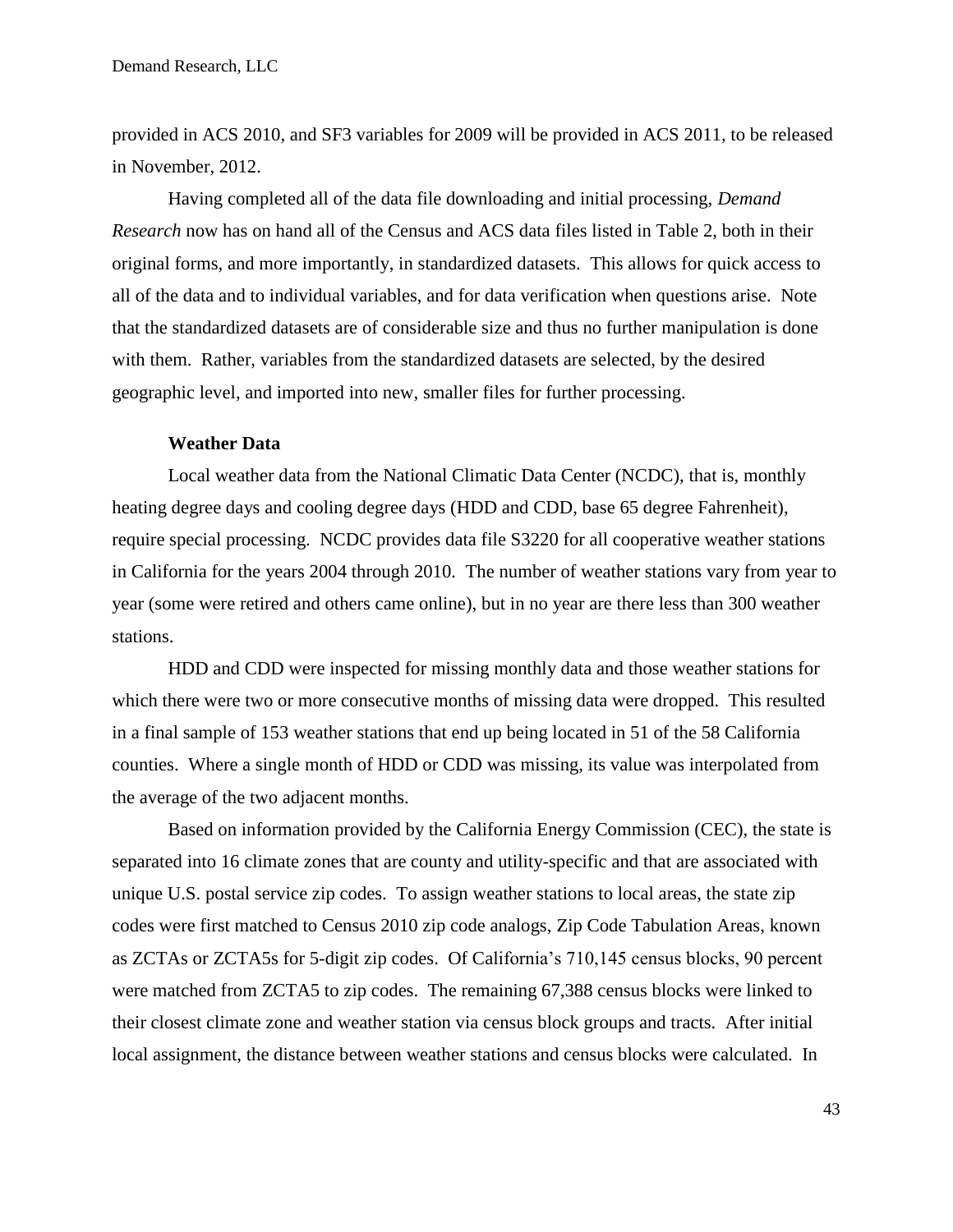provided in ACS 2010, and SF3 variables for 2009 will be provided in ACS 2011, to be released in November, 2012.

Having completed all of the data file downloading and initial processing, *Demand Research* now has on hand all of the Census and ACS data files listed in Table 2, both in their original forms, and more importantly, in standardized datasets. This allows for quick access to all of the data and to individual variables, and for data verification when questions arise. Note that the standardized datasets are of considerable size and thus no further manipulation is done with them. Rather, variables from the standardized datasets are selected, by the desired geographic level, and imported into new, smaller files for further processing.

**Weather Data**

Local weather data from the National Climatic Data Center (NCDC), that is, monthly heating degree days and cooling degree days (HDD and CDD, base 65 degree Fahrenheit), require special processing. NCDC provides data file S3220 for all cooperative weather stations in California for the years 2004 through 2010. The number of weather stations vary from year to year (some were retired and others came online), but in no year are there less than 300 weather stations.

HDD and CDD were inspected for missing monthly data and those weather stations for which there were two or more consecutive months of missing data were dropped. This resulted in a final sample of 153 weather stations that end up being located in 51 of the 58 California counties. Where a single month of HDD or CDD was missing, its value was interpolated from the average of the two adjacent months.

Based on information provided by the California Energy Commission (CEC), the state is separated into 16 climate zones that are county and utility-specific and that are associated with unique U.S. postal service zip codes. To assign weather stations to local areas, the state zip codes were first matched to Census 2010 zip code analogs, Zip Code Tabulation Areas, known as ZCTAs or ZCTA5s for 5-digit zip codes. Of California's 710,145 census blocks, 90 percent were matched from ZCTA5 to zip codes. The remaining 67,388 census blocks were linked to their closest climate zone and weather station via census block groups and tracts. After initial local assignment, the distance between weather stations and census blocks were calculated. In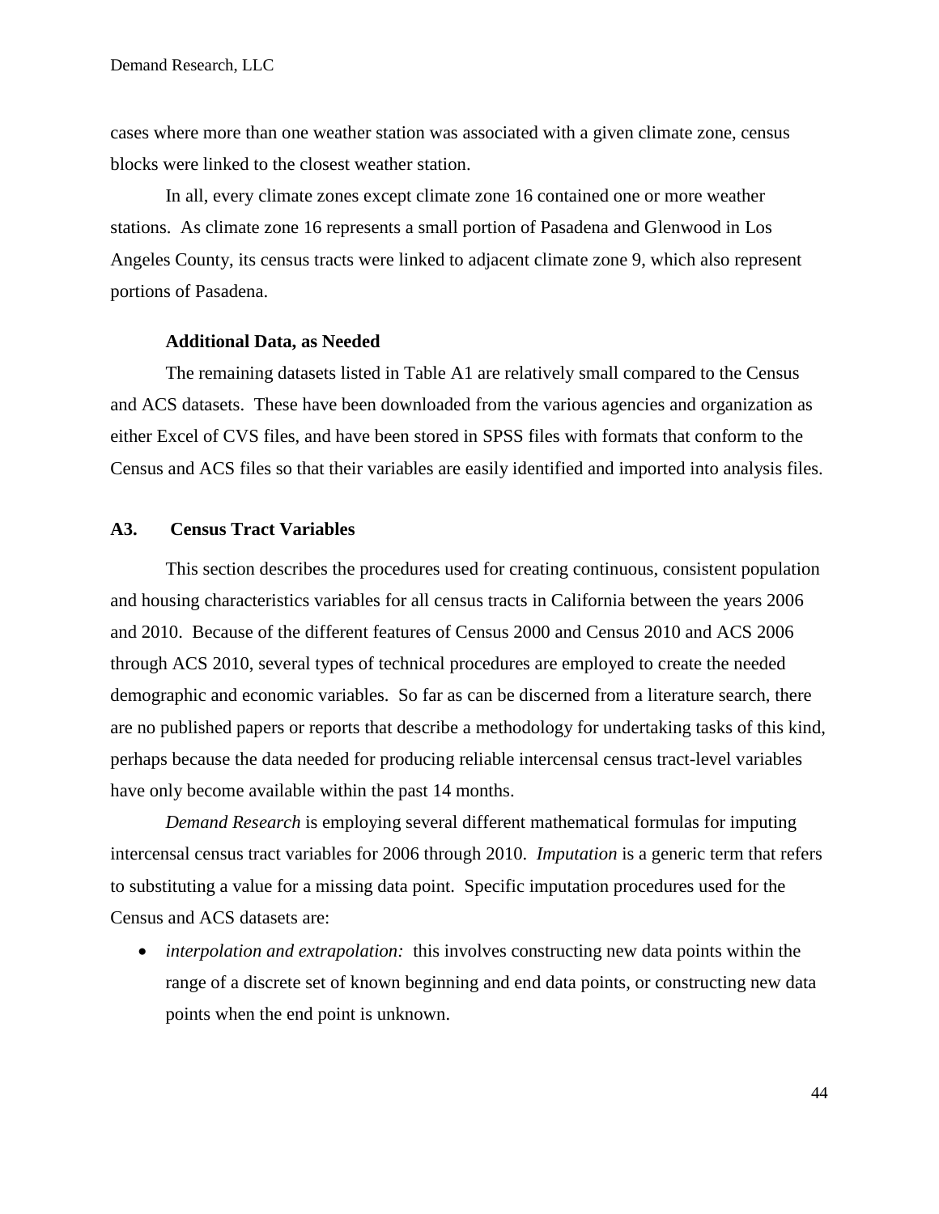cases where more than one weather station was associated with a given climate zone, census blocks were linked to the closest weather station.

In all, every climate zones except climate zone 16 contained one or more weather stations. As climate zone 16 represents a small portion of Pasadena and Glenwood in Los Angeles County, its census tracts were linked to adjacent climate zone 9, which also represent portions of Pasadena.

#### Additional Data, as Needed

The remaining datasets listed in Table A1 are relatively small compared to the Census and ACS datasets. These have been downloaded from the various agencies and organization as either Excel of CVS files, and have been stored in SPSS files with formats that conform to the Census and ACS files so that their variables are easily identified and imported into analysis files.

### A3. Census Tract Variables

This section describes the procedures used for creating continuous, consistent population and housing characteristics variables for all census tracts in California between the years 2006 and 2010. Because of the different features of Census 2000 and Census 2010 and ACS 2006 through ACS 2010, several types of technical procedures are employed to create the needed demographic and economic variables. So far as can be discerned from a literature search, there are no published papers or reports that describe a methodology for undertaking tasks of this kind, perhaps because the data needed for producing reliable intercensal census tract-level variables have only become available within the past 14 months.

*Demand Research* is employing several different mathematical formulas for imputing intercensal census tract variables for 2006 through 2010. *Imputation* is a generic term that refers to substituting a value for a missing data point. Specific imputation procedures used for the Census and ACS datasets are:

- *interpolation and extrapolation:* this involves constructing new data points within the range of a discrete set of known beginning and end data points, or constructing new data points when the end point is unknown.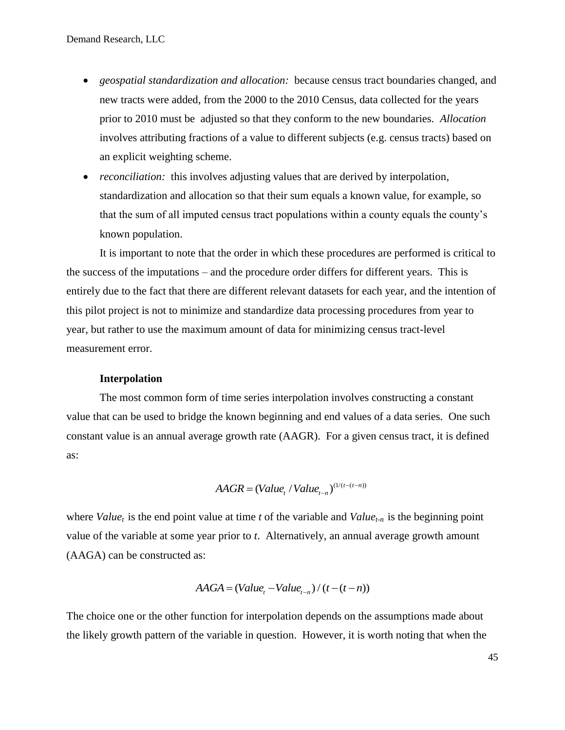- *geospatial standardization and allocation:* because census tract boundaries changed, and new tracts were added, from the 2000 to the 2010 Census, data collected for the years prior to 2010 must be adjusted so that they conform to the new boundaries. *Allocation* involves attributing fractions of a value to different subjects (e.g. census tracts) based on an explicit weighting scheme.
- *reconciliation:* this involves adjusting values that are derived by interpolation, standardization and allocation so that their sum equals a known value, for example, so that the sum of all imputed census tract populations within a county equals the county's known population.

It is important to note that the order in which these procedures are performed is critical to the success of the imputations – and the procedure order differs for different years. This is entirely due to the fact that there are different relevant datasets for each year, and the intention of this pilot project is not to minimize and standardize data processing procedures from year to year, but rather to use the maximum amount of data for minimizing census tract-level measurement error.

**Interpolation**

The most common form of time series interpolation involves constructing a constant value that can be used to bridge the known beginning and end values of a data series. One such constant value is an annual average growth rate (AAGR). For a given census tract, it is defined as:

$$AAGR = (Value_t / Value_{t-n})^{(1/(t-(t-n))}$$

where $Value_t$ is the end point value at time $t$ of the variable and $Value_{t-n}$ is the beginning point value of the variable at some year prior to $t$. Alternatively, an annual average growth amount (AAGA) can be constructed as:

$$AAGA = (Value_t - Value_{t-n}) / (t-(t-n))$$

The choice one or the other function for interpolation depends on the assumptions made about the likely growth pattern of the variable in question. However, it is worth noting that when the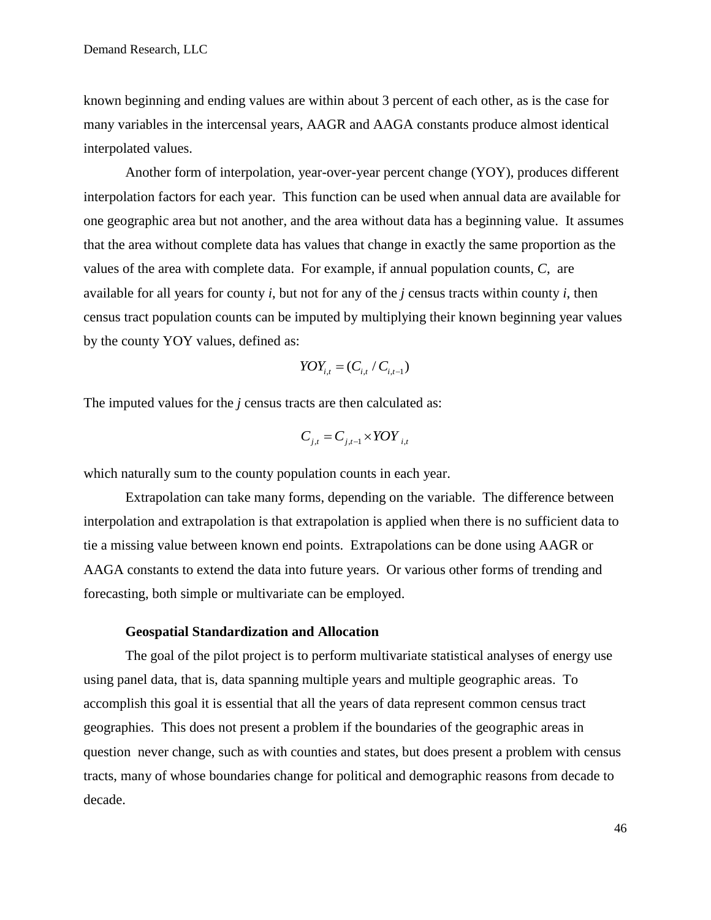known beginning and ending values are within about 3 percent of each other, as is the case for many variables in the intercensal years, AAGR and AAGA constants produce almost identical interpolated values.

Another form of interpolation, year-over-year percent change (YOY), produces different interpolation factors for each year. This function can be used when annual data are available for one geographic area but not another, and the area without data has a beginning value. It assumes that the area without complete data has values that change in exactly the same proportion as the values of the area with complete data. For example, if annual population counts, $C$, are available for all years for county $i$, but not for any of the $j$ census tracts within county $i$, then census tract population counts can be imputed by multiplying their known beginning year values by the county YOY values, defined as:

$$YOY_{i,t} = (C_{i,t} / C_{i,t-1})$$

The imputed values for the $j$ census tracts are then calculated as:

$$C_{j,t} = C_{j,t-1} \times YOY_{i,t}$$

which naturally sum to the county population counts in each year.

Extrapolation can take many forms, depending on the variable. The difference between interpolation and extrapolation is that extrapolation is applied when there is no sufficient data to tie a missing value between known end points. Extrapolations can be done using AAGR or AAGA constants to extend the data into future years. Or various other forms of trending and forecasting, both simple or multivariate can be employed.

**Geospatial Standardization and Allocation**

The goal of the pilot project is to perform multivariate statistical analyses of energy use using panel data, that is, data spanning multiple years and multiple geographic areas. To accomplish this goal it is essential that all the years of data represent common census tract geographies. This does not present a problem if the boundaries of the geographic areas in question never change, such as with counties and states, but does present a problem with census tracts, many of whose boundaries change for political and demographic reasons from decade to decade.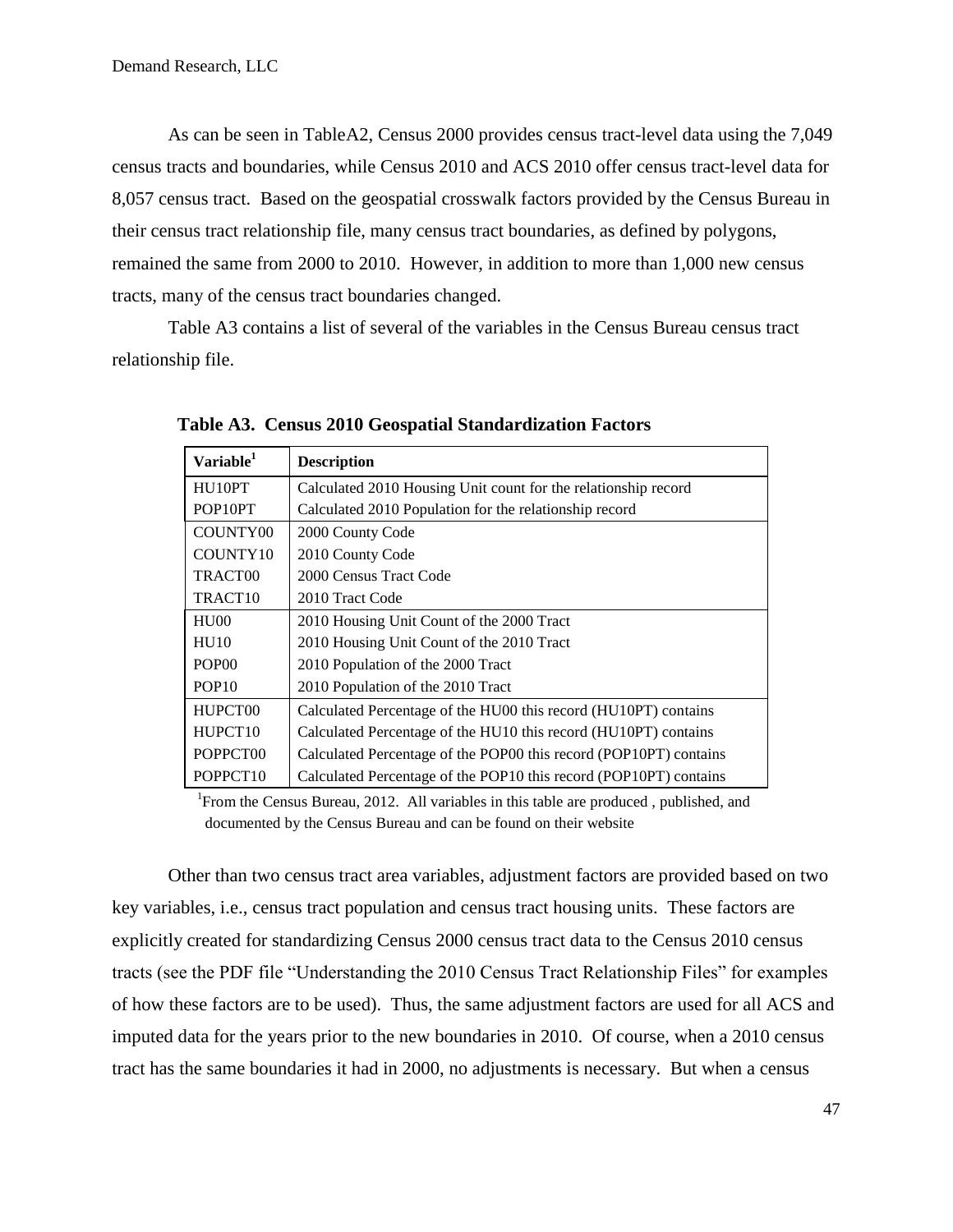As can be seen in TableA2, Census 2000 provides census tract-level data using the 7,049 census tracts and boundaries, while Census 2010 and ACS 2010 offer census tract-level data for 8,057 census tract. Based on the geospatial crosswalk factors provided by the Census Bureau in their census tract relationship file, many census tract boundaries, as defined by polygons, remained the same from 2000 to 2010. However, in addition to more than 1,000 new census tracts, many of the census tract boundaries changed.

Table A3 contains a list of several of the variables in the Census Bureau census tract relationship file.

**Table A3. Census 2010 Geospatial Standardization Factors**

| Variable[1] | Description |
|---|---|
| HU10PT | Calculated 2010 Housing Unit count for the relationship record |
| POP10PT | Calculated 2010 Population for the relationship record |
| COUNTY00 | 2000 County Code |
| COUNTY10 | 2010 County Code |
| TRACT00 | 2000 Census Tract Code |
| TRACT10 | 2010 Tract Code |
| HU00 | 2010 Housing Unit Count of the 2000 Tract |
| HU10 | 2010 Housing Unit Count of the 2010 Tract |
| POP00 | 2010 Population of the 2000 Tract |
| POP10 | 2010 Population of the 2010 Tract |
| HUPCT00 | Calculated Percentage of the HU00 this record (HU10PT) contains |
| HUPCT10 | Calculated Percentage of the HU10 this record (HU10PT) contains |
| POPPCT00 | Calculated Percentage of the POP00 this record (POP10PT) contains |
| POPPCT10 | Calculated Percentage of the POP10 this record (POP10PT) contains |

[1]From the Census Bureau, 2012. All variables in this table are produced , published, and documented by the Census Bureau and can be found on their website

Other than two census tract area variables, adjustment factors are provided based on two key variables, i.e., census tract population and census tract housing units. These factors are explicitly created for standardizing Census 2000 census tract data to the Census 2010 census tracts (see the PDF file "Understanding the 2010 Census Tract Relationship Files" for examples of how these factors are to be used). Thus, the same adjustment factors are used for all ACS and imputed data for the years prior to the new boundaries in 2010. Of course, when a 2010 census tract has the same boundaries it had in 2000, no adjustments is necessary. But when a census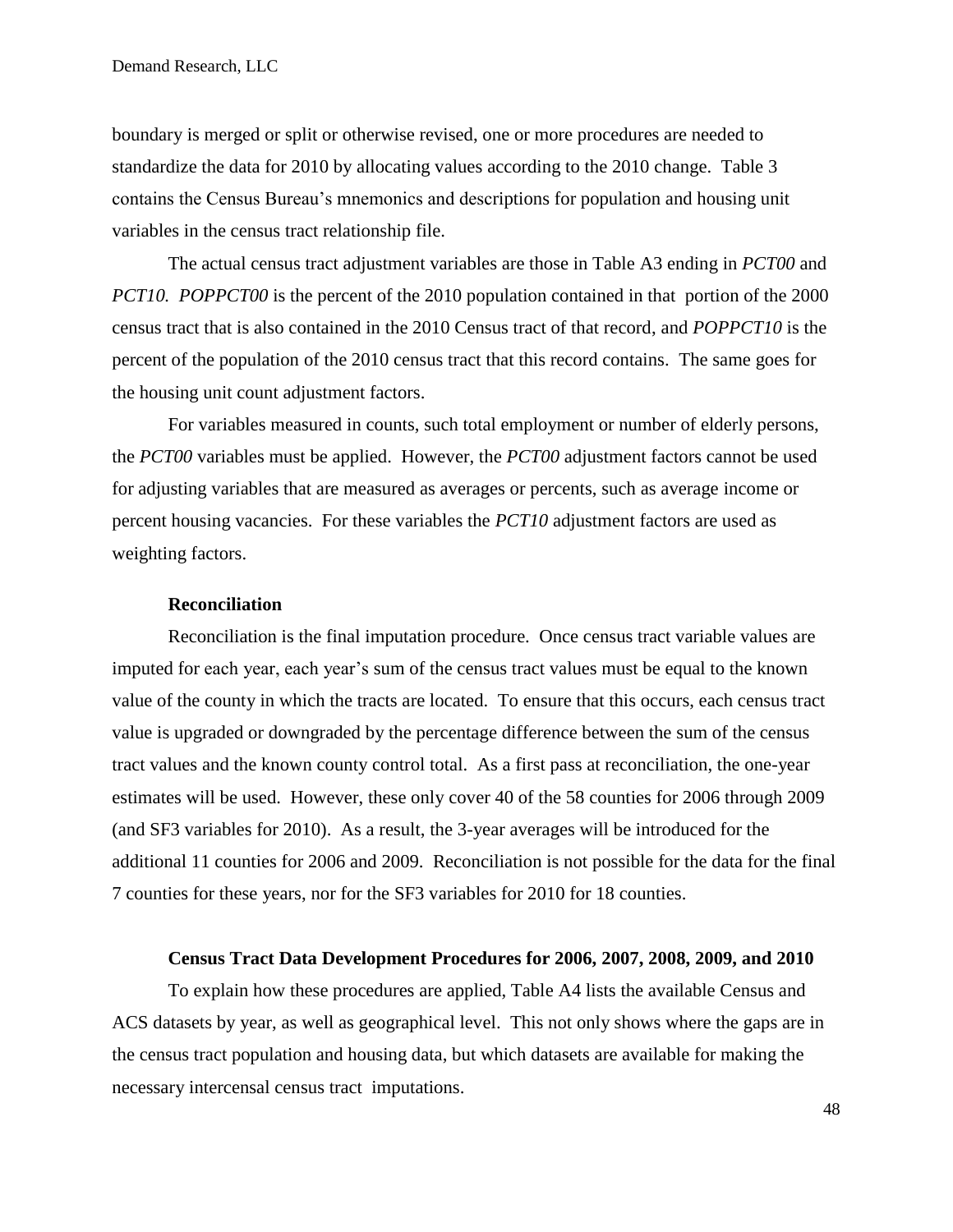boundary is merged or split or otherwise revised, one or more procedures are needed to standardize the data for 2010 by allocating values according to the 2010 change. Table 3 contains the Census Bureau's mnemonics and descriptions for population and housing unit variables in the census tract relationship file.

The actual census tract adjustment variables are those in Table A3 ending in *PCT00* and *PCT10. POPPCT00* is the percent of the 2010 population contained in that portion of the 2000 census tract that is also contained in the 2010 Census tract of that record, and *POPPCT10* is the percent of the population of the 2010 census tract that this record contains. The same goes for the housing unit count adjustment factors.

For variables measured in counts, such total employment or number of elderly persons, the *PCT00* variables must be applied. However, the *PCT00* adjustment factors cannot be used for adjusting variables that are measured as averages or percents, such as average income or percent housing vacancies. For these variables the *PCT10* adjustment factors are used as weighting factors.

**Reconciliation**

Reconciliation is the final imputation procedure. Once census tract variable values are imputed for each year, each year's sum of the census tract values must be equal to the known value of the county in which the tracts are located. To ensure that this occurs, each census tract value is upgraded or downgraded by the percentage difference between the sum of the census tract values and the known county control total. As a first pass at reconciliation, the one-year estimates will be used. However, these only cover 40 of the 58 counties for 2006 through 2009 (and SF3 variables for 2010). As a result, the 3-year averages will be introduced for the additional 11 counties for 2006 and 2009. Reconciliation is not possible for the data for the final 7 counties for these years, nor for the SF3 variables for 2010 for 18 counties.

**Census Tract Data Development Procedures for 2006, 2007, 2008, 2009, and 2010**

To explain how these procedures are applied, Table A4 lists the available Census and ACS datasets by year, as well as geographical level. This not only shows where the gaps are in the census tract population and housing data, but which datasets are available for making the necessary intercensal census tract imputations.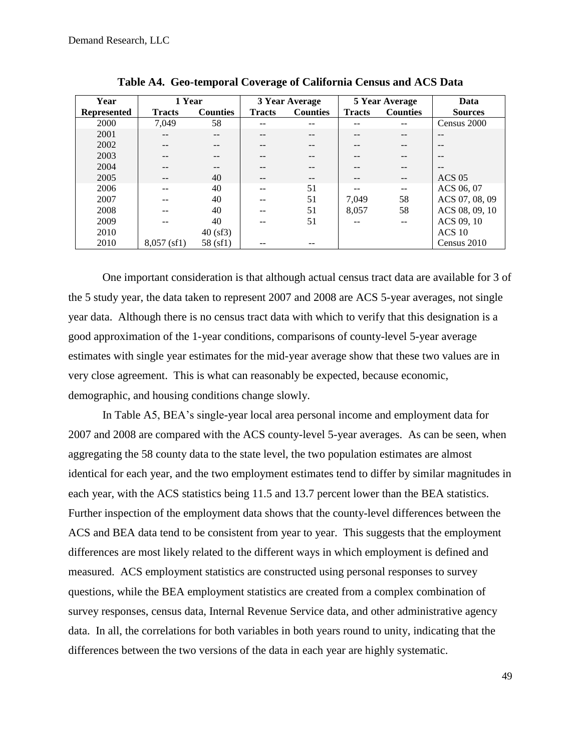**Table A4. Geo-temporal Coverage of California Census and ACS Data**

| Year | 1 Year | | 3 Year Average | | 5 Year Average | | Data |
|---|---|---|---|---|---|---|---|
| Represented | Tracts | Counties | Tracts | Counties | Tracts | Counties | Sources |
| 2000 | 7,049 | 58 | -- | -- | -- | -- | Census 2000 |
| 2001 | -- | -- | -- | -- | -- | -- | -- |
| 2002 | -- | -- | -- | -- | -- | -- | -- |
| 2003 | -- | -- | -- | -- | -- | -- | -- |
| 2004 | -- | -- | -- | -- | -- | -- | -- |
| 2005 | -- | 40 | -- | -- | -- | -- | ACS 05 |
| 2006 | -- | 40 | -- | 51 | -- | -- | ACS 06, 07 |
| 2007 | -- | 40 | -- | 51 | 7,049 | 58 | ACS 07, 08, 09 |
| 2008 | -- | 40 | -- | 51 | 8,057 | 58 | ACS 08, 09, 10 |
| 2009 | -- | 40 | -- | 51 | -- | -- | ACS 09, 10 |
| 2010 | | 40 (sf3) | | | | | ACS 10 |
| 2010 | 8,057 (sf1) | 58 (sf1) | -- | -- | | | Census 2010 |

One important consideration is that although actual census tract data are available for 3 of the 5 study year, the data taken to represent 2007 and 2008 are ACS 5-year averages, not single year data. Although there is no census tract data with which to verify that this designation is a good approximation of the 1-year conditions, comparisons of county-level 5-year average estimates with single year estimates for the mid-year average show that these two values are in very close agreement. This is what can reasonably be expected, because economic, demographic, and housing conditions change slowly.

In Table A5, BEA's single-year local area personal income and employment data for 2007 and 2008 are compared with the ACS county-level 5-year averages. As can be seen, when aggregating the 58 county data to the state level, the two population estimates are almost identical for each year, and the two employment estimates tend to differ by similar magnitudes in each year, with the ACS statistics being 11.5 and 13.7 percent lower than the BEA statistics. Further inspection of the employment data shows that the county-level differences between the ACS and BEA data tend to be consistent from year to year. This suggests that the employment differences are most likely related to the different ways in which employment is defined and measured. ACS employment statistics are constructed using personal responses to survey questions, while the BEA employment statistics are created from a complex combination of survey responses, census data, Internal Revenue Service data, and other administrative agency data. In all, the correlations for both variables in both years round to unity, indicating that the differences between the two versions of the data in each year are highly systematic.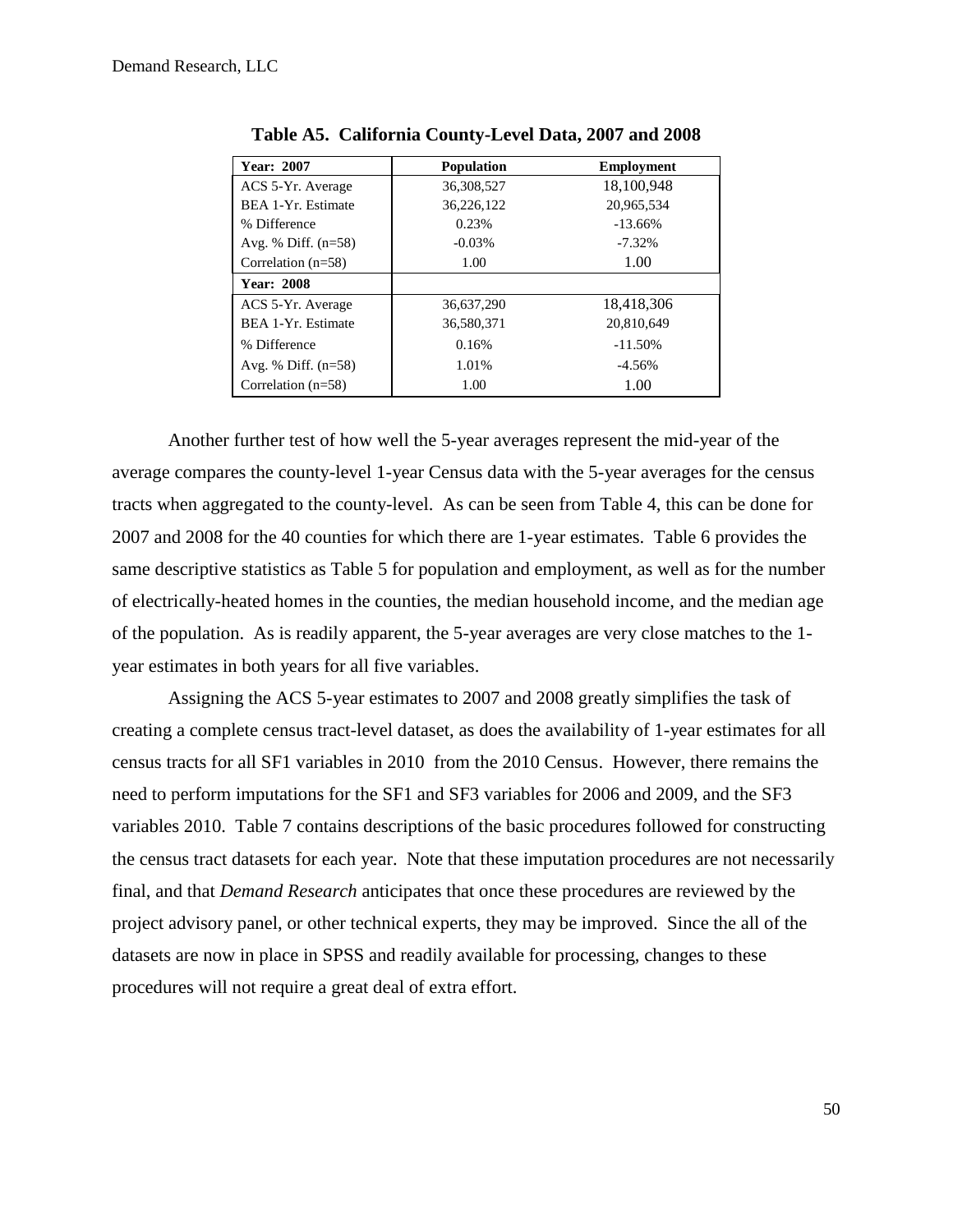**Table A5. California County-Level Data, 2007 and 2008**

| Year: 2007 | Population | Employment |
|---|---|---|
| ACS 5-Yr. Average | 36,308,527 | 18,100,948 |
| BEA 1-Yr. Estimate | 36,226,122 | 20,965,534 |
| % Difference | 0.23% | -13.66% |
| Avg. % Diff. (n=58) | -0.03% | -7.32% |
| Correlation (n=58) | 1.00 | 1.00 |
| **Year: 2008** | | |
| ACS 5-Yr. Average | 36,637,290 | 18,418,306 |
| BEA 1-Yr. Estimate | 36,580,371 | 20,810,649 |
| % Difference | 0.16% | -11.50% |
| Avg. % Diff. (n=58) | 1.01% | -4.56% |
| Correlation (n=58) | 1.00 | 1.00 |

Another further test of how well the 5-year averages represent the mid-year of the average compares the county-level 1-year Census data with the 5-year averages for the census tracts when aggregated to the county-level. As can be seen from Table 4, this can be done for 2007 and 2008 for the 40 counties for which there are 1-year estimates. Table 6 provides the same descriptive statistics as Table 5 for population and employment, as well as for the number of electrically-heated homes in the counties, the median household income, and the median age of the population. As is readily apparent, the 5-year averages are very close matches to the 1-year estimates in both years for all five variables.

Assigning the ACS 5-year estimates to 2007 and 2008 greatly simplifies the task of creating a complete census tract-level dataset, as does the availability of 1-year estimates for all census tracts for all SF1 variables in 2010 from the 2010 Census. However, there remains the need to perform imputations for the SF1 and SF3 variables for 2006 and 2009, and the SF3 variables 2010. Table 7 contains descriptions of the basic procedures followed for constructing the census tract datasets for each year. Note that these imputation procedures are not necessarily final, and that *Demand Research* anticipates that once these procedures are reviewed by the project advisory panel, or other technical experts, they may be improved. Since the all of the datasets are now in place in SPSS and readily available for processing, changes to these procedures will not require a great deal of extra effort.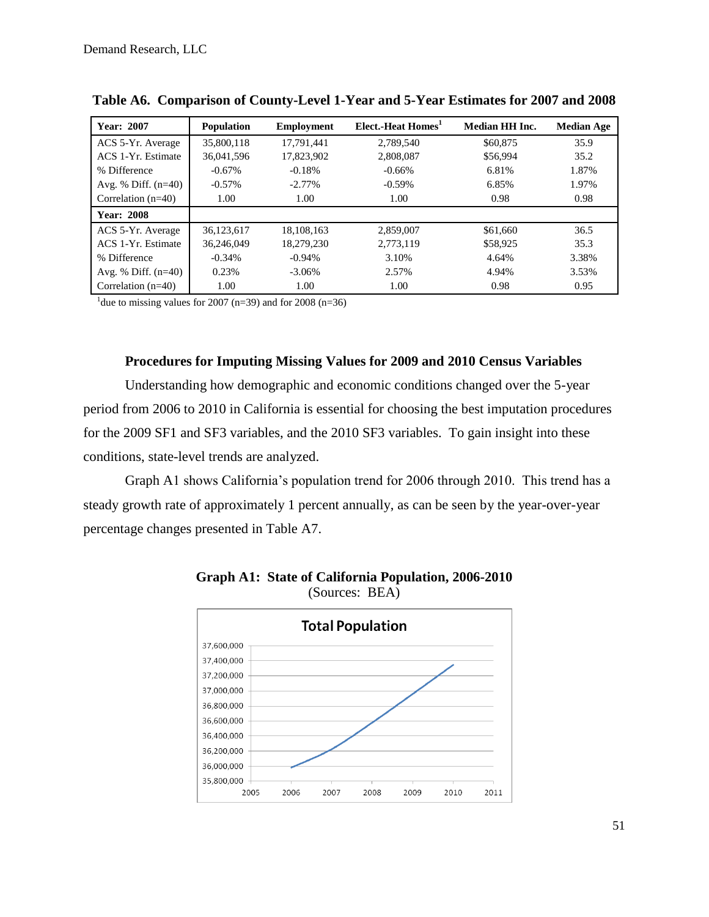**Table A6. Comparison of County-Level 1-Year and 5-Year Estimates for 2007 and 2008**

| Year: 2007 | Population | Employment | Elect.-Heat Homes[1] | Median HH Inc. | Median Age |
|---|---|---|---|---|---|
| ACS 5-Yr. Average | 35,800,118 | 17,791,441 | 2,789,540 | \$60,875 | 35.9 |
| ACS 1-Yr. Estimate | 36,041,596 | 17,823,902 | 2,808,087 | \$56,994 | 35.2 |
| % Difference | -0.67% | -0.18% | -0.66% | 6.81% | 1.87% |
| Avg. % Diff. (n=40) | -0.57% | -2.77% | -0.59% | 6.85% | 1.97% |
| Correlation (n=40) | 1.00 | 1.00 | 1.00 | 0.98 | 0.98 |
| **Year: 2008** | | | | | |
| ACS 5-Yr. Average | 36,123,617 | 18,108,163 | 2,859,007 | \$61,660 | 36.5 |
| ACS 1-Yr. Estimate | 36,246,049 | 18,279,230 | 2,773,119 | \$58,925 | 35.3 |
| % Difference | -0.34% | -0.94% | 3.10% | 4.64% | 3.38% |
| Avg. % Diff. (n=40) | 0.23% | -3.06% | 2.57% | 4.94% | 3.53% |
| Correlation (n=40) | 1.00 | 1.00 | 1.00 | 0.98 | 0.95 |

[1]due to missing values for 2007 (n=39) and for 2008 (n=36)

### Procedures for Imputing Missing Values for 2009 and 2010 Census Variables

Understanding how demographic and economic conditions changed over the 5-year period from 2006 to 2010 in California is essential for choosing the best imputation procedures for the 2009 SF1 and SF3 variables, and the 2010 SF3 variables. To gain insight into these conditions, state-level trends are analyzed.

Graph A1 shows California's population trend for 2006 through 2010. This trend has a steady growth rate of approximately 1 percent annually, as can be seen by the year-over-year percentage changes presented in Table A7.

**Graph A1: State of California Population, 2006-2010**
(Sources: BEA)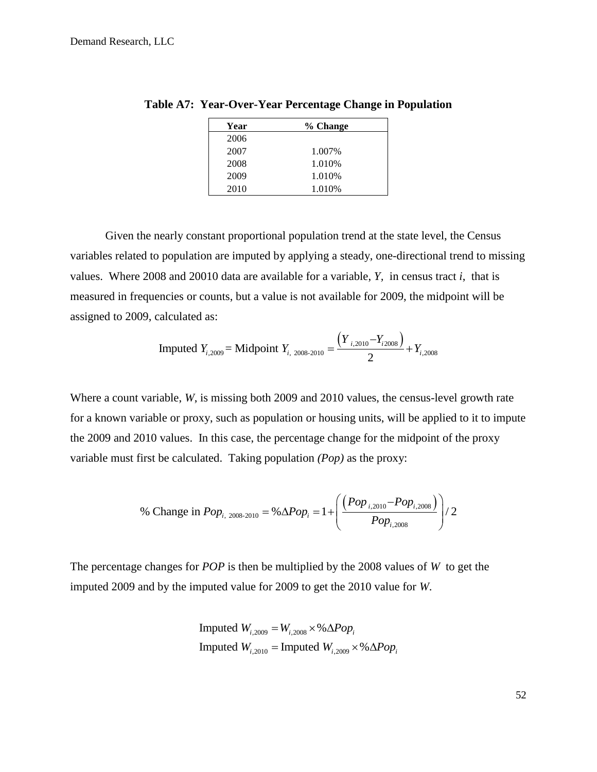**Table A7: Year-Over-Year Percentage Change in Population**

| Year | % Change |
|---|---|
| 2006 | |
| 2007 | 1.007% |
| 2008 | 1.010% |
| 2009 | 1.010% |
| 2010 | 1.010% |

Given the nearly constant proportional population trend at the state level, the Census variables related to population are imputed by applying a steady, one-directional trend to missing values. Where 2008 and 20010 data are available for a variable, $Y$, in census tract $i$, that is measured in frequencies or counts, but a value is not available for 2009, the midpoint will be assigned to 2009, calculated as:

$$\text{Imputed } Y_{i,2009} = \text{Midpoint } Y_{i,\ 2008\text{-}2010} = \frac{\left(Y_{i,2010} - Y_{i2008}\right)}{2} + Y_{i,2008}$$

Where a count variable, $W$, is missing both 2009 and 2010 values, the census-level growth rate for a known variable or proxy, such as population or housing units, will be applied to it to impute the 2009 and 2010 values. In this case, the percentage change for the midpoint of the proxy variable must first be calculated. Taking population *(Pop)* as the proxy:

$$\text{\% Change in } Pop_{i,\ 2008\text{-}2010} = \%\Delta Pop_i = 1 + \left(\frac{\left(Pop_{i,2010} - Pop_{i,2008}\right)}{Pop_{i,2008}}\right) / 2$$

The percentage changes for $POP$ is then be multiplied by the 2008 values of $W$ to get the imputed 2009 and by the imputed value for 2009 to get the 2010 value for $W$.

$$\text{Imputed } W_{i,2009} = W_{i,2008} \times \%\Delta Pop_i$$
$$\text{Imputed } W_{i,2010} = \text{Imputed } W_{i,2009} \times \%\Delta Pop_i$$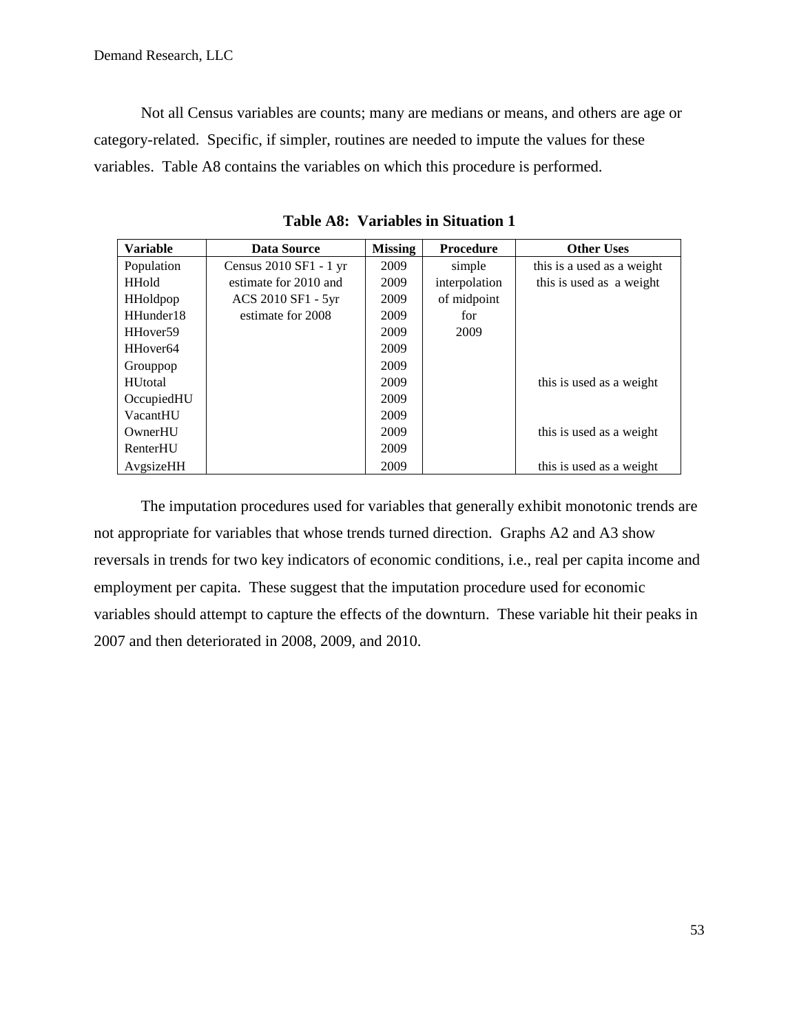Not all Census variables are counts; many are medians or means, and others are age or category-related. Specific, if simpler, routines are needed to impute the values for these variables. Table A8 contains the variables on which this procedure is performed.

**Table A8: Variables in Situation 1**

| Variable | Data Source | Missing | Procedure | Other Uses |
|---|---|---|---|---|
| Population | Census 2010 SF1 - 1 yr | 2009 | simple | this is a used as a weight |
| HHold | estimate for 2010 and | 2009 | interpolation | this is used as a weight |
| HHoldpop | ACS 2010 SF1 - 5yr | 2009 | of midpoint | |
| HHunder18 | estimate for 2008 | 2009 | for | |
| HHover59 | | 2009 | 2009 | |
| HHover64 | | 2009 | | |
| Grouppop | | 2009 | | |
| HUtotal | | 2009 | | this is used as a weight |
| OccupiedHU | | 2009 | | |
| VacantHU | | 2009 | | |
| OwnerHU | | 2009 | | this is used as a weight |
| RenterHU | | 2009 | | |
| AvgsizeHH | | 2009 | | this is used as a weight |

The imputation procedures used for variables that generally exhibit monotonic trends are not appropriate for variables that whose trends turned direction. Graphs A2 and A3 show reversals in trends for two key indicators of economic conditions, i.e., real per capita income and employment per capita. These suggest that the imputation procedure used for economic variables should attempt to capture the effects of the downturn. These variable hit their peaks in 2007 and then deteriorated in 2008, 2009, and 2010.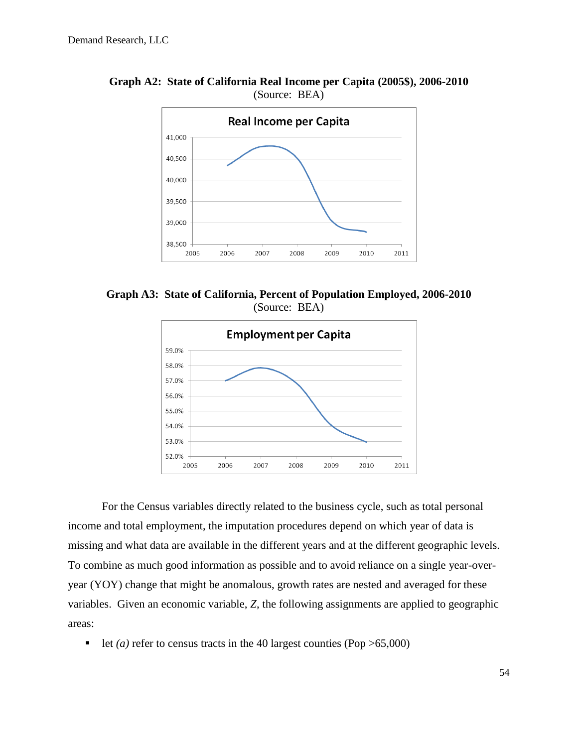**Graph A2: State of California Real Income per Capita (2005$), 2006-2010**
(Source: BEA)

**Graph A3: State of California, Percent of Population Employed, 2006-2010**
(Source: BEA)

For the Census variables directly related to the business cycle, such as total personal income and total employment, the imputation procedures depend on which year of data is missing and what data are available in the different years and at the different geographic levels. To combine as much good information as possible and to avoid reliance on a single year-over-year (YOY) change that might be anomalous, growth rates are nested and averaged for these variables. Given an economic variable, *Z*, the following assignments are applied to geographic areas:

- let *(a)* refer to census tracts in the 40 largest counties (Pop >65,000)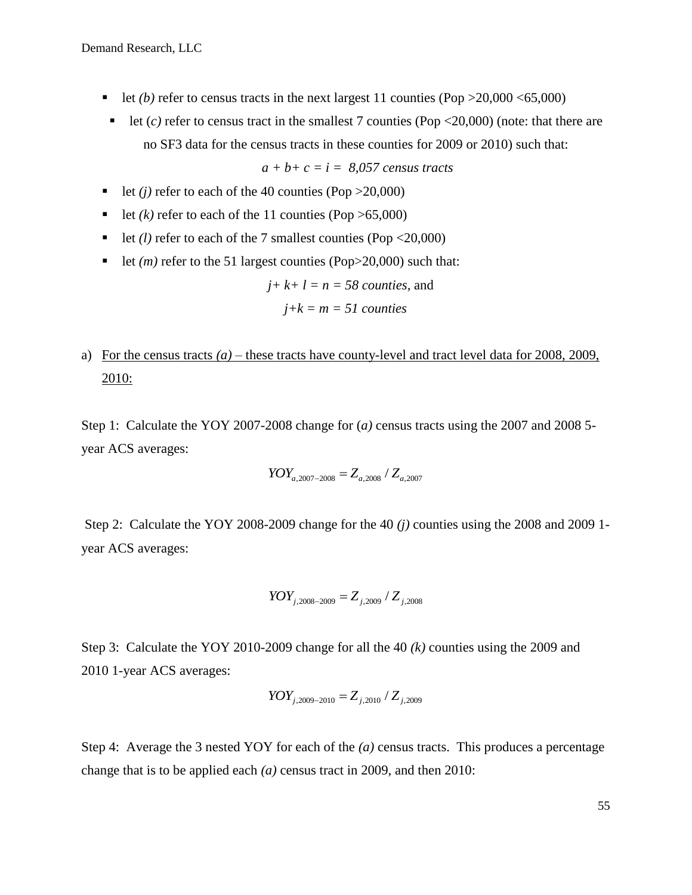- let *(b)* refer to census tracts in the next largest 11 counties (Pop >20,000 <65,000)
- let (*c)* refer to census tract in the smallest 7 counties (Pop <20,000) (note: that there are no SF3 data for the census tracts in these counties for 2009 or 2010) such that:

$$a + b + c = i = 8{,}057 \textit{ census tracts}$$

- let *(j)* refer to each of the 40 counties (Pop >20,000)
- let *(k)* refer to each of the 11 counties (Pop >65,000)
- let *(l)* refer to each of the 7 smallest counties (Pop <20,000)
- let *(m)* refer to the 51 largest counties (Pop>20,000) such that:

$$j + k + l = n = 58 \textit{ counties}, \text{ and}$$

$$j + k = m = 51 \textit{ counties}$$

a) <u>For the census tracts *(a)* – these tracts have county-level and tract level data for 2008, 2009, 2010:</u>

Step 1: Calculate the YOY 2007-2008 change for (*a)* census tracts using the 2007 and 2008 5-year ACS averages:

$$YOY_{a,2007-2008} = Z_{a,2008} / Z_{a,2007}$$

Step 2: Calculate the YOY 2008-2009 change for the 40 *(j)* counties using the 2008 and 2009 1-year ACS averages:

$$YOY_{j,2008-2009} = Z_{j,2009} / Z_{j,2008}$$

Step 3: Calculate the YOY 2010-2009 change for all the 40 *(k)* counties using the 2009 and 2010 1-year ACS averages:

$$YOY_{j,2009-2010} = Z_{j,2010} / Z_{j,2009}$$

Step 4: Average the 3 nested YOY for each of the *(a)* census tracts. This produces a percentage change that is to be applied each *(a)* census tract in 2009, and then 2010: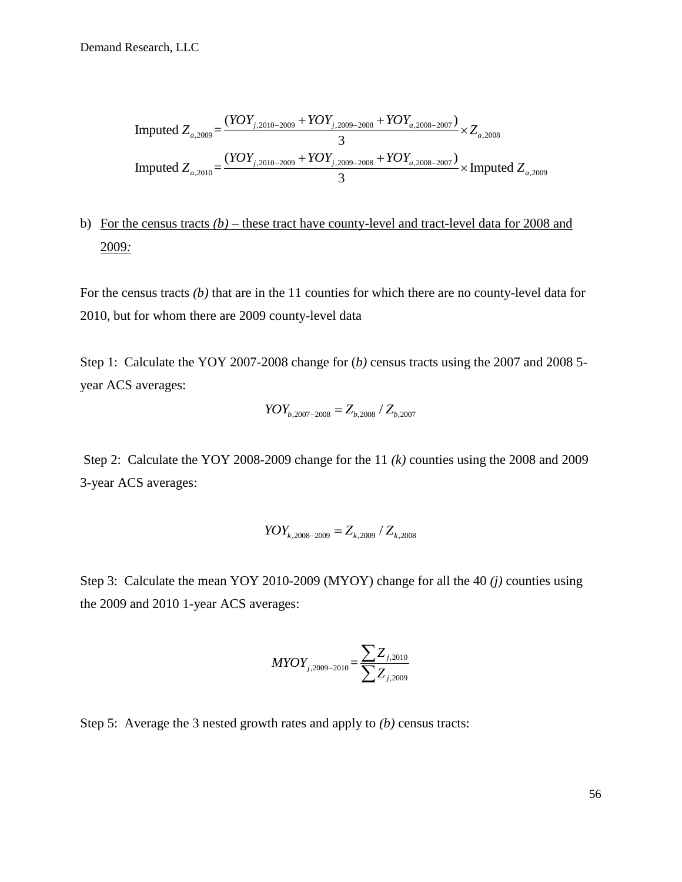$$\text{Imputed } Z_{a,2009} = \frac{(YOY_{j,2010-2009} + YOY_{j,2009-2008} + YOY_{a,2008-2007})}{3} \times Z_{a,2008}$$

$$\text{Imputed } Z_{a,2010} = \frac{(YOY_{j,2010-2009} + YOY_{j,2009-2008} + YOY_{a,2008-2007})}{3} \times \text{Imputed } Z_{a,2009}$$

b) <u>For the census tracts *(b)* – these tract have county-level and tract-level data for 2008 and 2009*:*</u>

For the census tracts *(b)* that are in the 11 counties for which there are no county-level data for 2010, but for whom there are 2009 county-level data

Step 1: Calculate the YOY 2007-2008 change for (*b)* census tracts using the 2007 and 2008 5-year ACS averages:

$$YOY_{b,2007-2008} = Z_{b,2008} / Z_{b,2007}$$

Step 2: Calculate the YOY 2008-2009 change for the 11 *(k)* counties using the 2008 and 2009 3-year ACS averages:

$$YOY_{k,2008-2009} = Z_{k,2009} / Z_{k,2008}$$

Step 3: Calculate the mean YOY 2010-2009 (MYOY) change for all the 40 *(j)* counties using the 2009 and 2010 1-year ACS averages:

$$MYOY_{j,2009-2010} = \frac{\sum Z_{j,2010}}{\sum Z_{j,2009}}$$

Step 5: Average the 3 nested growth rates and apply to *(b)* census tracts: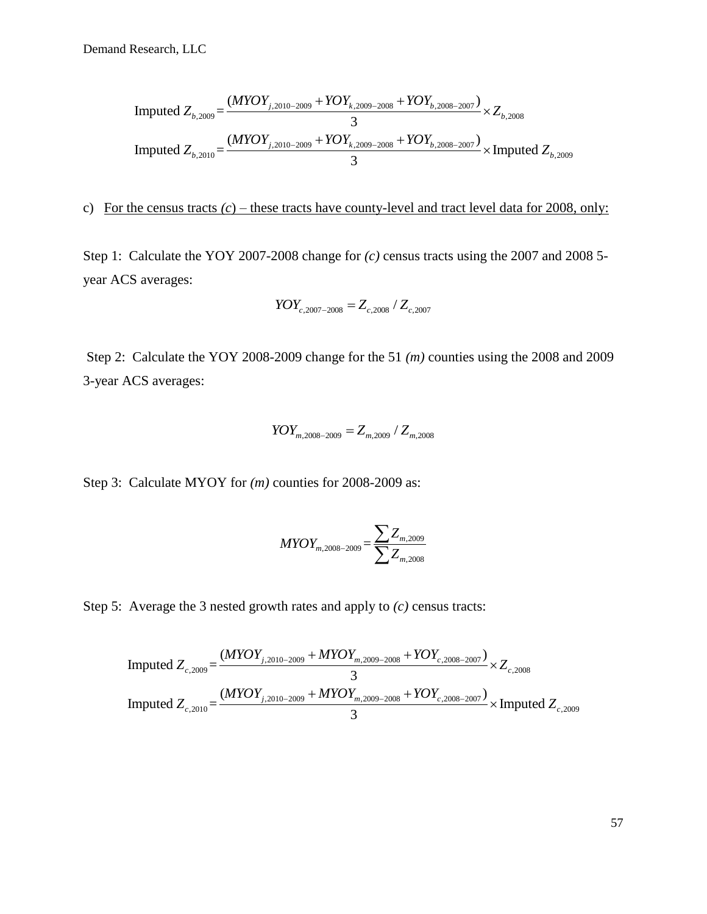$$\text{Imputed } Z_{b,2009} = \frac{(MYOY_{j,2010-2009} + YOY_{k,2009-2008} + YOY_{b,2008-2007})}{3} \times Z_{b,2008}$$

$$\text{Imputed } Z_{b,2010} = \frac{(MYOY_{j,2010-2009} + YOY_{k,2009-2008} + YOY_{b,2008-2007})}{3} \times \text{Imputed } Z_{b,2009}$$

c) <u>For the census tracts *(c)* – these tracts have county-level and tract level data for 2008, only:</u>

Step 1: Calculate the YOY 2007-2008 change for *(c)* census tracts using the 2007 and 2008 5-year ACS averages:

$$YOY_{c,2007-2008} = Z_{c,2008} \,/\, Z_{c,2007}$$

Step 2: Calculate the YOY 2008-2009 change for the 51 *(m)* counties using the 2008 and 2009 3-year ACS averages:

$$YOY_{m,2008-2009} = Z_{m,2009} \,/\, Z_{m,2008}$$

Step 3: Calculate MYOY for *(m)* counties for 2008-2009 as:

$$MYOY_{m,2008-2009} = \frac{\sum Z_{m,2009}}{\sum Z_{m,2008}}$$

Step 5: Average the 3 nested growth rates and apply to *(c)* census tracts:

$$\text{Imputed } Z_{c,2009} = \frac{(MYOY_{j,2010-2009} + MYOY_{m,2009-2008} + YOY_{c,2008-2007})}{3} \times Z_{c,2008}$$

$$\text{Imputed } Z_{c,2010} = \frac{(MYOY_{j,2010-2009} + MYOY_{m,2009-2008} + YOY_{c,2008-2007})}{3} \times \text{Imputed } Z_{c,2009}$$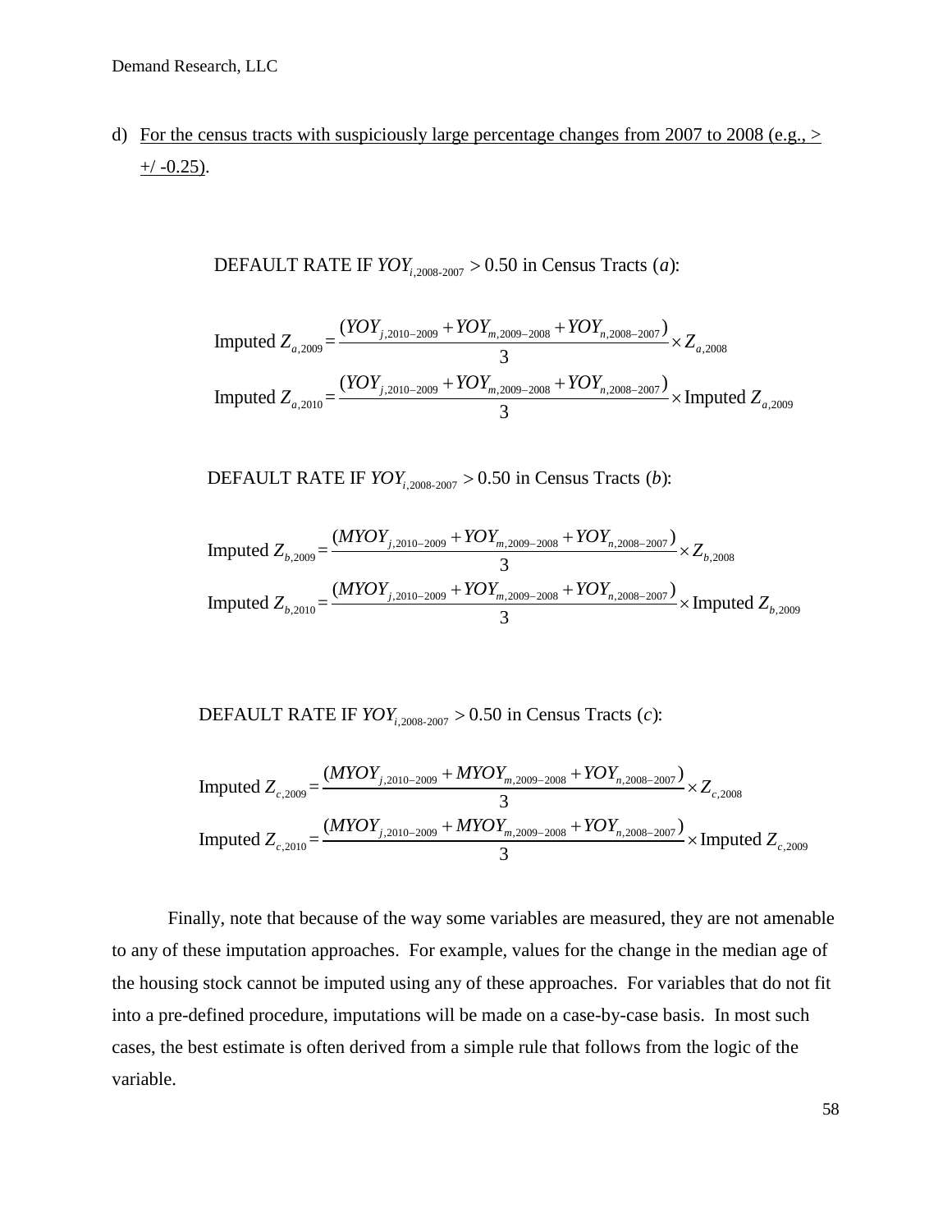d) <u>For the census tracts with suspiciously large percentage changes from 2007 to 2008 (e.g., > +/ -0.25)</u>.

DEFAULT RATE IF $YOY_{i,2008\text{-}2007} > 0.50$ in Census Tracts ($a$):

$$\text{Imputed } Z_{a,2009} = \frac{(YOY_{j,2010-2009} + YOY_{m,2009-2008} + YOY_{n,2008-2007})}{3} \times Z_{a,2008}$$

$$\text{Imputed } Z_{a,2010} = \frac{(YOY_{j,2010-2009} + YOY_{m,2009-2008} + YOY_{n,2008-2007})}{3} \times \text{Imputed } Z_{a,2009}$$

DEFAULT RATE IF $YOY_{i,2008\text{-}2007} > 0.50$ in Census Tracts ($b$):

$$\text{Imputed } Z_{b,2009} = \frac{(MYOY_{j,2010-2009} + YOY_{m,2009-2008} + YOY_{n,2008-2007})}{3} \times Z_{b,2008}$$

$$\text{Imputed } Z_{b,2010} = \frac{(MYOY_{j,2010-2009} + YOY_{m,2009-2008} + YOY_{n,2008-2007})}{3} \times \text{Imputed } Z_{b,2009}$$

DEFAULT RATE IF $YOY_{i,2008\text{-}2007} > 0.50$ in Census Tracts ($c$):

$$\text{Imputed } Z_{c,2009} = \frac{(MYOY_{j,2010-2009} + MYOY_{m,2009-2008} + YOY_{n,2008-2007})}{3} \times Z_{c,2008}$$

$$\text{Imputed } Z_{c,2010} = \frac{(MYOY_{j,2010-2009} + MYOY_{m,2009-2008} + YOY_{n,2008-2007})}{3} \times \text{Imputed } Z_{c,2009}$$

Finally, note that because of the way some variables are measured, they are not amenable to any of these imputation approaches. For example, values for the change in the median age of the housing stock cannot be imputed using any of these approaches. For variables that do not fit into a pre-defined procedure, imputations will be made on a case-by-case basis. In most such cases, the best estimate is often derived from a simple rule that follows from the logic of the variable.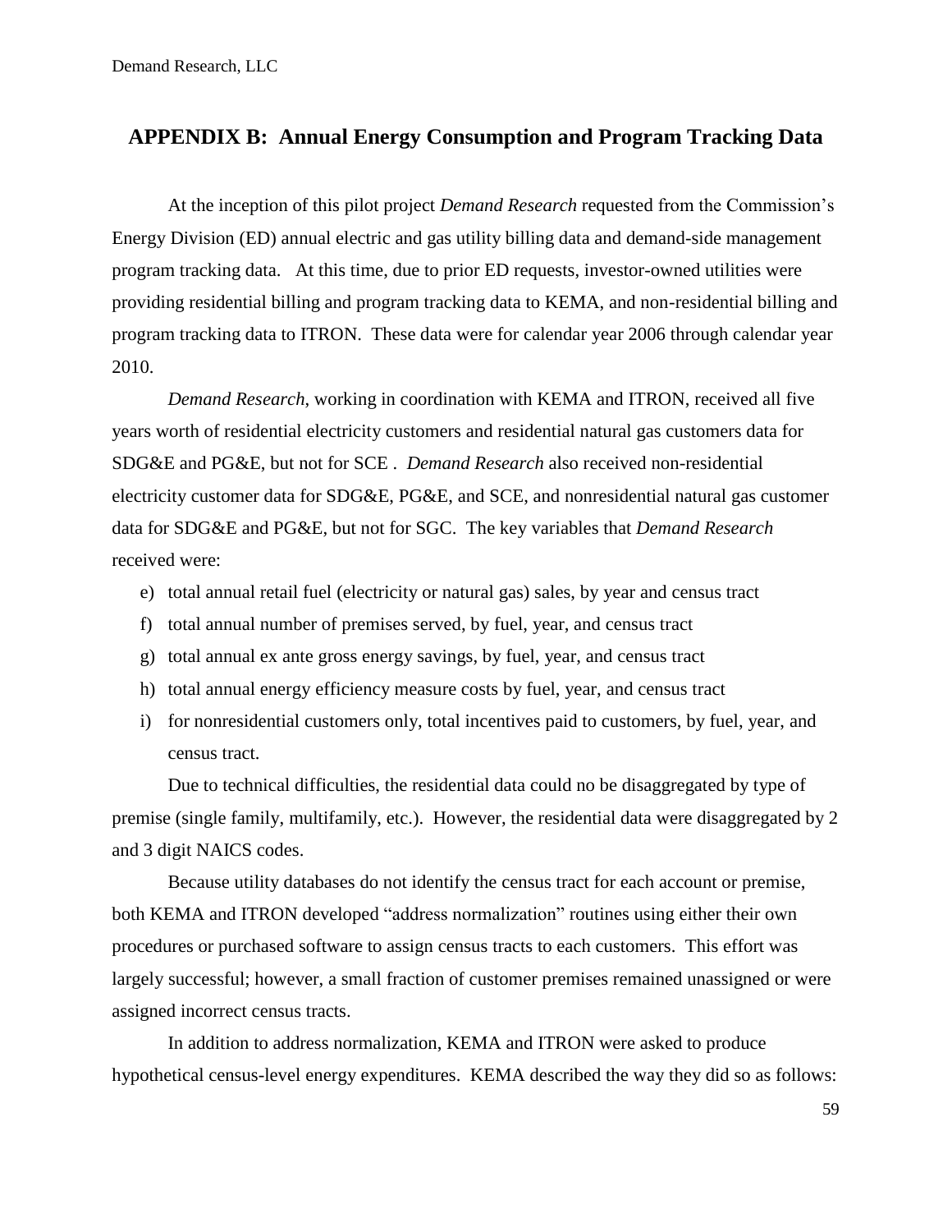## APPENDIX B: Annual Energy Consumption and Program Tracking Data

At the inception of this pilot project *Demand Research* requested from the Commission's Energy Division (ED) annual electric and gas utility billing data and demand-side management program tracking data. At this time, due to prior ED requests, investor-owned utilities were providing residential billing and program tracking data to KEMA, and non-residential billing and program tracking data to ITRON. These data were for calendar year 2006 through calendar year 2010.

*Demand Research*, working in coordination with KEMA and ITRON, received all five years worth of residential electricity customers and residential natural gas customers data for SDG&E and PG&E, but not for SCE . *Demand Research* also received non-residential electricity customer data for SDG&E, PG&E, and SCE, and nonresidential natural gas customer data for SDG&E and PG&E, but not for SGC. The key variables that *Demand Research* received were:

e) total annual retail fuel (electricity or natural gas) sales, by year and census tract
f) total annual number of premises served, by fuel, year, and census tract
g) total annual ex ante gross energy savings, by fuel, year, and census tract
h) total annual energy efficiency measure costs by fuel, year, and census tract
i) for nonresidential customers only, total incentives paid to customers, by fuel, year, and census tract.

Due to technical difficulties, the residential data could no be disaggregated by type of premise (single family, multifamily, etc.). However, the residential data were disaggregated by 2 and 3 digit NAICS codes.

Because utility databases do not identify the census tract for each account or premise, both KEMA and ITRON developed "address normalization" routines using either their own procedures or purchased software to assign census tracts to each customers. This effort was largely successful; however, a small fraction of customer premises remained unassigned or were assigned incorrect census tracts.

In addition to address normalization, KEMA and ITRON were asked to produce hypothetical census-level energy expenditures. KEMA described the way they did so as follows: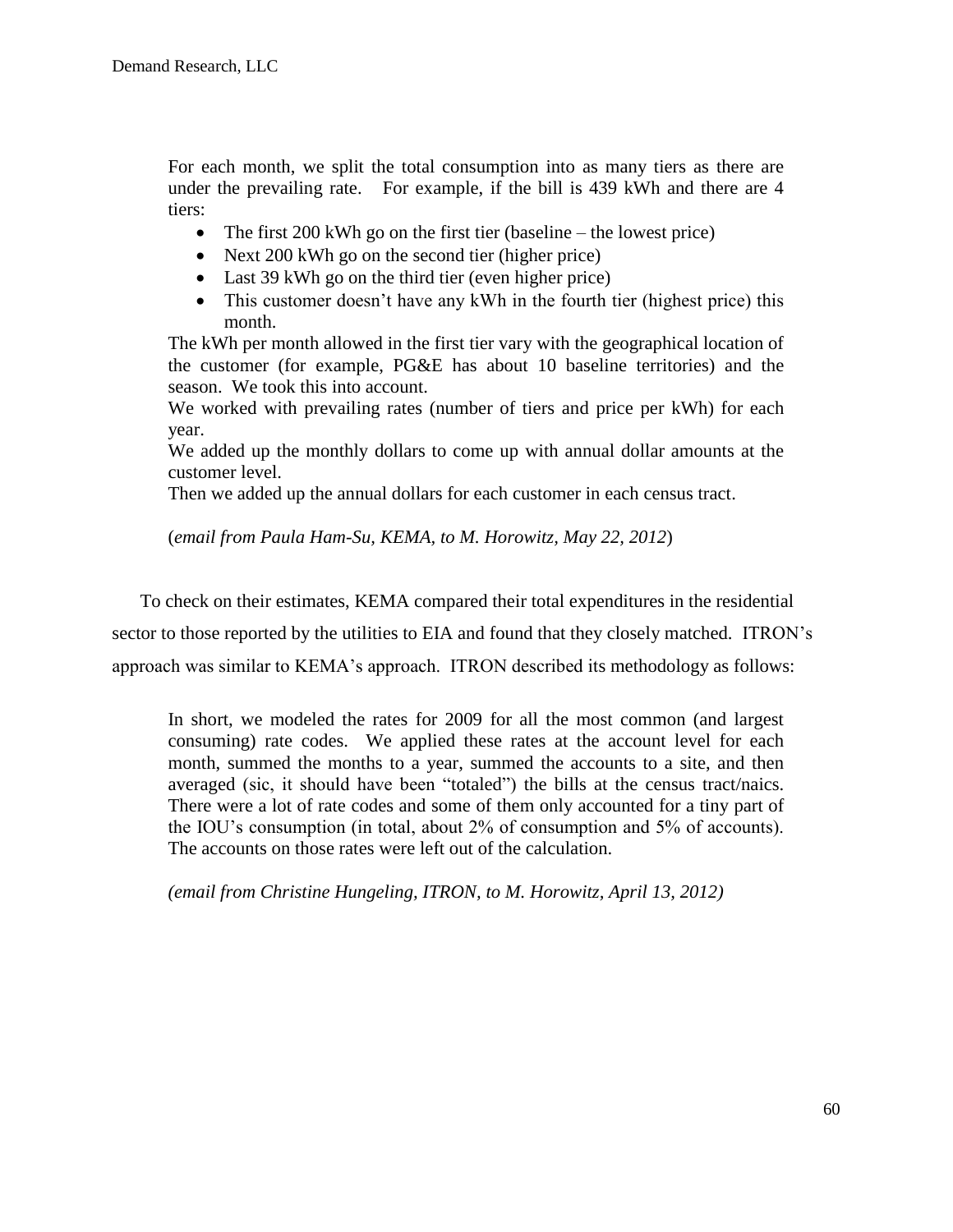> For each month, we split the total consumption into as many tiers as there are under the prevailing rate. For example, if the bill is 439 kWh and there are 4 tiers:
>
> - The first 200 kWh go on the first tier (baseline – the lowest price)
> - Next 200 kWh go on the second tier (higher price)
> - Last 39 kWh go on the third tier (even higher price)
> - This customer doesn't have any kWh in the fourth tier (highest price) this month.
>
> The kWh per month allowed in the first tier vary with the geographical location of the customer (for example, PG&E has about 10 baseline territories) and the season. We took this into account.
>
> We worked with prevailing rates (number of tiers and price per kWh) for each year.
>
> We added up the monthly dollars to come up with annual dollar amounts at the customer level.
>
> Then we added up the annual dollars for each customer in each census tract.
>
> (*email from Paula Ham-Su, KEMA, to M. Horowitz, May 22, 2012*)

To check on their estimates, KEMA compared their total expenditures in the residential sector to those reported by the utilities to EIA and found that they closely matched. ITRON's approach was similar to KEMA's approach. ITRON described its methodology as follows:

> In short, we modeled the rates for 2009 for all the most common (and largest consuming) rate codes. We applied these rates at the account level for each month, summed the months to a year, summed the accounts to a site, and then averaged (sic, it should have been "totaled") the bills at the census tract/naics. There were a lot of rate codes and some of them only accounted for a tiny part of the IOU's consumption (in total, about 2% of consumption and 5% of accounts). The accounts on those rates were left out of the calculation.
>
> *(email from Christine Hungeling, ITRON, to M. Horowitz, April 13, 2012)*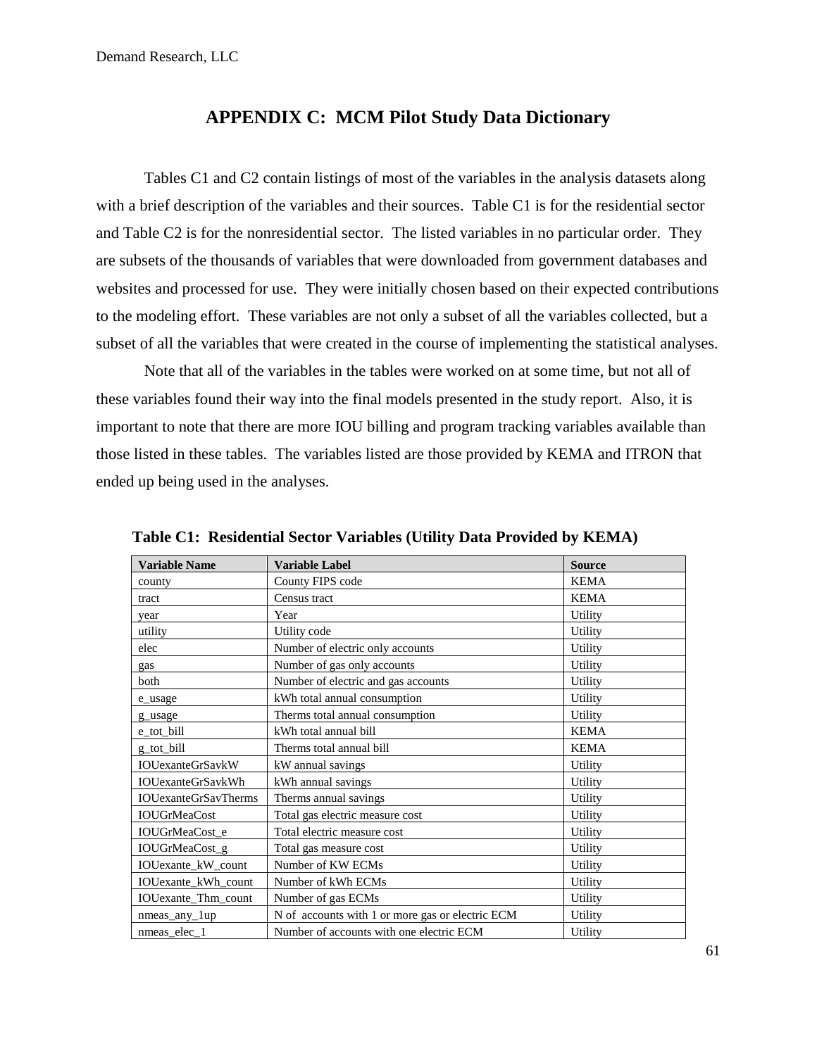# APPENDIX C: MCM Pilot Study Data Dictionary

Tables C1 and C2 contain listings of most of the variables in the analysis datasets along with a brief description of the variables and their sources. Table C1 is for the residential sector and Table C2 is for the nonresidential sector. The listed variables in no particular order. They are subsets of the thousands of variables that were downloaded from government databases and websites and processed for use. They were initially chosen based on their expected contributions to the modeling effort. These variables are not only a subset of all the variables collected, but a subset of all the variables that were created in the course of implementing the statistical analyses.

Note that all of the variables in the tables were worked on at some time, but not all of these variables found their way into the final models presented in the study report. Also, it is important to note that there are more IOU billing and program tracking variables available than those listed in these tables. The variables listed are those provided by KEMA and ITRON that ended up being used in the analyses.

**Table C1: Residential Sector Variables (Utility Data Provided by KEMA)**

| Variable Name | Variable Label | Source |
|---|---|---|
| county | County FIPS code | KEMA |
| tract | Census tract | KEMA |
| year | Year | Utility |
| utility | Utility code | Utility |
| elec | Number of electric only accounts | Utility |
| gas | Number of gas only accounts | Utility |
| both | Number of electric and gas accounts | Utility |
| e_usage | kWh total annual consumption | Utility |
| g_usage | Therms total annual consumption | Utility |
| e_tot_bill | kWh total annual bill | KEMA |
| g_tot_bill | Therms total annual bill | KEMA |
| IOUexanteGrSavkW | kW annual savings | Utility |
| IOUexanteGrSavkWh | kWh annual savings | Utility |
| IOUexanteGrSavTherms | Therms annual savings | Utility |
| IOUGrMeaCost | Total gas electric measure cost | Utility |
| IOUGrMeaCost_e | Total electric measure cost | Utility |
| IOUGrMeaCost_g | Total gas measure cost | Utility |
| IOUexante_kW_count | Number of KW ECMs | Utility |
| IOUexante_kWh_count | Number of kWh ECMs | Utility |
| IOUexante_Thm_count | Number of gas ECMs | Utility |
| nmeas_any_1up | N of accounts with 1 or more gas or electric ECM | Utility |
| nmeas_elec_1 | Number of accounts with one electric ECM | Utility |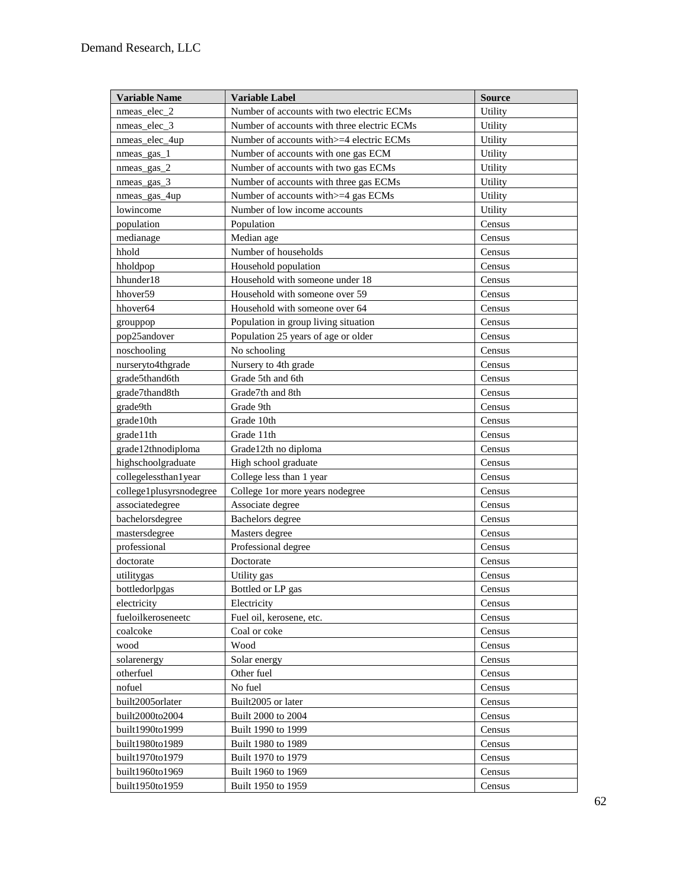| Variable Name | Variable Label | Source |
|---|---|---|
| nmeas_elec_2 | Number of accounts with two electric ECMs | Utility |
| nmeas_elec_3 | Number of accounts with three electric ECMs | Utility |
| nmeas_elec_4up | Number of accounts with>=4 electric ECMs | Utility |
| nmeas_gas_1 | Number of accounts with one gas ECM | Utility |
| nmeas_gas_2 | Number of accounts with two gas ECMs | Utility |
| nmeas_gas_3 | Number of accounts with three gas ECMs | Utility |
| nmeas_gas_4up | Number of accounts with>=4 gas ECMs | Utility |
| lowincome | Number of low income accounts | Utility |
| population | Population | Census |
| medianage | Median age | Census |
| hhold | Number of households | Census |
| hholdpop | Household population | Census |
| hhunder18 | Household with someone under 18 | Census |
| hhover59 | Household with someone over 59 | Census |
| hhover64 | Household with someone over 64 | Census |
| grouppop | Population in group living situation | Census |
| pop25andover | Population 25 years of age or older | Census |
| noschooling | No schooling | Census |
| nurseryto4thgrade | Nursery to 4th grade | Census |
| grade5thand6th | Grade 5th and 6th | Census |
| grade7thand8th | Grade7th and 8th | Census |
| grade9th | Grade 9th | Census |
| grade10th | Grade 10th | Census |
| grade11th | Grade 11th | Census |
| grade12thnodiploma | Grade12th no diploma | Census |
| highschoolgraduate | High school graduate | Census |
| collegelessthan1year | College less than 1 year | Census |
| college1plusyrsnodegree | College 1or more years nodegree | Census |
| associatedegree | Associate degree | Census |
| bachelorsdegree | Bachelors degree | Census |
| mastersdegree | Masters degree | Census |
| professional | Professional degree | Census |
| doctorate | Doctorate | Census |
| utilitygas | Utility gas | Census |
| bottledorlpgas | Bottled or LP gas | Census |
| electricity | Electricity | Census |
| fueloilkeroseneetc | Fuel oil, kerosene, etc. | Census |
| coalcoke | Coal or coke | Census |
| wood | Wood | Census |
| solarenergy | Solar energy | Census |
| otherfuel | Other fuel | Census |
| nofuel | No fuel | Census |
| built2005orlater | Built2005 or later | Census |
| built2000to2004 | Built 2000 to 2004 | Census |
| built1990to1999 | Built 1990 to 1999 | Census |
| built1980to1989 | Built 1980 to 1989 | Census |
| built1970to1979 | Built 1970 to 1979 | Census |
| built1960to1969 | Built 1960 to 1969 | Census |
| built1950to1959 | Built 1950 to 1959 | Census |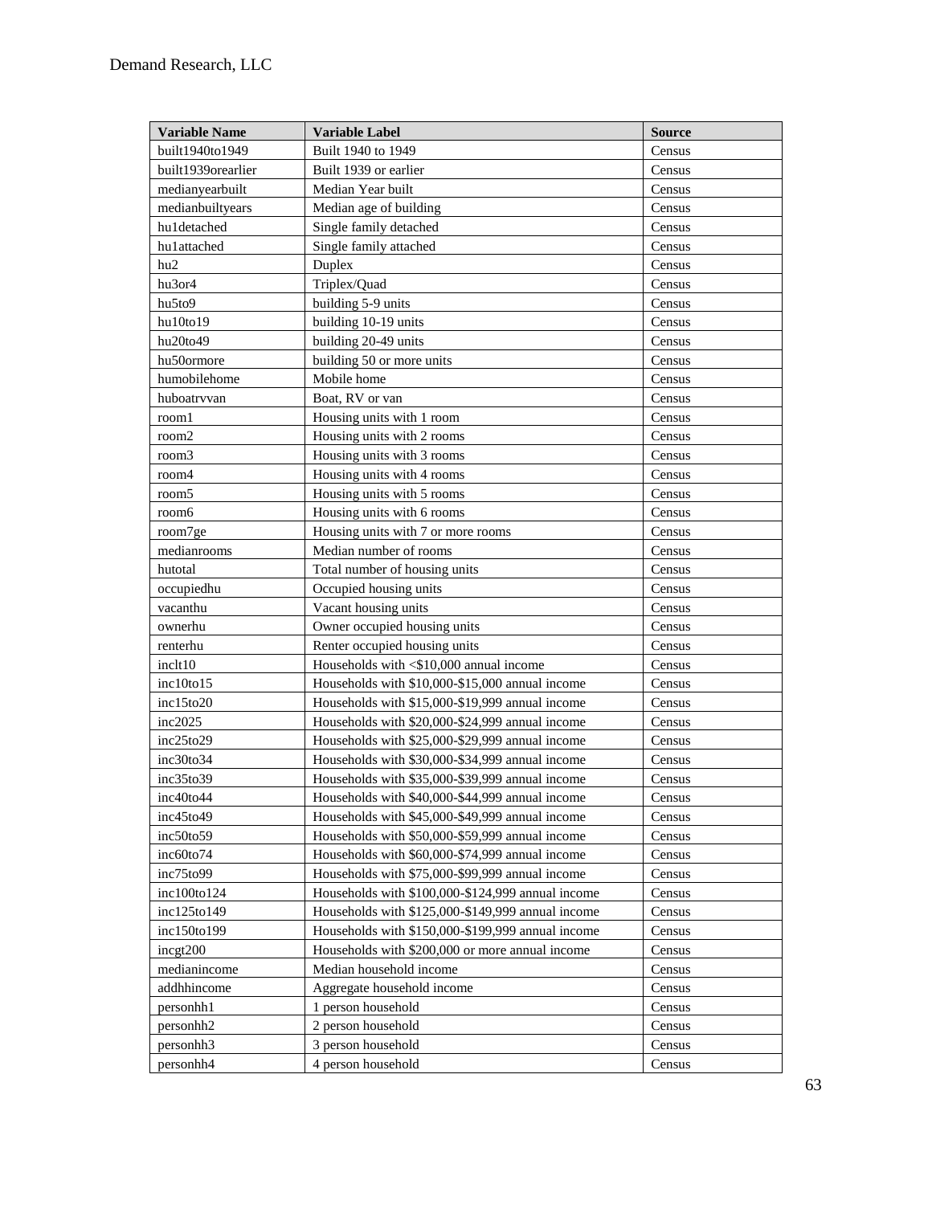| Variable Name | Variable Label | Source |
|---|---|---|
| built1940to1949 | Built 1940 to 1949 | Census |
| built1939orearlier | Built 1939 or earlier | Census |
| medianyearbuilt | Median Year built | Census |
| medianbuiltyears | Median age of building | Census |
| hu1detached | Single family detached | Census |
| hu1attached | Single family attached | Census |
| hu2 | Duplex | Census |
| hu3or4 | Triplex/Quad | Census |
| hu5to9 | building 5-9 units | Census |
| hu10to19 | building 10-19 units | Census |
| hu20to49 | building 20-49 units | Census |
| hu50ormore | building 50 or more units | Census |
| humobilehome | Mobile home | Census |
| huboatrvvan | Boat, RV or van | Census |
| room1 | Housing units with 1 room | Census |
| room2 | Housing units with 2 rooms | Census |
| room3 | Housing units with 3 rooms | Census |
| room4 | Housing units with 4 rooms | Census |
| room5 | Housing units with 5 rooms | Census |
| room6 | Housing units with 6 rooms | Census |
| room7ge | Housing units with 7 or more rooms | Census |
| medianrooms | Median number of rooms | Census |
| hutotal | Total number of housing units | Census |
| occupiedhu | Occupied housing units | Census |
| vacanthu | Vacant housing units | Census |
| ownerhu | Owner occupied housing units | Census |
| renterhu | Renter occupied housing units | Census |
| inclt10 | Households with <$10,000 annual income | Census |
| inc10to15 | Households with $10,000-$15,000 annual income | Census |
| inc15to20 | Households with $15,000-$19,999 annual income | Census |
| inc2025 | Households with $20,000-$24,999 annual income | Census |
| inc25to29 | Households with $25,000-$29,999 annual income | Census |
| inc30to34 | Households with $30,000-$34,999 annual income | Census |
| inc35to39 | Households with $35,000-$39,999 annual income | Census |
| inc40to44 | Households with $40,000-$44,999 annual income | Census |
| inc45to49 | Households with $45,000-$49,999 annual income | Census |
| inc50to59 | Households with $50,000-$59,999 annual income | Census |
| inc60to74 | Households with $60,000-$74,999 annual income | Census |
| inc75to99 | Households with $75,000-$99,999 annual income | Census |
| inc100to124 | Households with $100,000-$124,999 annual income | Census |
| inc125to149 | Households with $125,000-$149,999 annual income | Census |
| inc150to199 | Households with $150,000-$199,999 annual income | Census |
| incgt200 | Households with $200,000 or more annual income | Census |
| medianincome | Median household income | Census |
| addhhincome | Aggregate household income | Census |
| personhh1 | 1 person household | Census |
| personhh2 | 2 person household | Census |
| personhh3 | 3 person household | Census |
| personhh4 | 4 person household | Census |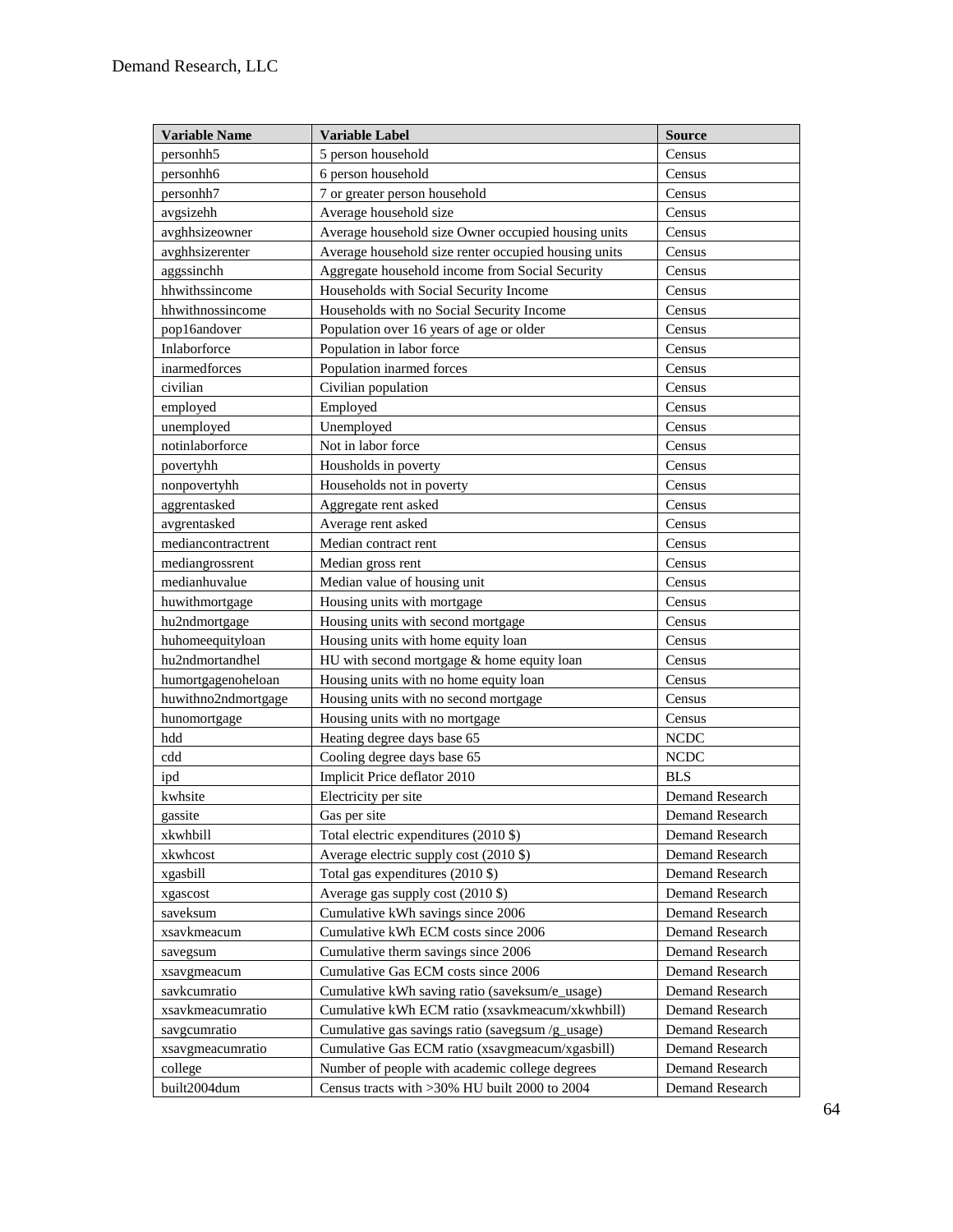| Variable Name | Variable Label | Source |
|---|---|---|
| personhh5 | 5 person household | Census |
| personhh6 | 6 person household | Census |
| personhh7 | 7 or greater person household | Census |
| avgsizehh | Average household size | Census |
| avghhsizeowner | Average household size Owner occupied housing units | Census |
| avghhsizerenter | Average household size renter occupied housing units | Census |
| aggssinchh | Aggregate household income from Social Security | Census |
| hhwithssincome | Households with Social Security Income | Census |
| hhwithnossincome | Households with no Social Security Income | Census |
| pop16andover | Population over 16 years of age or older | Census |
| Inlaborforce | Population in labor force | Census |
| inarmedforces | Population inarmed forces | Census |
| civilian | Civilian population | Census |
| employed | Employed | Census |
| unemployed | Unemployed | Census |
| notinlaborforce | Not in labor force | Census |
| povertyhh | Housholds in poverty | Census |
| nonpovertyhh | Households not in poverty | Census |
| aggrentasked | Aggregate rent asked | Census |
| avgrentasked | Average rent asked | Census |
| mediancontractrent | Median contract rent | Census |
| mediangrossrent | Median gross rent | Census |
| medianhuvalue | Median value of housing unit | Census |
| huwithmortgage | Housing units with mortgage | Census |
| hu2ndmortgage | Housing units with second mortgage | Census |
| huhomeequityloan | Housing units with home equity loan | Census |
| hu2ndmortandhel | HU with second mortgage & home equity loan | Census |
| humortgagenoheloan | Housing units with no home equity loan | Census |
| huwithno2ndmortgage | Housing units with no second mortgage | Census |
| hunomortgage | Housing units with no mortgage | Census |
| hdd | Heating degree days base 65 | NCDC |
| cdd | Cooling degree days base 65 | NCDC |
| ipd | Implicit Price deflator 2010 | BLS |
| kwhsite | Electricity per site | Demand Research |
| gassite | Gas per site | Demand Research |
| xkwhbill | Total electric expenditures (2010 $) | Demand Research |
| xkwhcost | Average electric supply cost (2010 $) | Demand Research |
| xgasbill | Total gas expenditures (2010 $) | Demand Research |
| xgascost | Average gas supply cost (2010 $) | Demand Research |
| saveksum | Cumulative kWh savings since 2006 | Demand Research |
| xsavkmeacum | Cumulative kWh ECM costs since 2006 | Demand Research |
| savegsum | Cumulative therm savings since 2006 | Demand Research |
| xsavgmeacum | Cumulative Gas ECM costs since 2006 | Demand Research |
| savkcumratio | Cumulative kWh saving ratio (saveksum/e_usage) | Demand Research |
| xsavkmeacumratio | Cumulative kWh ECM ratio (xsavkmeacum/xkwhbill) | Demand Research |
| savgcumratio | Cumulative gas savings ratio (savegsum /g_usage) | Demand Research |
| xsavgmeacumratio | Cumulative Gas ECM ratio (xsavgmeacum/xgasbill) | Demand Research |
| college | Number of people with academic college degrees | Demand Research |
| built2004dum | Census tracts with >30% HU built 2000 to 2004 | Demand Research |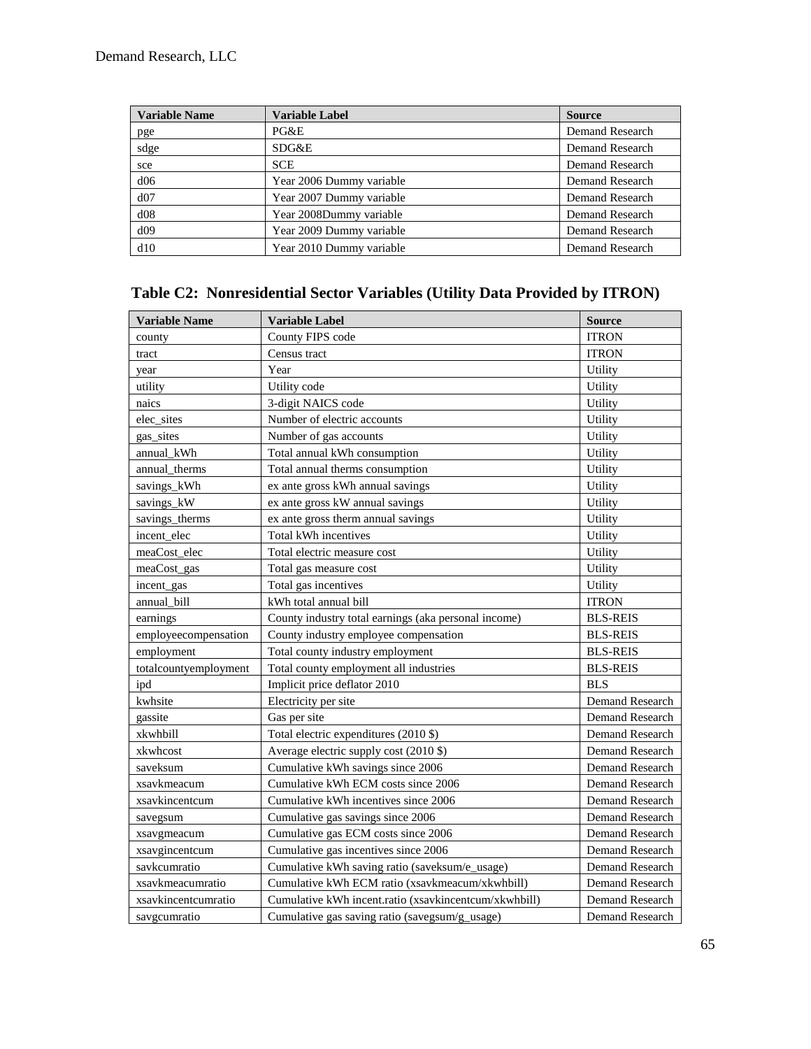| Variable Name | Variable Label | Source |
| --- | --- | --- |
| pge | PG&E | Demand Research |
| sdge | SDG&E | Demand Research |
| sce | SCE | Demand Research |
| d06 | Year 2006 Dummy variable | Demand Research |
| d07 | Year 2007 Dummy variable | Demand Research |
| d08 | Year 2008Dummy variable | Demand Research |
| d09 | Year 2009 Dummy variable | Demand Research |
| d10 | Year 2010 Dummy variable | Demand Research |

## Table C2: Nonresidential Sector Variables (Utility Data Provided by ITRON)

| Variable Name | Variable Label | Source |
| --- | --- | --- |
| county | County FIPS code | ITRON |
| tract | Census tract | ITRON |
| year | Year | Utility |
| utility | Utility code | Utility |
| naics | 3-digit NAICS code | Utility |
| elec_sites | Number of electric accounts | Utility |
| gas_sites | Number of gas accounts | Utility |
| annual_kWh | Total annual kWh consumption | Utility |
| annual_therms | Total annual therms consumption | Utility |
| savings_kWh | ex ante gross kWh annual savings | Utility |
| savings_kW | ex ante gross kW annual savings | Utility |
| savings_therms | ex ante gross therm annual savings | Utility |
| incent_elec | Total kWh incentives | Utility |
| meaCost_elec | Total electric measure cost | Utility |
| meaCost_gas | Total gas measure cost | Utility |
| incent_gas | Total gas incentives | Utility |
| annual_bill | kWh total annual bill | ITRON |
| earnings | County industry total earnings (aka personal income) | BLS-REIS |
| employeecompensation | County industry employee compensation | BLS-REIS |
| employment | Total county industry employment | BLS-REIS |
| totalcountyemployment | Total county employment all industries | BLS-REIS |
| ipd | Implicit price deflator 2010 | BLS |
| kwhsite | Electricity per site | Demand Research |
| gassite | Gas per site | Demand Research |
| xkwhbill | Total electric expenditures (2010 $) | Demand Research |
| xkwhcost | Average electric supply cost (2010 $) | Demand Research |
| saveksum | Cumulative kWh savings since 2006 | Demand Research |
| xsavkmeacum | Cumulative kWh ECM costs since 2006 | Demand Research |
| xsavkincentcum | Cumulative kWh incentives since 2006 | Demand Research |
| savegsum | Cumulative gas savings since 2006 | Demand Research |
| xsavgmeacum | Cumulative gas ECM costs since 2006 | Demand Research |
| xsavgincentcum | Cumulative gas incentives since 2006 | Demand Research |
| savkcumratio | Cumulative kWh saving ratio (saveksum/e_usage) | Demand Research |
| xsavkmeacumratio | Cumulative kWh ECM ratio (xsavkmeacum/xkwhbill) | Demand Research |
| xsavkincentcumratio | Cumulative kWh incent.ratio (xsavkincentcum/xkwhbill) | Demand Research |
| savgcumratio | Cumulative gas saving ratio (savegsum/g_usage) | Demand Research |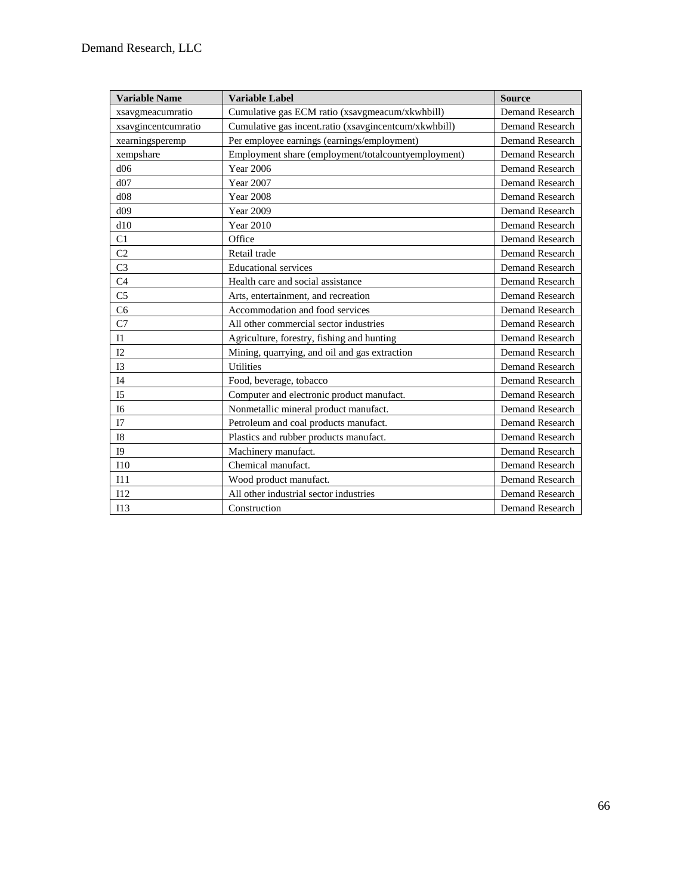| Variable Name | Variable Label | Source |
|---|---|---|
| xsavgmeacumratio | Cumulative gas ECM ratio (xsavgmeacum/xkwhbill) | Demand Research |
| xsavgincentcumratio | Cumulative gas incent.ratio (xsavgincentcum/xkwhbill) | Demand Research |
| xearningsperemp | Per employee earnings (earnings/employment) | Demand Research |
| xempshare | Employment share (employment/totalcountyemployment) | Demand Research |
| d06 | Year 2006 | Demand Research |
| d07 | Year 2007 | Demand Research |
| d08 | Year 2008 | Demand Research |
| d09 | Year 2009 | Demand Research |
| d10 | Year 2010 | Demand Research |
| C1 | Office | Demand Research |
| C2 | Retail trade | Demand Research |
| C3 | Educational services | Demand Research |
| C4 | Health care and social assistance | Demand Research |
| C5 | Arts, entertainment, and recreation | Demand Research |
| C6 | Accommodation and food services | Demand Research |
| C7 | All other commercial sector industries | Demand Research |
| I1 | Agriculture, forestry, fishing and hunting | Demand Research |
| I2 | Mining, quarrying, and oil and gas extraction | Demand Research |
| I3 | Utilities | Demand Research |
| I4 | Food, beverage, tobacco | Demand Research |
| I5 | Computer and electronic product manufact. | Demand Research |
| I6 | Nonmetallic mineral product manufact. | Demand Research |
| I7 | Petroleum and coal products manufact. | Demand Research |
| I8 | Plastics and rubber products manufact. | Demand Research |
| I9 | Machinery manufact. | Demand Research |
| I10 | Chemical manufact. | Demand Research |
| I11 | Wood product manufact. | Demand Research |
| I12 | All other industrial sector industries | Demand Research |
| I13 | Construction | Demand Research |